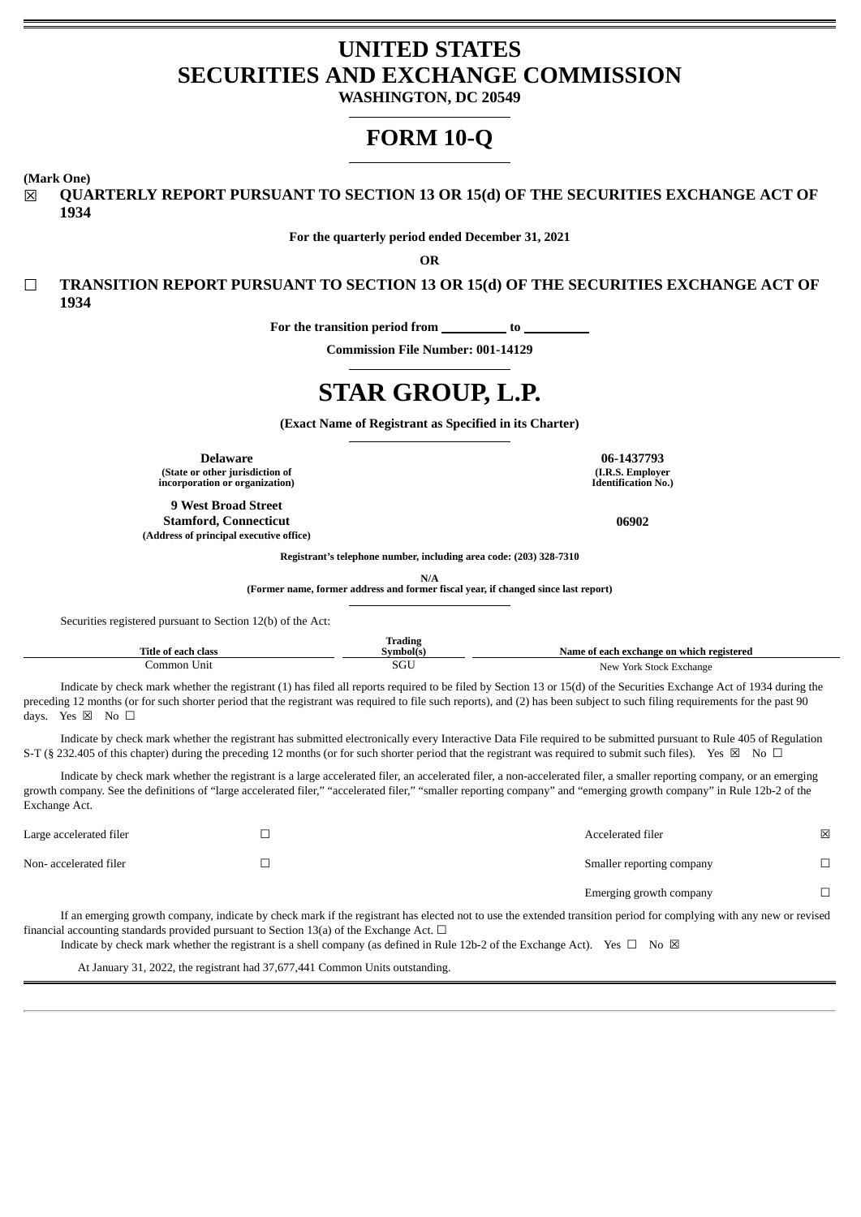# UNITED STATES
# SECURITIES AND EXCHANGE COMMISSION

**WASHINGTON, DC 20549**

# FORM 10-Q

**(Mark One)**

☒ **QUARTERLY REPORT PURSUANT TO SECTION 13 OR 15(d) OF THE SECURITIES EXCHANGE ACT OF 1934**

**For the quarterly period ended December 31, 2021**

**OR**

☐ **TRANSITION REPORT PURSUANT TO SECTION 13 OR 15(d) OF THE SECURITIES EXCHANGE ACT OF 1934**

**For the transition period from \_\_\_\_\_\_\_\_\_ to \_\_\_\_\_\_\_\_\_**

**Commission File Number: 001-14129**

# STAR GROUP, L.P.

**(Exact Name of Registrant as Specified in its Charter)**

| | |
|---|---|
| **Delaware** | **06-1437793** |
| **(State or other jurisdiction of incorporation or organization)** | **(I.R.S. Employer Identification No.)** |
| **9 West Broad Street Stamford, Connecticut** | **06902** |
| **(Address of principal executive office)** | |

**Registrant's telephone number, including area code: (203) 328-7310**

**N/A**
**(Former name, former address and former fiscal year, if changed since last report)**

Securities registered pursuant to Section 12(b) of the Act:

| Title of each class | Trading Symbol(s) | Name of each exchange on which registered |
|---|---|---|
| Common Unit | SGU | New York Stock Exchange |

Indicate by check mark whether the registrant (1) has filed all reports required to be filed by Section 13 or 15(d) of the Securities Exchange Act of 1934 during the preceding 12 months (or for such shorter period that the registrant was required to file such reports), and (2) has been subject to such filing requirements for the past 90 days. Yes ☒ No ☐

Indicate by check mark whether the registrant has submitted electronically every Interactive Data File required to be submitted pursuant to Rule 405 of Regulation S-T (§ 232.405 of this chapter) during the preceding 12 months (or for such shorter period that the registrant was required to submit such files). Yes ☒ No ☐

Indicate by check mark whether the registrant is a large accelerated filer, an accelerated filer, a non-accelerated filer, a smaller reporting company, or an emerging growth company. See the definitions of "large accelerated filer," "accelerated filer," "smaller reporting company" and "emerging growth company" in Rule 12b-2 of the Exchange Act.

| | | | |
|---|---|---|---|
| Large accelerated filer | ☐ | Accelerated filer | ☒ |
| Non- accelerated filer | ☐ | Smaller reporting company | ☐ |
| | | Emerging growth company | ☐ |

If an emerging growth company, indicate by check mark if the registrant has elected not to use the extended transition period for complying with any new or revised financial accounting standards provided pursuant to Section 13(a) of the Exchange Act. ☐

Indicate by check mark whether the registrant is a shell company (as defined in Rule 12b-2 of the Exchange Act). Yes ☐ No ☒

At January 31, 2022, the registrant had 37,677,441 Common Units outstanding.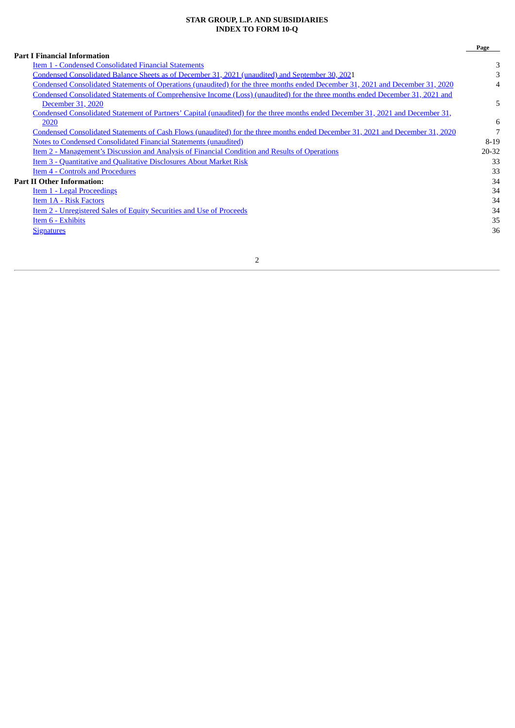# STAR GROUP, L.P. AND SUBSIDIARIES
# INDEX TO FORM 10-Q

| | Page |
|---|---|
| **Part I Financial Information** | |
| Item 1 - Condensed Consolidated Financial Statements | 3 |
| Condensed Consolidated Balance Sheets as of December 31, 2021 (unaudited) and September 30, 2021 | 3 |
| Condensed Consolidated Statements of Operations (unaudited) for the three months ended December 31, 2021 and December 31, 2020 | 4 |
| Condensed Consolidated Statements of Comprehensive Income (Loss) (unaudited) for the three months ended December 31, 2021 and December 31, 2020 | 5 |
| Condensed Consolidated Statement of Partners' Capital (unaudited) for the three months ended December 31, 2021 and December 31, 2020 | 6 |
| Condensed Consolidated Statements of Cash Flows (unaudited) for the three months ended December 31, 2021 and December 31, 2020 | 7 |
| Notes to Condensed Consolidated Financial Statements (unaudited) | 8-19 |
| Item 2 - Management's Discussion and Analysis of Financial Condition and Results of Operations | 20-32 |
| Item 3 - Quantitative and Qualitative Disclosures About Market Risk | 33 |
| Item 4 - Controls and Procedures | 33 |
| **Part II Other Information:** | 34 |
| Item 1 - Legal Proceedings | 34 |
| Item 1A - Risk Factors | 34 |
| Item 2 - Unregistered Sales of Equity Securities and Use of Proceeds | 34 |
| Item 6 - Exhibits | 35 |
| Signatures | 36 |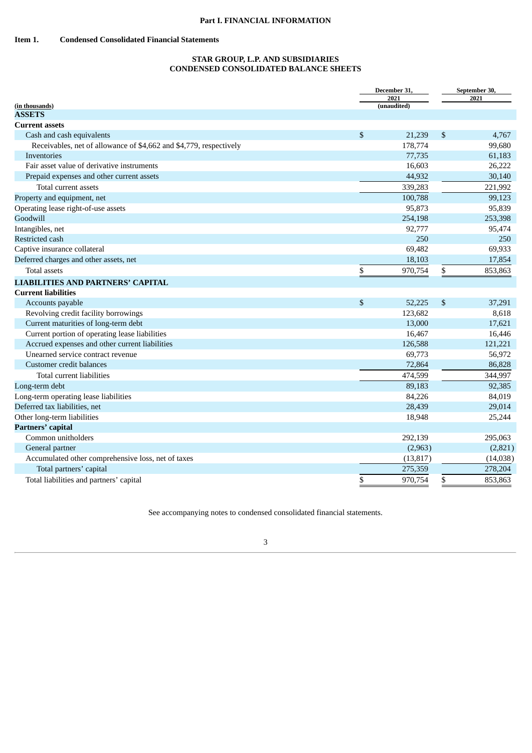**Part I. FINANCIAL INFORMATION**

**Item 1. Condensed Consolidated Financial Statements**

**STAR GROUP, L.P. AND SUBSIDIARIES**
**CONDENSED CONSOLIDATED BALANCE SHEETS**

| (in thousands) | December 31, 2021 (unaudited) | September 30, 2021 |
|---|---|---|
| **ASSETS** | | |
| **Current assets** | | |
| Cash and cash equivalents | $ 21,239 | $ 4,767 |
| Receivables, net of allowance of $4,662 and $4,779, respectively | 178,774 | 99,680 |
| Inventories | 77,735 | 61,183 |
| Fair asset value of derivative instruments | 16,603 | 26,222 |
| Prepaid expenses and other current assets | 44,932 | 30,140 |
| Total current assets | 339,283 | 221,992 |
| Property and equipment, net | 100,788 | 99,123 |
| Operating lease right-of-use assets | 95,873 | 95,839 |
| Goodwill | 254,198 | 253,398 |
| Intangibles, net | 92,777 | 95,474 |
| Restricted cash | 250 | 250 |
| Captive insurance collateral | 69,482 | 69,933 |
| Deferred charges and other assets, net | 18,103 | 17,854 |
| Total assets | $ 970,754 | $ 853,863 |
| **LIABILITIES AND PARTNERS' CAPITAL** | | |
| **Current liabilities** | | |
| Accounts payable | $ 52,225 | $ 37,291 |
| Revolving credit facility borrowings | 123,682 | 8,618 |
| Current maturities of long-term debt | 13,000 | 17,621 |
| Current portion of operating lease liabilities | 16,467 | 16,446 |
| Accrued expenses and other current liabilities | 126,588 | 121,221 |
| Unearned service contract revenue | 69,773 | 56,972 |
| Customer credit balances | 72,864 | 86,828 |
| Total current liabilities | 474,599 | 344,997 |
| Long-term debt | 89,183 | 92,385 |
| Long-term operating lease liabilities | 84,226 | 84,019 |
| Deferred tax liabilities, net | 28,439 | 29,014 |
| Other long-term liabilities | 18,948 | 25,244 |
| **Partners' capital** | | |
| Common unitholders | 292,139 | 295,063 |
| General partner | (2,963) | (2,821) |
| Accumulated other comprehensive loss, net of taxes | (13,817) | (14,038) |
| Total partners' capital | 275,359 | 278,204 |
| Total liabilities and partners' capital | $ 970,754 | $ 853,863 |

See accompanying notes to condensed consolidated financial statements.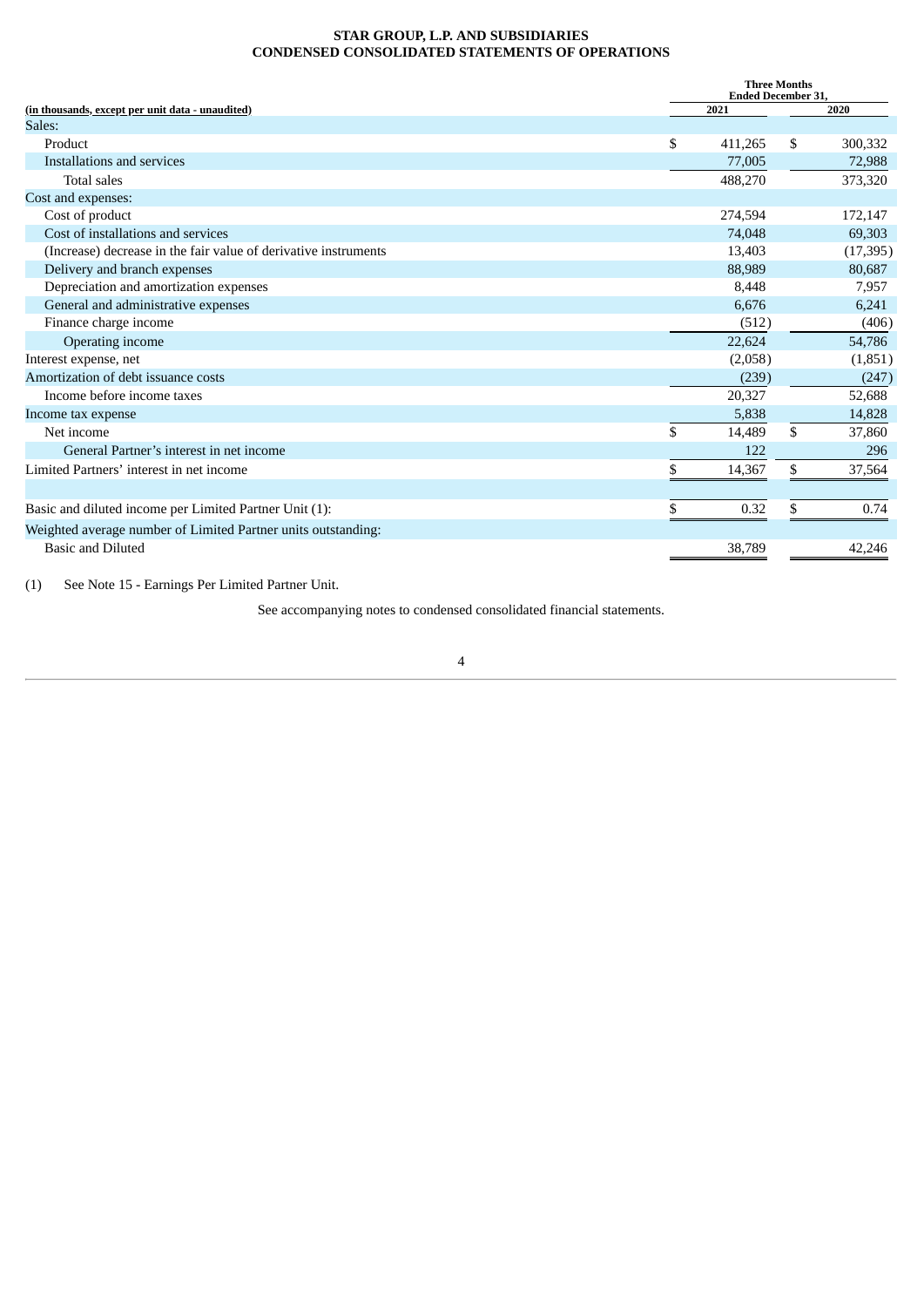**STAR GROUP, L.P. AND SUBSIDIARIES**
**CONDENSED CONSOLIDATED STATEMENTS OF OPERATIONS**

| (in thousands, except per unit data - unaudited) | Three Months Ended December 31, 2021 | 2020 |
|---|---|---|
| Sales: | | |
| Product | $ 411,265 | $ 300,332 |
| Installations and services | 77,005 | 72,988 |
| Total sales | 488,270 | 373,320 |
| Cost and expenses: | | |
| Cost of product | 274,594 | 172,147 |
| Cost of installations and services | 74,048 | 69,303 |
| (Increase) decrease in the fair value of derivative instruments | 13,403 | (17,395) |
| Delivery and branch expenses | 88,989 | 80,687 |
| Depreciation and amortization expenses | 8,448 | 7,957 |
| General and administrative expenses | 6,676 | 6,241 |
| Finance charge income | (512) | (406) |
| Operating income | 22,624 | 54,786 |
| Interest expense, net | (2,058) | (1,851) |
| Amortization of debt issuance costs | (239) | (247) |
| Income before income taxes | 20,327 | 52,688 |
| Income tax expense | 5,838 | 14,828 |
| Net income | $ 14,489 | $ 37,860 |
| General Partner's interest in net income | 122 | 296 |
| Limited Partners' interest in net income | $ 14,367 | $ 37,564 |
| | | |
| Basic and diluted income per Limited Partner Unit (1): | $ 0.32 | $ 0.74 |
| Weighted average number of Limited Partner units outstanding: | | |
| Basic and Diluted | 38,789 | 42,246 |

(1) See Note 15 - Earnings Per Limited Partner Unit.

See accompanying notes to condensed consolidated financial statements.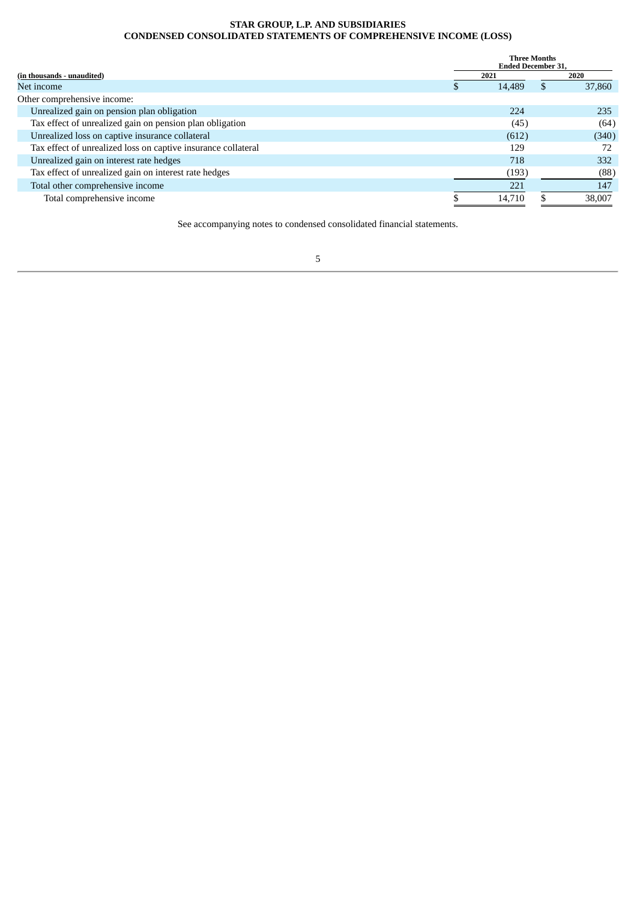**STAR GROUP, L.P. AND SUBSIDIARIES**
**CONDENSED CONSOLIDATED STATEMENTS OF COMPREHENSIVE INCOME (LOSS)**

| (in thousands - unaudited) | Three Months Ended December 31, 2021 | Three Months Ended December 31, 2020 |
|---|---|---|
| Net income | $ 14,489 | $ 37,860 |
| Other comprehensive income: | | |
| Unrealized gain on pension plan obligation | 224 | 235 |
| Tax effect of unrealized gain on pension plan obligation | (45) | (64) |
| Unrealized loss on captive insurance collateral | (612) | (340) |
| Tax effect of unrealized loss on captive insurance collateral | 129 | 72 |
| Unrealized gain on interest rate hedges | 718 | 332 |
| Tax effect of unrealized gain on interest rate hedges | (193) | (88) |
| Total other comprehensive income | 221 | 147 |
| Total comprehensive income | $ 14,710 | $ 38,007 |

See accompanying notes to condensed consolidated financial statements.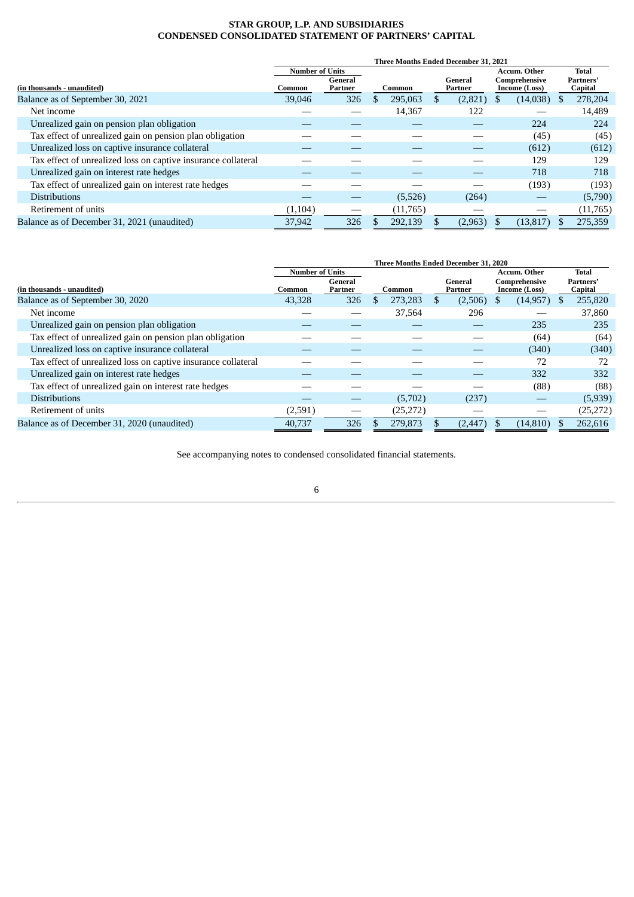**STAR GROUP, L.P. AND SUBSIDIARIES**
**CONDENSED CONSOLIDATED STATEMENT OF PARTNERS' CAPITAL**

| (in thousands - unaudited) | Three Months Ended December 31, 2021 | | | | | |
|---|---|---|---|---|---|---|
| | Number of Units | | | | | |
| | Common | General Partner | Common | General Partner | Accum. Other Comprehensive Income (Loss) | Total Partners' Capital |
| Balance as of September 30, 2021 | 39,046 | 326 | $ 295,063 | $ (2,821) | $ (14,038) | $ 278,204 |
| Net income | — | — | 14,367 | 122 | — | 14,489 |
| Unrealized gain on pension plan obligation | — | — | — | — | 224 | 224 |
| Tax effect of unrealized gain on pension plan obligation | — | — | — | — | (45) | (45) |
| Unrealized loss on captive insurance collateral | — | — | — | — | (612) | (612) |
| Tax effect of unrealized loss on captive insurance collateral | — | — | — | — | 129 | 129 |
| Unrealized gain on interest rate hedges | — | — | — | — | 718 | 718 |
| Tax effect of unrealized gain on interest rate hedges | — | — | — | — | (193) | (193) |
| Distributions | — | — | (5,526) | (264) | — | (5,790) |
| Retirement of units | (1,104) | — | (11,765) | — | — | (11,765) |
| Balance as of December 31, 2021 (unaudited) | 37,942 | 326 | $ 292,139 | $ (2,963) | $ (13,817) | $ 275,359 |

| (in thousands - unaudited) | Three Months Ended December 31, 2020 | | | | | |
|---|---|---|---|---|---|---|
| | Number of Units | | | | | |
| | Common | General Partner | Common | General Partner | Accum. Other Comprehensive Income (Loss) | Total Partners' Capital |
| Balance as of September 30, 2020 | 43,328 | 326 | $ 273,283 | $ (2,506) | $ (14,957) | $ 255,820 |
| Net income | — | — | 37,564 | 296 | — | 37,860 |
| Unrealized gain on pension plan obligation | — | — | — | — | 235 | 235 |
| Tax effect of unrealized gain on pension plan obligation | — | — | — | — | (64) | (64) |
| Unrealized loss on captive insurance collateral | — | — | — | — | (340) | (340) |
| Tax effect of unrealized loss on captive insurance collateral | — | — | — | — | 72 | 72 |
| Unrealized gain on interest rate hedges | — | — | — | — | 332 | 332 |
| Tax effect of unrealized gain on interest rate hedges | — | — | — | — | (88) | (88) |
| Distributions | — | — | (5,702) | (237) | — | (5,939) |
| Retirement of units | (2,591) | — | (25,272) | — | — | (25,272) |
| Balance as of December 31, 2020 (unaudited) | 40,737 | 326 | $ 279,873 | $ (2,447) | $ (14,810) | $ 262,616 |

See accompanying notes to condensed consolidated financial statements.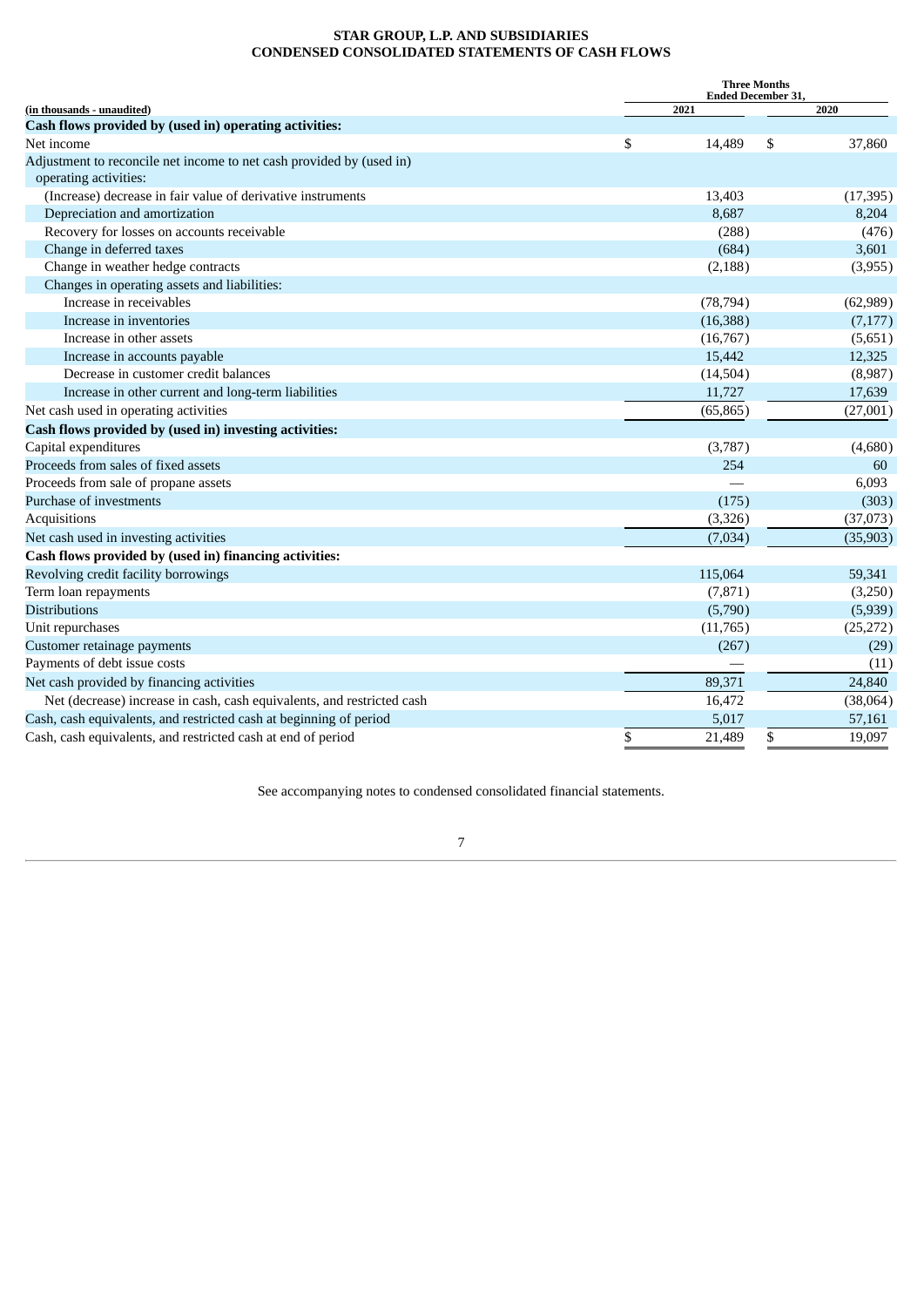**STAR GROUP, L.P. AND SUBSIDIARIES**
**CONDENSED CONSOLIDATED STATEMENTS OF CASH FLOWS**

| (in thousands - unaudited) | Three Months Ended December 31, 2021 | 2020 |
|---|---|---|
| **Cash flows provided by (used in) operating activities:** | | |
| Net income | $ 14,489 | $ 37,860 |
| Adjustment to reconcile net income to net cash provided by (used in) operating activities: | | |
| (Increase) decrease in fair value of derivative instruments | 13,403 | (17,395) |
| Depreciation and amortization | 8,687 | 8,204 |
| Recovery for losses on accounts receivable | (288) | (476) |
| Change in deferred taxes | (684) | 3,601 |
| Change in weather hedge contracts | (2,188) | (3,955) |
| Changes in operating assets and liabilities: | | |
| Increase in receivables | (78,794) | (62,989) |
| Increase in inventories | (16,388) | (7,177) |
| Increase in other assets | (16,767) | (5,651) |
| Increase in accounts payable | 15,442 | 12,325 |
| Decrease in customer credit balances | (14,504) | (8,987) |
| Increase in other current and long-term liabilities | 11,727 | 17,639 |
| Net cash used in operating activities | (65,865) | (27,001) |
| **Cash flows provided by (used in) investing activities:** | | |
| Capital expenditures | (3,787) | (4,680) |
| Proceeds from sales of fixed assets | 254 | 60 |
| Proceeds from sale of propane assets | — | 6,093 |
| Purchase of investments | (175) | (303) |
| Acquisitions | (3,326) | (37,073) |
| Net cash used in investing activities | (7,034) | (35,903) |
| **Cash flows provided by (used in) financing activities:** | | |
| Revolving credit facility borrowings | 115,064 | 59,341 |
| Term loan repayments | (7,871) | (3,250) |
| Distributions | (5,790) | (5,939) |
| Unit repurchases | (11,765) | (25,272) |
| Customer retainage payments | (267) | (29) |
| Payments of debt issue costs | — | (11) |
| Net cash provided by financing activities | 89,371 | 24,840 |
| Net (decrease) increase in cash, cash equivalents, and restricted cash | 16,472 | (38,064) |
| Cash, cash equivalents, and restricted cash at beginning of period | 5,017 | 57,161 |
| Cash, cash equivalents, and restricted cash at end of period | $ 21,489 | $ 19,097 |

See accompanying notes to condensed consolidated financial statements.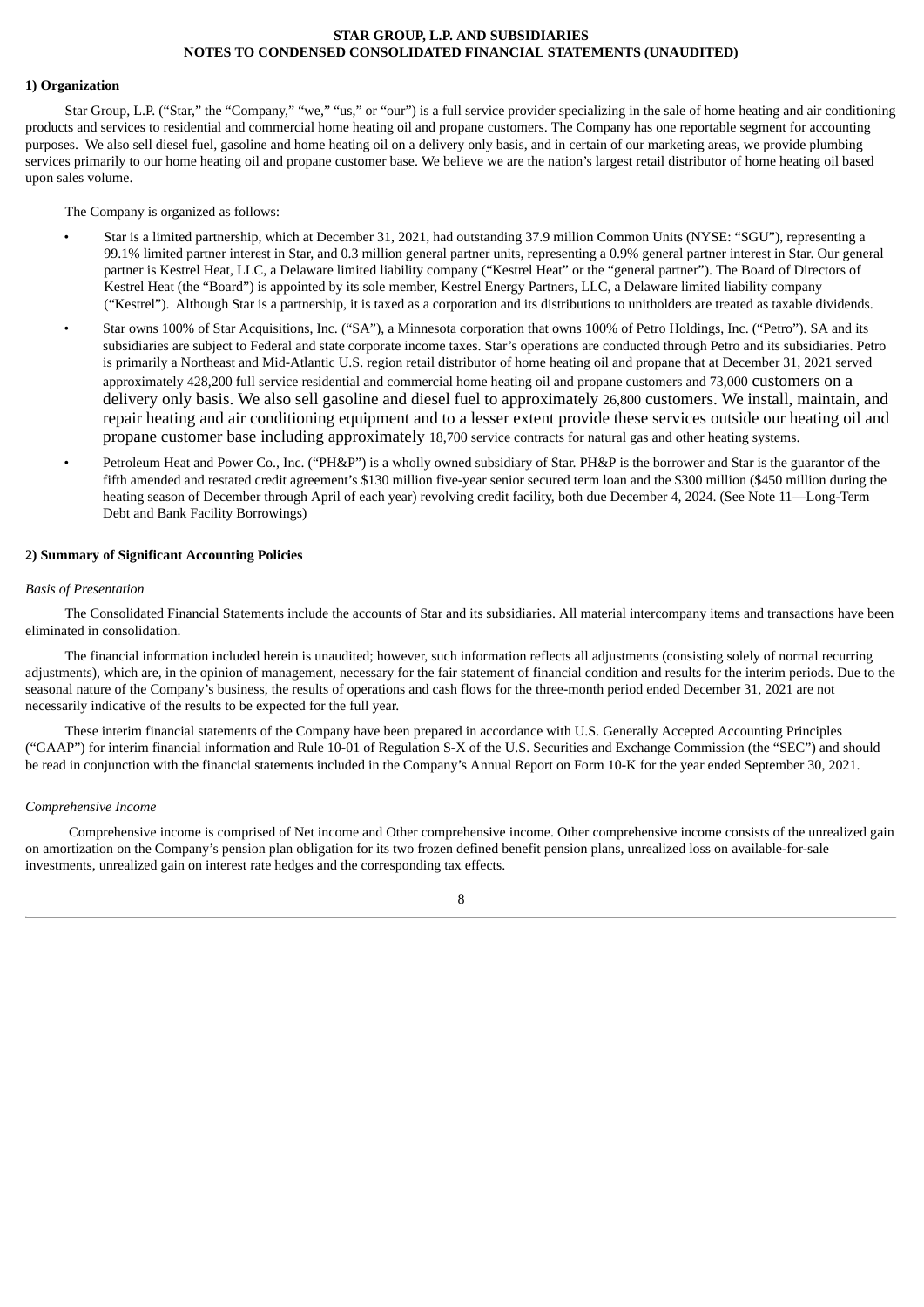**STAR GROUP, L.P. AND SUBSIDIARIES**
**NOTES TO CONDENSED CONSOLIDATED FINANCIAL STATEMENTS (UNAUDITED)**

**1) Organization**

Star Group, L.P. ("Star," the "Company," "we," "us," or "our") is a full service provider specializing in the sale of home heating and air conditioning products and services to residential and commercial home heating oil and propane customers. The Company has one reportable segment for accounting purposes. We also sell diesel fuel, gasoline and home heating oil on a delivery only basis, and in certain of our marketing areas, we provide plumbing services primarily to our home heating oil and propane customer base. We believe we are the nation's largest retail distributor of home heating oil based upon sales volume.

The Company is organized as follows:

- Star is a limited partnership, which at December 31, 2021, had outstanding 37.9 million Common Units (NYSE: "SGU"), representing a 99.1% limited partner interest in Star, and 0.3 million general partner units, representing a 0.9% general partner interest in Star. Our general partner is Kestrel Heat, LLC, a Delaware limited liability company ("Kestrel Heat" or the "general partner"). The Board of Directors of Kestrel Heat (the "Board") is appointed by its sole member, Kestrel Energy Partners, LLC, a Delaware limited liability company ("Kestrel"). Although Star is a partnership, it is taxed as a corporation and its distributions to unitholders are treated as taxable dividends.
- Star owns 100% of Star Acquisitions, Inc. ("SA"), a Minnesota corporation that owns 100% of Petro Holdings, Inc. ("Petro"). SA and its subsidiaries are subject to Federal and state corporate income taxes. Star's operations are conducted through Petro and its subsidiaries. Petro is primarily a Northeast and Mid-Atlantic U.S. region retail distributor of home heating oil and propane that at December 31, 2021 served approximately 428,200 full service residential and commercial home heating oil and propane customers and 73,000 customers on a delivery only basis. We also sell gasoline and diesel fuel to approximately 26,800 customers. We install, maintain, and repair heating and air conditioning equipment and to a lesser extent provide these services outside our heating oil and propane customer base including approximately 18,700 service contracts for natural gas and other heating systems.
- Petroleum Heat and Power Co., Inc. ("PH&P") is a wholly owned subsidiary of Star. PH&P is the borrower and Star is the guarantor of the fifth amended and restated credit agreement's $130 million five-year senior secured term loan and the $300 million ($450 million during the heating season of December through April of each year) revolving credit facility, both due December 4, 2024. (See Note 11—Long-Term Debt and Bank Facility Borrowings)

**2) Summary of Significant Accounting Policies**

*Basis of Presentation*

The Consolidated Financial Statements include the accounts of Star and its subsidiaries. All material intercompany items and transactions have been eliminated in consolidation.

The financial information included herein is unaudited; however, such information reflects all adjustments (consisting solely of normal recurring adjustments), which are, in the opinion of management, necessary for the fair statement of financial condition and results for the interim periods. Due to the seasonal nature of the Company's business, the results of operations and cash flows for the three-month period ended December 31, 2021 are not necessarily indicative of the results to be expected for the full year.

These interim financial statements of the Company have been prepared in accordance with U.S. Generally Accepted Accounting Principles ("GAAP") for interim financial information and Rule 10-01 of Regulation S-X of the U.S. Securities and Exchange Commission (the "SEC") and should be read in conjunction with the financial statements included in the Company's Annual Report on Form 10-K for the year ended September 30, 2021.

*Comprehensive Income*

Comprehensive income is comprised of Net income and Other comprehensive income. Other comprehensive income consists of the unrealized gain on amortization on the Company's pension plan obligation for its two frozen defined benefit pension plans, unrealized loss on available-for-sale investments, unrealized gain on interest rate hedges and the corresponding tax effects.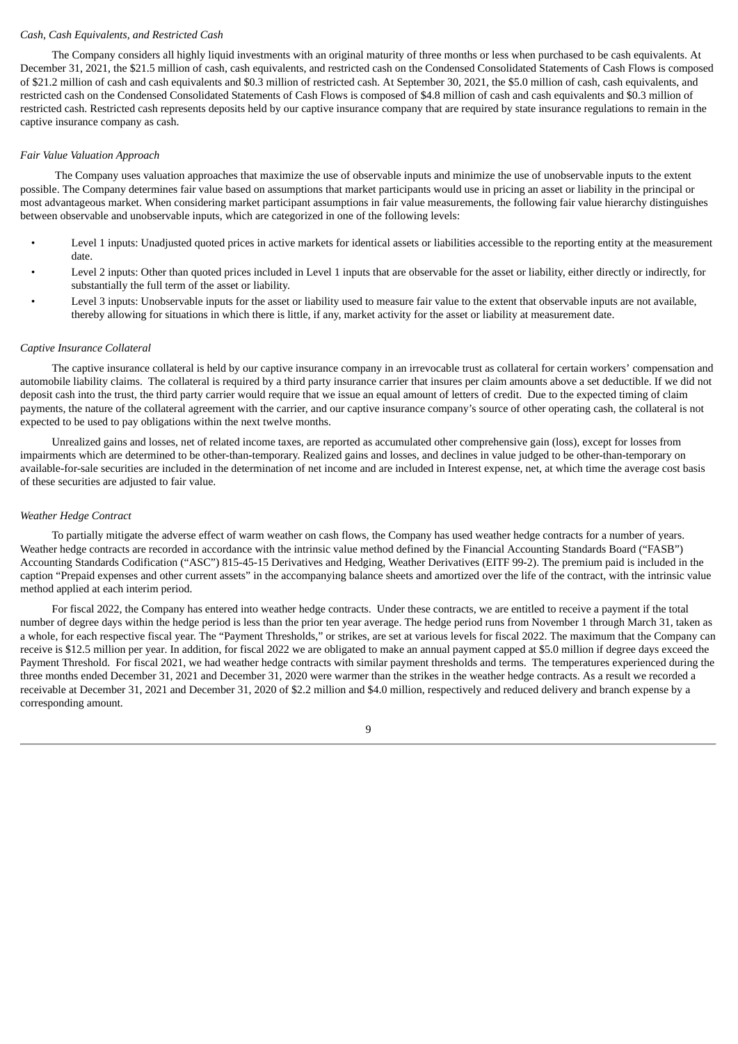*Cash, Cash Equivalents, and Restricted Cash*

The Company considers all highly liquid investments with an original maturity of three months or less when purchased to be cash equivalents. At December 31, 2021, the $21.5 million of cash, cash equivalents, and restricted cash on the Condensed Consolidated Statements of Cash Flows is composed of $21.2 million of cash and cash equivalents and $0.3 million of restricted cash. At September 30, 2021, the $5.0 million of cash, cash equivalents, and restricted cash on the Condensed Consolidated Statements of Cash Flows is composed of $4.8 million of cash and cash equivalents and $0.3 million of restricted cash. Restricted cash represents deposits held by our captive insurance company that are required by state insurance regulations to remain in the captive insurance company as cash.

*Fair Value Valuation Approach*

The Company uses valuation approaches that maximize the use of observable inputs and minimize the use of unobservable inputs to the extent possible. The Company determines fair value based on assumptions that market participants would use in pricing an asset or liability in the principal or most advantageous market. When considering market participant assumptions in fair value measurements, the following fair value hierarchy distinguishes between observable and unobservable inputs, which are categorized in one of the following levels:

- Level 1 inputs: Unadjusted quoted prices in active markets for identical assets or liabilities accessible to the reporting entity at the measurement date.
- Level 2 inputs: Other than quoted prices included in Level 1 inputs that are observable for the asset or liability, either directly or indirectly, for substantially the full term of the asset or liability.
- Level 3 inputs: Unobservable inputs for the asset or liability used to measure fair value to the extent that observable inputs are not available, thereby allowing for situations in which there is little, if any, market activity for the asset or liability at measurement date.

*Captive Insurance Collateral*

The captive insurance collateral is held by our captive insurance company in an irrevocable trust as collateral for certain workers' compensation and automobile liability claims. The collateral is required by a third party insurance carrier that insures per claim amounts above a set deductible. If we did not deposit cash into the trust, the third party carrier would require that we issue an equal amount of letters of credit. Due to the expected timing of claim payments, the nature of the collateral agreement with the carrier, and our captive insurance company's source of other operating cash, the collateral is not expected to be used to pay obligations within the next twelve months.

Unrealized gains and losses, net of related income taxes, are reported as accumulated other comprehensive gain (loss), except for losses from impairments which are determined to be other-than-temporary. Realized gains and losses, and declines in value judged to be other-than-temporary on available-for-sale securities are included in the determination of net income and are included in Interest expense, net, at which time the average cost basis of these securities are adjusted to fair value.

*Weather Hedge Contract*

To partially mitigate the adverse effect of warm weather on cash flows, the Company has used weather hedge contracts for a number of years. Weather hedge contracts are recorded in accordance with the intrinsic value method defined by the Financial Accounting Standards Board ("FASB") Accounting Standards Codification ("ASC") 815-45-15 Derivatives and Hedging, Weather Derivatives (EITF 99-2). The premium paid is included in the caption "Prepaid expenses and other current assets" in the accompanying balance sheets and amortized over the life of the contract, with the intrinsic value method applied at each interim period.

For fiscal 2022, the Company has entered into weather hedge contracts. Under these contracts, we are entitled to receive a payment if the total number of degree days within the hedge period is less than the prior ten year average. The hedge period runs from November 1 through March 31, taken as a whole, for each respective fiscal year. The "Payment Thresholds," or strikes, are set at various levels for fiscal 2022. The maximum that the Company can receive is $12.5 million per year. In addition, for fiscal 2022 we are obligated to make an annual payment capped at $5.0 million if degree days exceed the Payment Threshold. For fiscal 2021, we had weather hedge contracts with similar payment thresholds and terms. The temperatures experienced during the three months ended December 31, 2021 and December 31, 2020 were warmer than the strikes in the weather hedge contracts. As a result we recorded a receivable at December 31, 2021 and December 31, 2020 of $2.2 million and $4.0 million, respectively and reduced delivery and branch expense by a corresponding amount.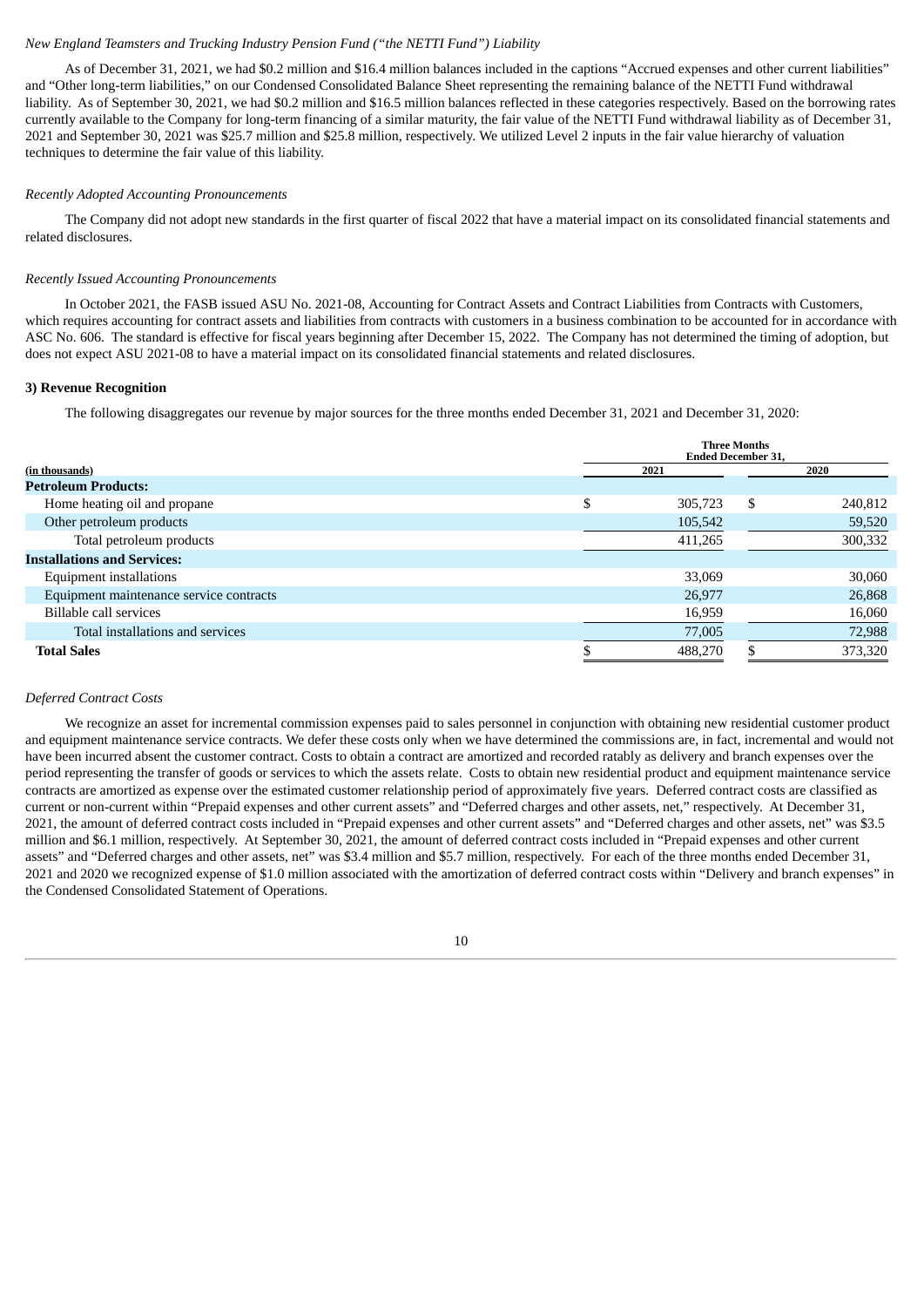*New England Teamsters and Trucking Industry Pension Fund ("the NETTI Fund") Liability*

As of December 31, 2021, we had $0.2 million and $16.4 million balances included in the captions "Accrued expenses and other current liabilities" and "Other long-term liabilities," on our Condensed Consolidated Balance Sheet representing the remaining balance of the NETTI Fund withdrawal liability. As of September 30, 2021, we had $0.2 million and $16.5 million balances reflected in these categories respectively. Based on the borrowing rates currently available to the Company for long-term financing of a similar maturity, the fair value of the NETTI Fund withdrawal liability as of December 31, 2021 and September 30, 2021 was $25.7 million and $25.8 million, respectively. We utilized Level 2 inputs in the fair value hierarchy of valuation techniques to determine the fair value of this liability.

*Recently Adopted Accounting Pronouncements*

The Company did not adopt new standards in the first quarter of fiscal 2022 that have a material impact on its consolidated financial statements and related disclosures.

*Recently Issued Accounting Pronouncements*

In October 2021, the FASB issued ASU No. 2021-08, Accounting for Contract Assets and Contract Liabilities from Contracts with Customers, which requires accounting for contract assets and liabilities from contracts with customers in a business combination to be accounted for in accordance with ASC No. 606. The standard is effective for fiscal years beginning after December 15, 2022. The Company has not determined the timing of adoption, but does not expect ASU 2021-08 to have a material impact on its consolidated financial statements and related disclosures.

**3) Revenue Recognition**

The following disaggregates our revenue by major sources for the three months ended December 31, 2021 and December 31, 2020:

| (in thousands) | Three Months Ended December 31, 2021 | Three Months Ended December 31, 2020 |
|---|---|---|
| **Petroleum Products:** | | |
| Home heating oil and propane | $ 305,723 | $ 240,812 |
| Other petroleum products | 105,542 | 59,520 |
| Total petroleum products | 411,265 | 300,332 |
| **Installations and Services:** | | |
| Equipment installations | 33,069 | 30,060 |
| Equipment maintenance service contracts | 26,977 | 26,868 |
| Billable call services | 16,959 | 16,060 |
| Total installations and services | 77,005 | 72,988 |
| **Total Sales** | $ 488,270 | $ 373,320 |

*Deferred Contract Costs*

We recognize an asset for incremental commission expenses paid to sales personnel in conjunction with obtaining new residential customer product and equipment maintenance service contracts. We defer these costs only when we have determined the commissions are, in fact, incremental and would not have been incurred absent the customer contract. Costs to obtain a contract are amortized and recorded ratably as delivery and branch expenses over the period representing the transfer of goods or services to which the assets relate. Costs to obtain new residential product and equipment maintenance service contracts are amortized as expense over the estimated customer relationship period of approximately five years. Deferred contract costs are classified as current or non-current within "Prepaid expenses and other current assets" and "Deferred charges and other assets, net," respectively. At December 31, 2021, the amount of deferred contract costs included in "Prepaid expenses and other current assets" and "Deferred charges and other assets, net" was $3.5 million and $6.1 million, respectively. At September 30, 2021, the amount of deferred contract costs included in "Prepaid expenses and other current assets" and "Deferred charges and other assets, net" was $3.4 million and $5.7 million, respectively. For each of the three months ended December 31, 2021 and 2020 we recognized expense of $1.0 million associated with the amortization of deferred contract costs within "Delivery and branch expenses" in the Condensed Consolidated Statement of Operations.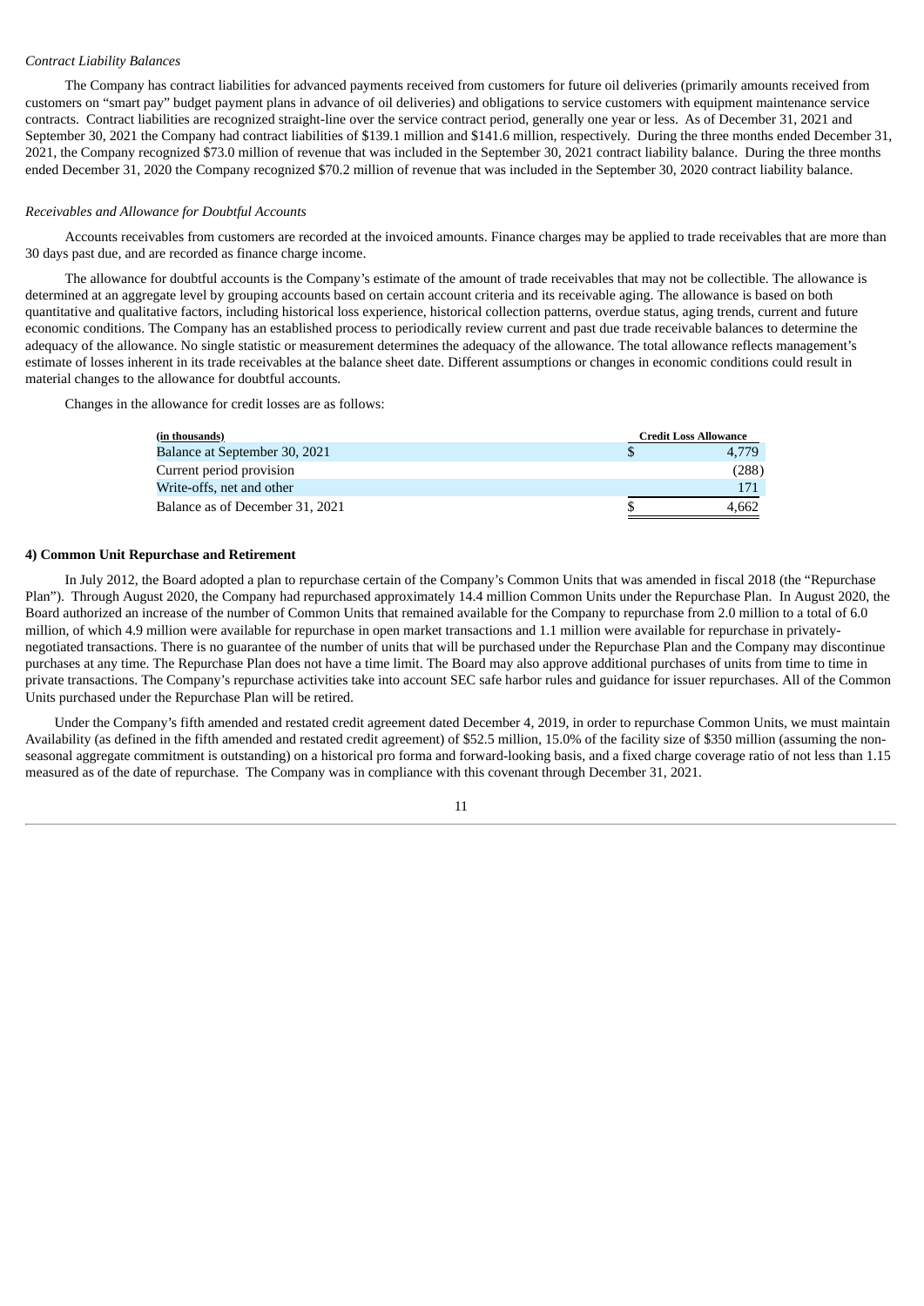*Contract Liability Balances*

The Company has contract liabilities for advanced payments received from customers for future oil deliveries (primarily amounts received from customers on "smart pay" budget payment plans in advance of oil deliveries) and obligations to service customers with equipment maintenance service contracts. Contract liabilities are recognized straight-line over the service contract period, generally one year or less. As of December 31, 2021 and September 30, 2021 the Company had contract liabilities of $139.1 million and $141.6 million, respectively. During the three months ended December 31, 2021, the Company recognized $73.0 million of revenue that was included in the September 30, 2021 contract liability balance. During the three months ended December 31, 2020 the Company recognized $70.2 million of revenue that was included in the September 30, 2020 contract liability balance.

*Receivables and Allowance for Doubtful Accounts*

Accounts receivables from customers are recorded at the invoiced amounts. Finance charges may be applied to trade receivables that are more than 30 days past due, and are recorded as finance charge income.

The allowance for doubtful accounts is the Company's estimate of the amount of trade receivables that may not be collectible. The allowance is determined at an aggregate level by grouping accounts based on certain account criteria and its receivable aging. The allowance is based on both quantitative and qualitative factors, including historical loss experience, historical collection patterns, overdue status, aging trends, current and future economic conditions. The Company has an established process to periodically review current and past due trade receivable balances to determine the adequacy of the allowance. No single statistic or measurement determines the adequacy of the allowance. The total allowance reflects management's estimate of losses inherent in its trade receivables at the balance sheet date. Different assumptions or changes in economic conditions could result in material changes to the allowance for doubtful accounts.

Changes in the allowance for credit losses are as follows:

| (in thousands) | Credit Loss Allowance |
|---|---|
| Balance at September 30, 2021 | $ 4,779 |
| Current period provision | (288) |
| Write-offs, net and other | 171 |
| Balance as of December 31, 2021 | $ 4,662 |

**4) Common Unit Repurchase and Retirement**

In July 2012, the Board adopted a plan to repurchase certain of the Company's Common Units that was amended in fiscal 2018 (the "Repurchase Plan"). Through August 2020, the Company had repurchased approximately 14.4 million Common Units under the Repurchase Plan. In August 2020, the Board authorized an increase of the number of Common Units that remained available for the Company to repurchase from 2.0 million to a total of 6.0 million, of which 4.9 million were available for repurchase in open market transactions and 1.1 million were available for repurchase in privately-negotiated transactions. There is no guarantee of the number of units that will be purchased under the Repurchase Plan and the Company may discontinue purchases at any time. The Repurchase Plan does not have a time limit. The Board may also approve additional purchases of units from time to time in private transactions. The Company's repurchase activities take into account SEC safe harbor rules and guidance for issuer repurchases. All of the Common Units purchased under the Repurchase Plan will be retired.

Under the Company's fifth amended and restated credit agreement dated December 4, 2019, in order to repurchase Common Units, we must maintain Availability (as defined in the fifth amended and restated credit agreement) of $52.5 million, 15.0% of the facility size of $350 million (assuming the non-seasonal aggregate commitment is outstanding) on a historical pro forma and forward-looking basis, and a fixed charge coverage ratio of not less than 1.15 measured as of the date of repurchase. The Company was in compliance with this covenant through December 31, 2021.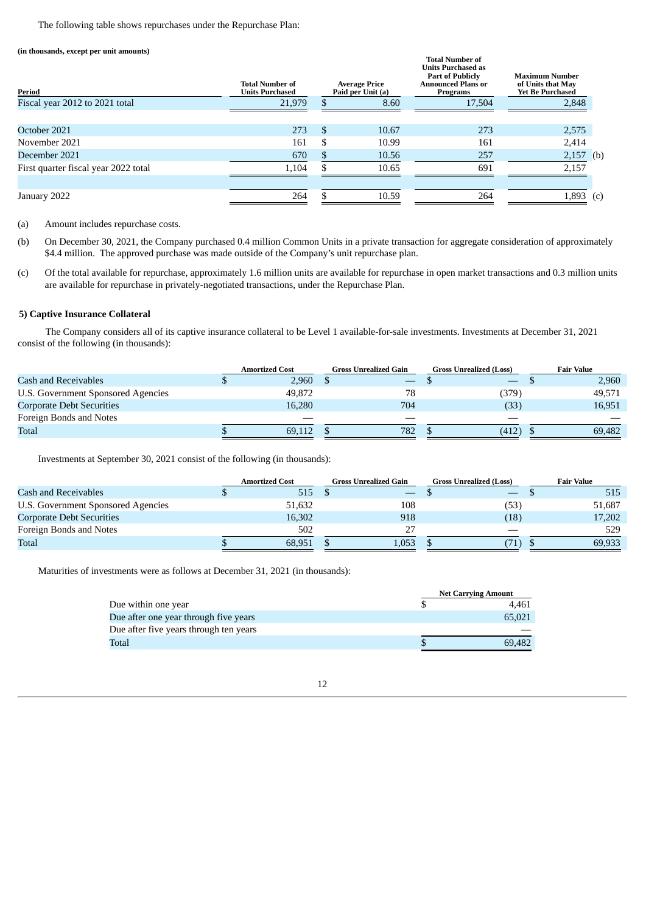The following table shows repurchases under the Repurchase Plan:

**(in thousands, except per unit amounts)**

| Period | Total Number of Units Purchased | Average Price Paid per Unit (a) | Total Number of Units Purchased as Part of Publicly Announced Plans or Programs | Maximum Number of Units that May Yet Be Purchased |
|---|---|---|---|---|
| Fiscal year 2012 to 2021 total | 21,979 | $ 8.60 | 17,504 | 2,848 |
| | | | | |
| October 2021 | 273 | $ 10.67 | 273 | 2,575 |
| November 2021 | 161 | $ 10.99 | 161 | 2,414 |
| December 2021 | 670 | $ 10.56 | 257 | 2,157 (b) |
| First quarter fiscal year 2022 total | 1,104 | $ 10.65 | 691 | 2,157 |
| | | | | |
| January 2022 | 264 | $ 10.59 | 264 | 1,893 (c) |

(a) Amount includes repurchase costs.

(b) On December 30, 2021, the Company purchased 0.4 million Common Units in a private transaction for aggregate consideration of approximately $4.4 million. The approved purchase was made outside of the Company's unit repurchase plan.

(c) Of the total available for repurchase, approximately 1.6 million units are available for repurchase in open market transactions and 0.3 million units are available for repurchase in privately-negotiated transactions, under the Repurchase Plan.

### 5) Captive Insurance Collateral

The Company considers all of its captive insurance collateral to be Level 1 available-for-sale investments. Investments at December 31, 2021 consist of the following (in thousands):

| | Amortized Cost | Gross Unrealized Gain | Gross Unrealized (Loss) | Fair Value |
|---|---|---|---|---|
| Cash and Receivables | $ 2,960 | $ — | $ — | $ 2,960 |
| U.S. Government Sponsored Agencies | 49,872 | 78 | (379) | 49,571 |
| Corporate Debt Securities | 16,280 | 704 | (33) | 16,951 |
| Foreign Bonds and Notes | — | — | — | — |
| Total | $ 69,112 | $ 782 | $ (412) | $ 69,482 |

Investments at September 30, 2021 consist of the following (in thousands):

| | Amortized Cost | Gross Unrealized Gain | Gross Unrealized (Loss) | Fair Value |
|---|---|---|---|---|
| Cash and Receivables | $ 515 | $ — | $ — | $ 515 |
| U.S. Government Sponsored Agencies | 51,632 | 108 | (53) | 51,687 |
| Corporate Debt Securities | 16,302 | 918 | (18) | 17,202 |
| Foreign Bonds and Notes | 502 | 27 | — | 529 |
| Total | $ 68,951 | $ 1,053 | $ (71) | $ 69,933 |

Maturities of investments were as follows at December 31, 2021 (in thousands):

| | Net Carrying Amount |
|---|---|
| Due within one year | $ 4,461 |
| Due after one year through five years | 65,021 |
| Due after five years through ten years | — |
| Total | $ 69,482 |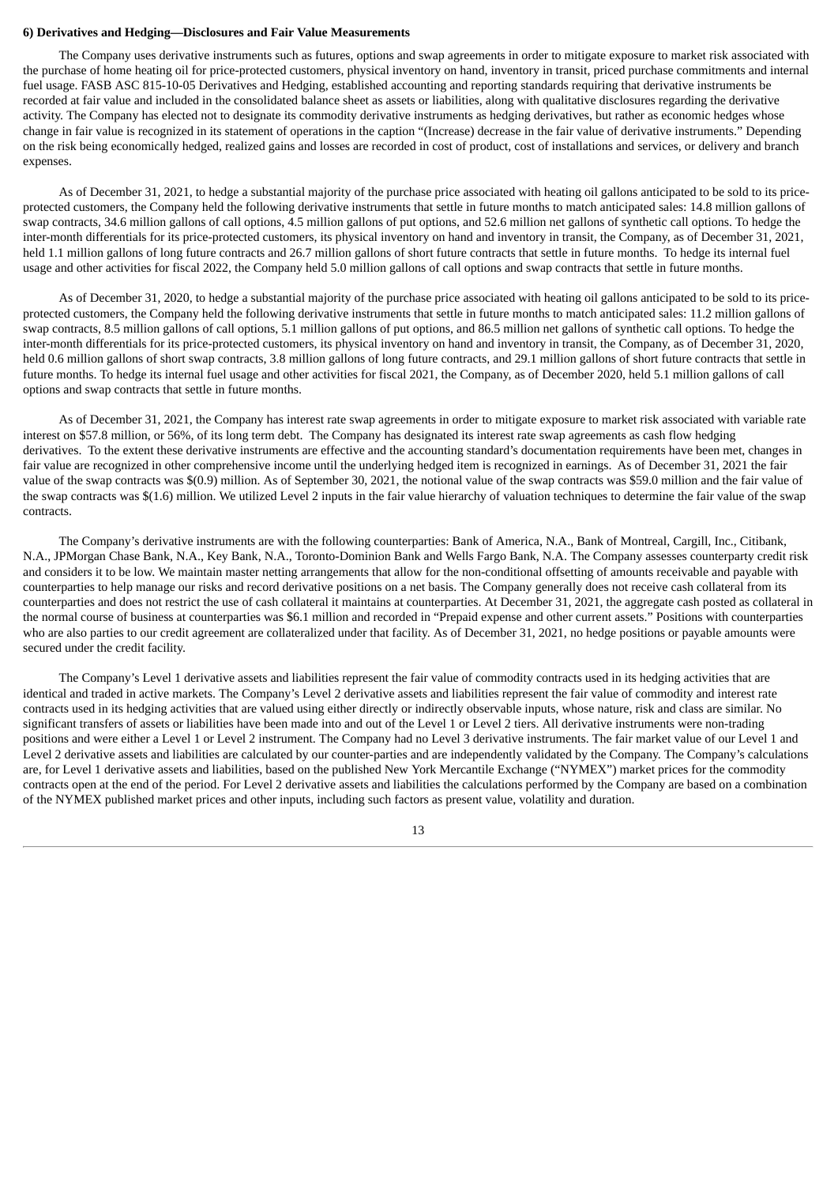**6) Derivatives and Hedging—Disclosures and Fair Value Measurements**

The Company uses derivative instruments such as futures, options and swap agreements in order to mitigate exposure to market risk associated with the purchase of home heating oil for price-protected customers, physical inventory on hand, inventory in transit, priced purchase commitments and internal fuel usage. FASB ASC 815-10-05 Derivatives and Hedging, established accounting and reporting standards requiring that derivative instruments be recorded at fair value and included in the consolidated balance sheet as assets or liabilities, along with qualitative disclosures regarding the derivative activity. The Company has elected not to designate its commodity derivative instruments as hedging derivatives, but rather as economic hedges whose change in fair value is recognized in its statement of operations in the caption "(Increase) decrease in the fair value of derivative instruments." Depending on the risk being economically hedged, realized gains and losses are recorded in cost of product, cost of installations and services, or delivery and branch expenses.

As of December 31, 2021, to hedge a substantial majority of the purchase price associated with heating oil gallons anticipated to be sold to its price-protected customers, the Company held the following derivative instruments that settle in future months to match anticipated sales: 14.8 million gallons of swap contracts, 34.6 million gallons of call options, 4.5 million gallons of put options, and 52.6 million net gallons of synthetic call options. To hedge the inter-month differentials for its price-protected customers, its physical inventory on hand and inventory in transit, the Company, as of December 31, 2021, held 1.1 million gallons of long future contracts and 26.7 million gallons of short future contracts that settle in future months. To hedge its internal fuel usage and other activities for fiscal 2022, the Company held 5.0 million gallons of call options and swap contracts that settle in future months.

As of December 31, 2020, to hedge a substantial majority of the purchase price associated with heating oil gallons anticipated to be sold to its price-protected customers, the Company held the following derivative instruments that settle in future months to match anticipated sales: 11.2 million gallons of swap contracts, 8.5 million gallons of call options, 5.1 million gallons of put options, and 86.5 million net gallons of synthetic call options. To hedge the inter-month differentials for its price-protected customers, its physical inventory on hand and inventory in transit, the Company, as of December 31, 2020, held 0.6 million gallons of short swap contracts, 3.8 million gallons of long future contracts, and 29.1 million gallons of short future contracts that settle in future months. To hedge its internal fuel usage and other activities for fiscal 2021, the Company, as of December 2020, held 5.1 million gallons of call options and swap contracts that settle in future months.

As of December 31, 2021, the Company has interest rate swap agreements in order to mitigate exposure to market risk associated with variable rate interest on $57.8 million, or 56%, of its long term debt. The Company has designated its interest rate swap agreements as cash flow hedging derivatives. To the extent these derivative instruments are effective and the accounting standard's documentation requirements have been met, changes in fair value are recognized in other comprehensive income until the underlying hedged item is recognized in earnings. As of December 31, 2021 the fair value of the swap contracts was $(0.9) million. As of September 30, 2021, the notional value of the swap contracts was $59.0 million and the fair value of the swap contracts was $(1.6) million. We utilized Level 2 inputs in the fair value hierarchy of valuation techniques to determine the fair value of the swap contracts.

The Company's derivative instruments are with the following counterparties: Bank of America, N.A., Bank of Montreal, Cargill, Inc., Citibank, N.A., JPMorgan Chase Bank, N.A., Key Bank, N.A., Toronto-Dominion Bank and Wells Fargo Bank, N.A. The Company assesses counterparty credit risk and considers it to be low. We maintain master netting arrangements that allow for the non-conditional offsetting of amounts receivable and payable with counterparties to help manage our risks and record derivative positions on a net basis. The Company generally does not receive cash collateral from its counterparties and does not restrict the use of cash collateral it maintains at counterparties. At December 31, 2021, the aggregate cash posted as collateral in the normal course of business at counterparties was $6.1 million and recorded in "Prepaid expense and other current assets." Positions with counterparties who are also parties to our credit agreement are collateralized under that facility. As of December 31, 2021, no hedge positions or payable amounts were secured under the credit facility.

The Company's Level 1 derivative assets and liabilities represent the fair value of commodity contracts used in its hedging activities that are identical and traded in active markets. The Company's Level 2 derivative assets and liabilities represent the fair value of commodity and interest rate contracts used in its hedging activities that are valued using either directly or indirectly observable inputs, whose nature, risk and class are similar. No significant transfers of assets or liabilities have been made into and out of the Level 1 or Level 2 tiers. All derivative instruments were non-trading positions and were either a Level 1 or Level 2 instrument. The Company had no Level 3 derivative instruments. The fair market value of our Level 1 and Level 2 derivative assets and liabilities are calculated by our counter-parties and are independently validated by the Company. The Company's calculations are, for Level 1 derivative assets and liabilities, based on the published New York Mercantile Exchange ("NYMEX") market prices for the commodity contracts open at the end of the period. For Level 2 derivative assets and liabilities the calculations performed by the Company are based on a combination of the NYMEX published market prices and other inputs, including such factors as present value, volatility and duration.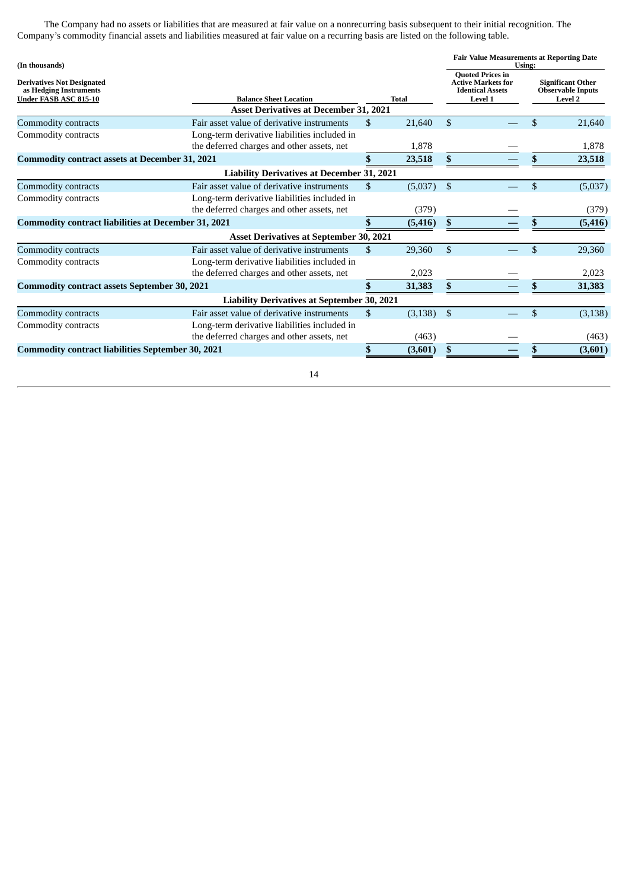The Company had no assets or liabilities that are measured at fair value on a nonrecurring basis subsequent to their initial recognition. The Company's commodity financial assets and liabilities measured at fair value on a recurring basis are listed on the following table.

| (In thousands) | | | Fair Value Measurements at Reporting Date Using: | |
|---|---|---|---|---|
| Derivatives Not Designated as Hedging Instruments Under FASB ASC 815-10 | Balance Sheet Location | Total | Quoted Prices in Active Markets for Identical Assets Level 1 | Significant Other Observable Inputs Level 2 |
| | **Asset Derivatives at December 31, 2021** | | | |
| Commodity contracts | Fair asset value of derivative instruments | $ 21,640 | $ — | $ 21,640 |
| Commodity contracts | Long-term derivative liabilities included in the deferred charges and other assets, net | 1,878 | — | 1,878 |
| **Commodity contract assets at December 31, 2021** | | **$ 23,518** | **$ —** | **$ 23,518** |
| | **Liability Derivatives at December 31, 2021** | | | |
| Commodity contracts | Fair asset value of derivative instruments | $ (5,037) | $ — | $ (5,037) |
| Commodity contracts | Long-term derivative liabilities included in the deferred charges and other assets, net | (379) | — | (379) |
| **Commodity contract liabilities at December 31, 2021** | | **$ (5,416)** | **$ —** | **$ (5,416)** |
| | **Asset Derivatives at September 30, 2021** | | | |
| Commodity contracts | Fair asset value of derivative instruments | $ 29,360 | $ — | $ 29,360 |
| Commodity contracts | Long-term derivative liabilities included in the deferred charges and other assets, net | 2,023 | — | 2,023 |
| **Commodity contract assets September 30, 2021** | | **$ 31,383** | **$ —** | **$ 31,383** |
| | **Liability Derivatives at September 30, 2021** | | | |
| Commodity contracts | Fair asset value of derivative instruments | $ (3,138) | $ — | $ (3,138) |
| Commodity contracts | Long-term derivative liabilities included in the deferred charges and other assets, net | (463) | — | (463) |
| **Commodity contract liabilities September 30, 2021** | | **$ (3,601)** | **$ —** | **$ (3,601)** |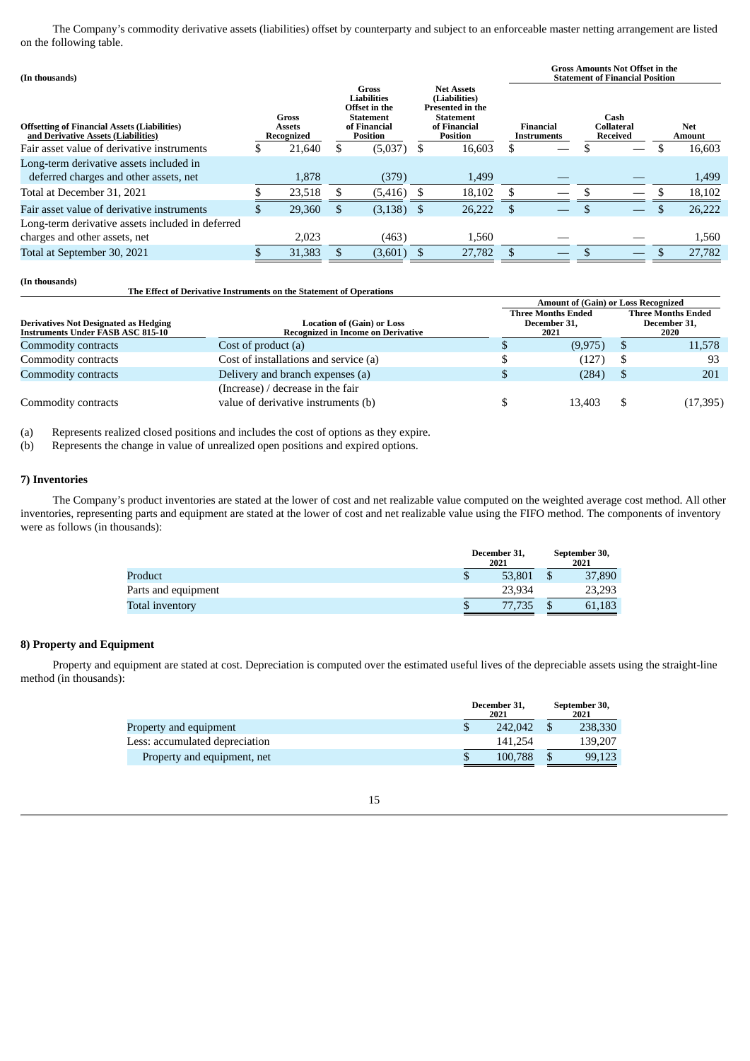The Company's commodity derivative assets (liabilities) offset by counterparty and subject to an enforceable master netting arrangement are listed on the following table.

(In thousands)

| Offsetting of Financial Assets (Liabilities) and Derivative Assets (Liabilities) | Gross Assets Recognized | Gross Liabilities Offset in the Statement of Financial Position | Net Assets (Liabilities) Presented in the Statement of Financial Position | Gross Amounts Not Offset in the Statement of Financial Position: Financial Instruments | Cash Collateral Received | Net Amount |
|---|---|---|---|---|---|---|
| Fair asset value of derivative instruments | $ 21,640 | $ (5,037) | $ 16,603 | $ — | $ — | $ 16,603 |
| Long-term derivative assets included in deferred charges and other assets, net | 1,878 | (379) | 1,499 | — | — | 1,499 |
| Total at December 31, 2021 | $ 23,518 | $ (5,416) | $ 18,102 | $ — | $ — | $ 18,102 |
| Fair asset value of derivative instruments | $ 29,360 | $ (3,138) | $ 26,222 | $ — | $ — | $ 26,222 |
| Long-term derivative assets included in deferred charges and other assets, net | 2,023 | (463) | 1,560 | — | — | 1,560 |
| Total at September 30, 2021 | $ 31,383 | $ (3,601) | $ 27,782 | $ — | $ — | $ 27,782 |

(In thousands)

**The Effect of Derivative Instruments on the Statement of Operations**

| Derivatives Not Designated as Hedging Instruments Under FASB ASC 815-10 | Location of (Gain) or Loss Recognized in Income on Derivative | Amount of (Gain) or Loss Recognized: Three Months Ended December 31, 2021 | Three Months Ended December 31, 2020 |
|---|---|---|---|
| Commodity contracts | Cost of product (a) | $ (9,975) | $ 11,578 |
| Commodity contracts | Cost of installations and service (a) | $ (127) | $ 93 |
| Commodity contracts | Delivery and branch expenses (a) | $ (284) | $ 201 |
| Commodity contracts | (Increase) / decrease in the fair value of derivative instruments (b) | $ 13,403 | $ (17,395) |

(a) Represents realized closed positions and includes the cost of options as they expire.
(b) Represents the change in value of unrealized open positions and expired options.

### 7) Inventories

The Company's product inventories are stated at the lower of cost and net realizable value computed on the weighted average cost method. All other inventories, representing parts and equipment are stated at the lower of cost and net realizable value using the FIFO method. The components of inventory were as follows (in thousands):

| | December 31, 2021 | September 30, 2021 |
|---|---|---|
| Product | $ 53,801 | $ 37,890 |
| Parts and equipment | 23,934 | 23,293 |
| Total inventory | $ 77,735 | $ 61,183 |

### 8) Property and Equipment

Property and equipment are stated at cost. Depreciation is computed over the estimated useful lives of the depreciable assets using the straight-line method (in thousands):

| | December 31, 2021 | September 30, 2021 |
|---|---|---|
| Property and equipment | $ 242,042 | $ 238,330 |
| Less: accumulated depreciation | 141,254 | 139,207 |
| Property and equipment, net | $ 100,788 | $ 99,123 |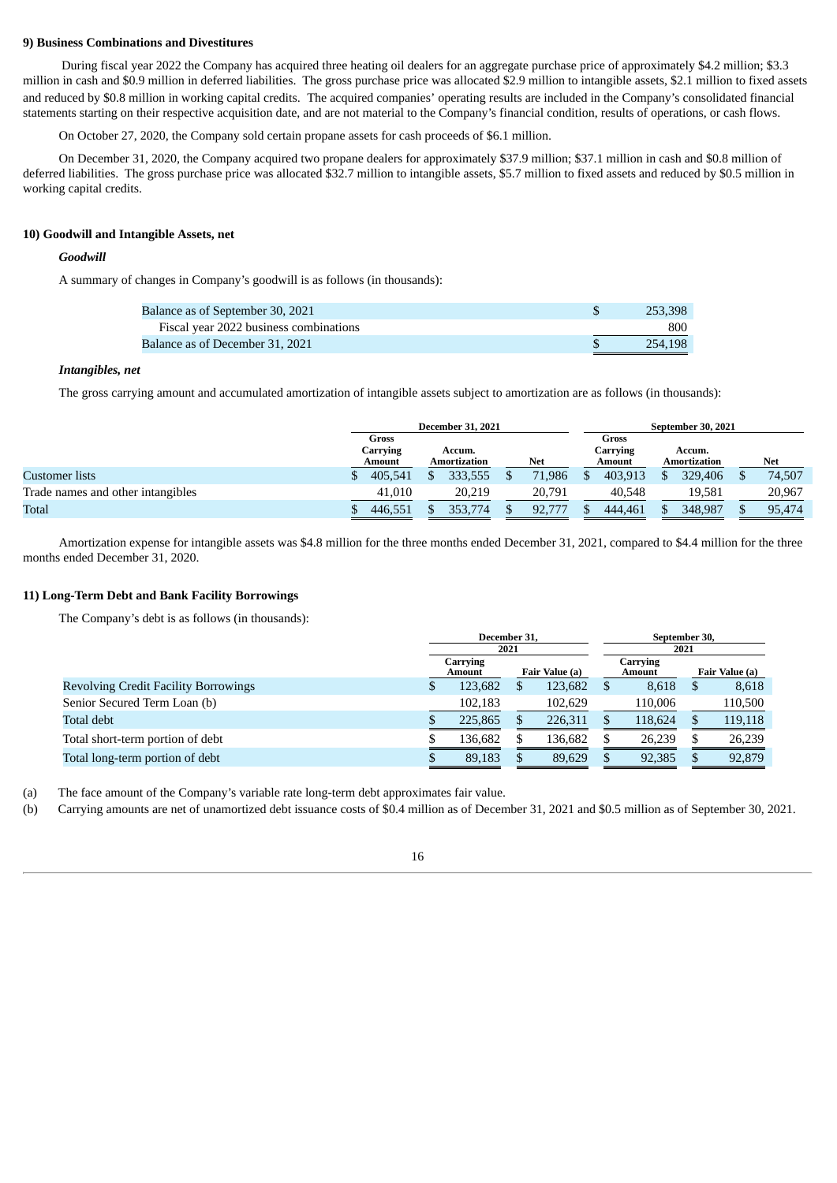**9) Business Combinations and Divestitures**

During fiscal year 2022 the Company has acquired three heating oil dealers for an aggregate purchase price of approximately $4.2 million; $3.3 million in cash and $0.9 million in deferred liabilities. The gross purchase price was allocated $2.9 million to intangible assets, $2.1 million to fixed assets and reduced by $0.8 million in working capital credits. The acquired companies' operating results are included in the Company's consolidated financial statements starting on their respective acquisition date, and are not material to the Company's financial condition, results of operations, or cash flows.

On October 27, 2020, the Company sold certain propane assets for cash proceeds of $6.1 million.

On December 31, 2020, the Company acquired two propane dealers for approximately $37.9 million; $37.1 million in cash and $0.8 million of deferred liabilities. The gross purchase price was allocated $32.7 million to intangible assets, $5.7 million to fixed assets and reduced by $0.5 million in working capital credits.

**10) Goodwill and Intangible Assets, net**

***Goodwill***

A summary of changes in Company's goodwill is as follows (in thousands):

| | |
|---|---|
| Balance as of September 30, 2021 | $ 253,398 |
| Fiscal year 2022 business combinations | 800 |
| Balance as of December 31, 2021 | $ 254,198 |

***Intangibles, net***

The gross carrying amount and accumulated amortization of intangible assets subject to amortization are as follows (in thousands):

| | December 31, 2021 | | | September 30, 2021 | | |
|---|---|---|---|---|---|---|
| | Gross Carrying Amount | Accum. Amortization | Net | Gross Carrying Amount | Accum. Amortization | Net |
| Customer lists | $ 405,541 | $ 333,555 | $ 71,986 | $ 403,913 | $ 329,406 | $ 74,507 |
| Trade names and other intangibles | 41,010 | 20,219 | 20,791 | 40,548 | 19,581 | 20,967 |
| Total | $ 446,551 | $ 353,774 | $ 92,777 | $ 444,461 | $ 348,987 | $ 95,474 |

Amortization expense for intangible assets was $4.8 million for the three months ended December 31, 2021, compared to $4.4 million for the three months ended December 31, 2020.

**11) Long-Term Debt and Bank Facility Borrowings**

The Company's debt is as follows (in thousands):

| | December 31, 2021 | | September 30, 2021 | |
|---|---|---|---|---|
| | Carrying Amount | Fair Value (a) | Carrying Amount | Fair Value (a) |
| Revolving Credit Facility Borrowings | $ 123,682 | $ 123,682 | $ 8,618 | $ 8,618 |
| Senior Secured Term Loan (b) | 102,183 | 102,629 | 110,006 | 110,500 |
| Total debt | $ 225,865 | $ 226,311 | $ 118,624 | $ 119,118 |
| Total short-term portion of debt | $ 136,682 | $ 136,682 | $ 26,239 | $ 26,239 |
| Total long-term portion of debt | $ 89,183 | $ 89,629 | $ 92,385 | $ 92,879 |

(a) The face amount of the Company's variable rate long-term debt approximates fair value.

(b) Carrying amounts are net of unamortized debt issuance costs of $0.4 million as of December 31, 2021 and $0.5 million as of September 30, 2021.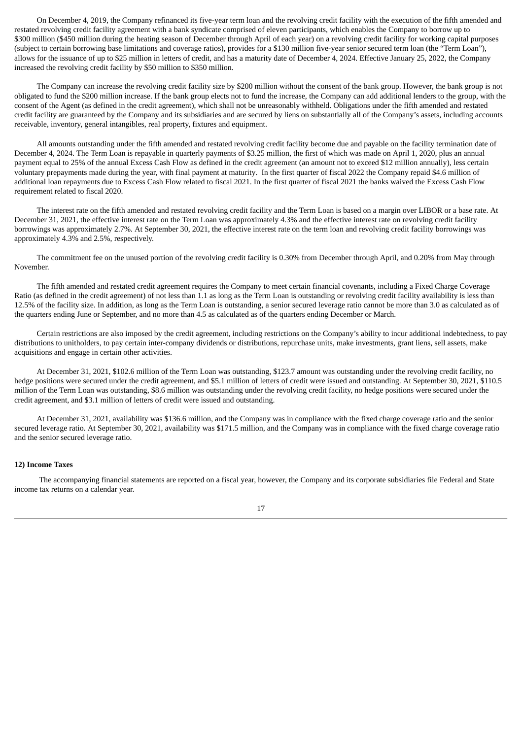On December 4, 2019, the Company refinanced its five-year term loan and the revolving credit facility with the execution of the fifth amended and restated revolving credit facility agreement with a bank syndicate comprised of eleven participants, which enables the Company to borrow up to $300 million ($450 million during the heating season of December through April of each year) on a revolving credit facility for working capital purposes (subject to certain borrowing base limitations and coverage ratios), provides for a $130 million five-year senior secured term loan (the "Term Loan"), allows for the issuance of up to $25 million in letters of credit, and has a maturity date of December 4, 2024. Effective January 25, 2022, the Company increased the revolving credit facility by $50 million to $350 million.

The Company can increase the revolving credit facility size by $200 million without the consent of the bank group. However, the bank group is not obligated to fund the $200 million increase. If the bank group elects not to fund the increase, the Company can add additional lenders to the group, with the consent of the Agent (as defined in the credit agreement), which shall not be unreasonably withheld. Obligations under the fifth amended and restated credit facility are guaranteed by the Company and its subsidiaries and are secured by liens on substantially all of the Company's assets, including accounts receivable, inventory, general intangibles, real property, fixtures and equipment.

All amounts outstanding under the fifth amended and restated revolving credit facility become due and payable on the facility termination date of December 4, 2024. The Term Loan is repayable in quarterly payments of $3.25 million, the first of which was made on April 1, 2020, plus an annual payment equal to 25% of the annual Excess Cash Flow as defined in the credit agreement (an amount not to exceed $12 million annually), less certain voluntary prepayments made during the year, with final payment at maturity. In the first quarter of fiscal 2022 the Company repaid $4.6 million of additional loan repayments due to Excess Cash Flow related to fiscal 2021. In the first quarter of fiscal 2021 the banks waived the Excess Cash Flow requirement related to fiscal 2020.

The interest rate on the fifth amended and restated revolving credit facility and the Term Loan is based on a margin over LIBOR or a base rate. At December 31, 2021, the effective interest rate on the Term Loan was approximately 4.3% and the effective interest rate on revolving credit facility borrowings was approximately 2.7%. At September 30, 2021, the effective interest rate on the term loan and revolving credit facility borrowings was approximately 4.3% and 2.5%, respectively.

The commitment fee on the unused portion of the revolving credit facility is 0.30% from December through April, and 0.20% from May through November.

The fifth amended and restated credit agreement requires the Company to meet certain financial covenants, including a Fixed Charge Coverage Ratio (as defined in the credit agreement) of not less than 1.1 as long as the Term Loan is outstanding or revolving credit facility availability is less than 12.5% of the facility size. In addition, as long as the Term Loan is outstanding, a senior secured leverage ratio cannot be more than 3.0 as calculated as of the quarters ending June or September, and no more than 4.5 as calculated as of the quarters ending December or March.

Certain restrictions are also imposed by the credit agreement, including restrictions on the Company's ability to incur additional indebtedness, to pay distributions to unitholders, to pay certain inter-company dividends or distributions, repurchase units, make investments, grant liens, sell assets, make acquisitions and engage in certain other activities.

At December 31, 2021, $102.6 million of the Term Loan was outstanding, $123.7 amount was outstanding under the revolving credit facility, no hedge positions were secured under the credit agreement, and $5.1 million of letters of credit were issued and outstanding. At September 30, 2021, $110.5 million of the Term Loan was outstanding, $8.6 million was outstanding under the revolving credit facility, no hedge positions were secured under the credit agreement, and $3.1 million of letters of credit were issued and outstanding.

At December 31, 2021, availability was $136.6 million, and the Company was in compliance with the fixed charge coverage ratio and the senior secured leverage ratio. At September 30, 2021, availability was $171.5 million, and the Company was in compliance with the fixed charge coverage ratio and the senior secured leverage ratio.

**12) Income Taxes**

The accompanying financial statements are reported on a fiscal year, however, the Company and its corporate subsidiaries file Federal and State income tax returns on a calendar year.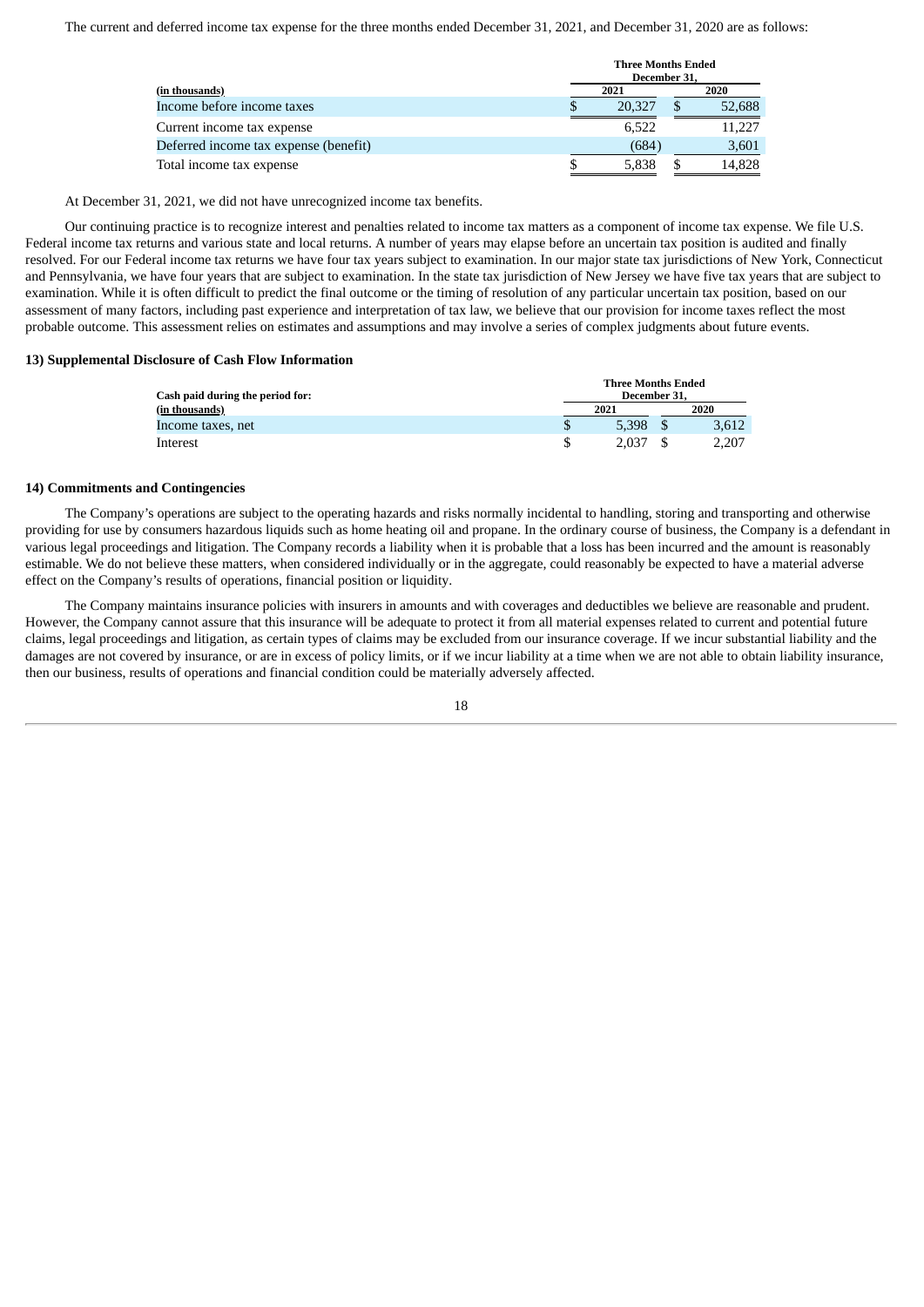The current and deferred income tax expense for the three months ended December 31, 2021, and December 31, 2020 are as follows:

| (in thousands) | Three Months Ended December 31, 2021 | Three Months Ended December 31, 2020 |
|---|---|---|
| Income before income taxes | $ 20,327 | $ 52,688 |
| Current income tax expense | 6,522 | 11,227 |
| Deferred income tax expense (benefit) | (684) | 3,601 |
| Total income tax expense | $ 5,838 | $ 14,828 |

At December 31, 2021, we did not have unrecognized income tax benefits.

Our continuing practice is to recognize interest and penalties related to income tax matters as a component of income tax expense. We file U.S. Federal income tax returns and various state and local returns. A number of years may elapse before an uncertain tax position is audited and finally resolved. For our Federal income tax returns we have four tax years subject to examination. In our major state tax jurisdictions of New York, Connecticut and Pennsylvania, we have four years that are subject to examination. In the state tax jurisdiction of New Jersey we have five tax years that are subject to examination. While it is often difficult to predict the final outcome or the timing of resolution of any particular uncertain tax position, based on our assessment of many factors, including past experience and interpretation of tax law, we believe that our provision for income taxes reflect the most probable outcome. This assessment relies on estimates and assumptions and may involve a series of complex judgments about future events.

### 13) Supplemental Disclosure of Cash Flow Information

| Cash paid during the period for: (in thousands) | Three Months Ended December 31, 2021 | Three Months Ended December 31, 2020 |
|---|---|---|
| Income taxes, net | $ 5,398 | $ 3,612 |
| Interest | $ 2,037 | $ 2,207 |

### 14) Commitments and Contingencies

The Company's operations are subject to the operating hazards and risks normally incidental to handling, storing and transporting and otherwise providing for use by consumers hazardous liquids such as home heating oil and propane. In the ordinary course of business, the Company is a defendant in various legal proceedings and litigation. The Company records a liability when it is probable that a loss has been incurred and the amount is reasonably estimable. We do not believe these matters, when considered individually or in the aggregate, could reasonably be expected to have a material adverse effect on the Company's results of operations, financial position or liquidity.

The Company maintains insurance policies with insurers in amounts and with coverages and deductibles we believe are reasonable and prudent. However, the Company cannot assure that this insurance will be adequate to protect it from all material expenses related to current and potential future claims, legal proceedings and litigation, as certain types of claims may be excluded from our insurance coverage. If we incur substantial liability and the damages are not covered by insurance, or are in excess of policy limits, or if we incur liability at a time when we are not able to obtain liability insurance, then our business, results of operations and financial condition could be materially adversely affected.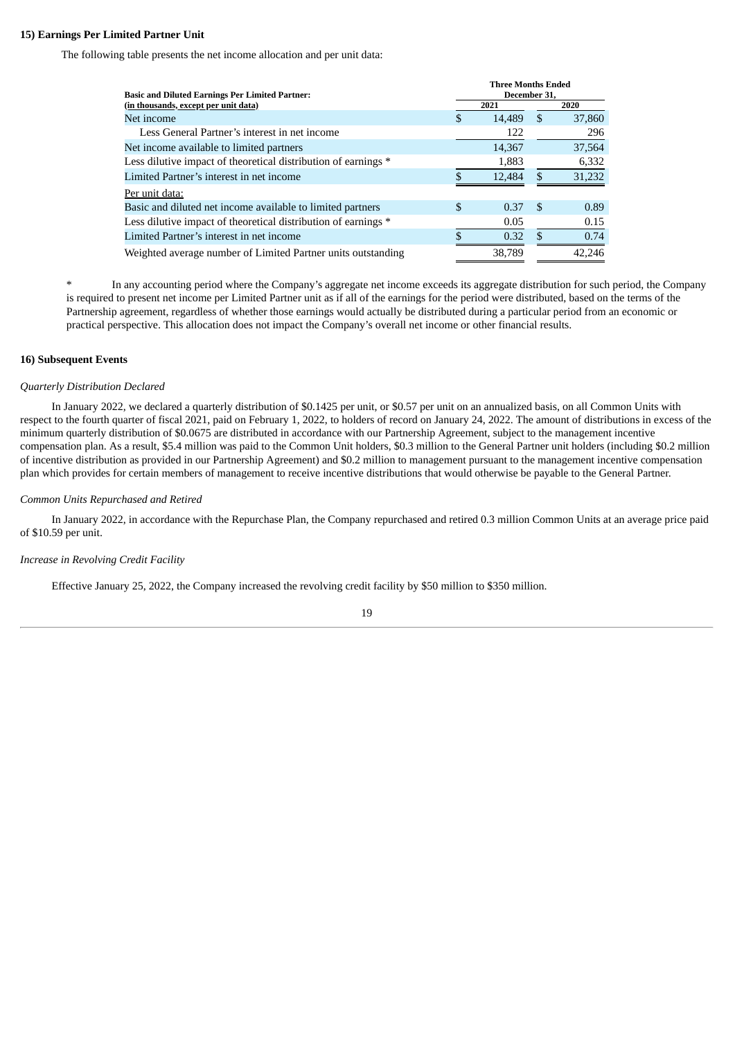### 15) Earnings Per Limited Partner Unit

The following table presents the net income allocation and per unit data:

| **Basic and Diluted Earnings Per Limited Partner:** (in thousands, except per unit data) | **Three Months Ended December 31,** | |
|---|---|---|
| | **2021** | **2020** |
| Net income | $ 14,489 | $ 37,860 |
| Less General Partner's interest in net income | 122 | 296 |
| Net income available to limited partners | 14,367 | 37,564 |
| Less dilutive impact of theoretical distribution of earnings * | 1,883 | 6,332 |
| Limited Partner's interest in net income | $ 12,484 | $ 31,232 |
| Per unit data: | | |
| Basic and diluted net income available to limited partners | $ 0.37 | $ 0.89 |
| Less dilutive impact of theoretical distribution of earnings * | 0.05 | 0.15 |
| Limited Partner's interest in net income | $ 0.32 | $ 0.74 |
| Weighted average number of Limited Partner units outstanding | 38,789 | 42,246 |

\* In any accounting period where the Company's aggregate net income exceeds its aggregate distribution for such period, the Company is required to present net income per Limited Partner unit as if all of the earnings for the period were distributed, based on the terms of the Partnership agreement, regardless of whether those earnings would actually be distributed during a particular period from an economic or practical perspective. This allocation does not impact the Company's overall net income or other financial results.

### 16) Subsequent Events

*Quarterly Distribution Declared*

In January 2022, we declared a quarterly distribution of $0.1425 per unit, or $0.57 per unit on an annualized basis, on all Common Units with respect to the fourth quarter of fiscal 2021, paid on February 1, 2022, to holders of record on January 24, 2022. The amount of distributions in excess of the minimum quarterly distribution of $0.0675 are distributed in accordance with our Partnership Agreement, subject to the management incentive compensation plan. As a result, $5.4 million was paid to the Common Unit holders, $0.3 million to the General Partner unit holders (including $0.2 million of incentive distribution as provided in our Partnership Agreement) and $0.2 million to management pursuant to the management incentive compensation plan which provides for certain members of management to receive incentive distributions that would otherwise be payable to the General Partner.

*Common Units Repurchased and Retired*

In January 2022, in accordance with the Repurchase Plan, the Company repurchased and retired 0.3 million Common Units at an average price paid of $10.59 per unit.

*Increase in Revolving Credit Facility*

Effective January 25, 2022, the Company increased the revolving credit facility by $50 million to $350 million.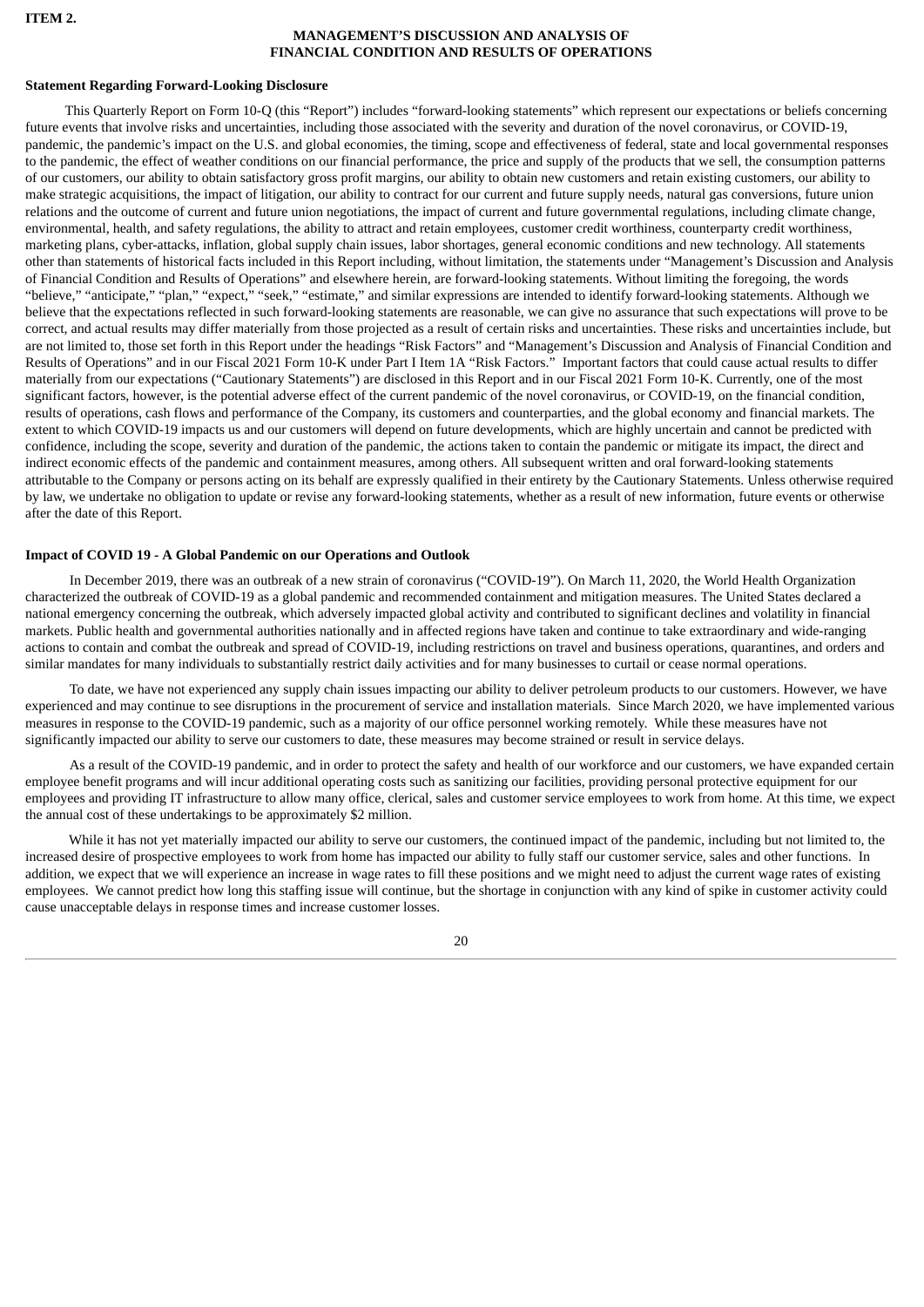**ITEM 2.**

## MANAGEMENT'S DISCUSSION AND ANALYSIS OF FINANCIAL CONDITION AND RESULTS OF OPERATIONS

### Statement Regarding Forward-Looking Disclosure

This Quarterly Report on Form 10-Q (this "Report") includes "forward-looking statements" which represent our expectations or beliefs concerning future events that involve risks and uncertainties, including those associated with the severity and duration of the novel coronavirus, or COVID-19, pandemic, the pandemic's impact on the U.S. and global economies, the timing, scope and effectiveness of federal, state and local governmental responses to the pandemic, the effect of weather conditions on our financial performance, the price and supply of the products that we sell, the consumption patterns of our customers, our ability to obtain satisfactory gross profit margins, our ability to obtain new customers and retain existing customers, our ability to make strategic acquisitions, the impact of litigation, our ability to contract for our current and future supply needs, natural gas conversions, future union relations and the outcome of current and future union negotiations, the impact of current and future governmental regulations, including climate change, environmental, health, and safety regulations, the ability to attract and retain employees, customer credit worthiness, counterparty credit worthiness, marketing plans, cyber-attacks, inflation, global supply chain issues, labor shortages, general economic conditions and new technology. All statements other than statements of historical facts included in this Report including, without limitation, the statements under "Management's Discussion and Analysis of Financial Condition and Results of Operations" and elsewhere herein, are forward-looking statements. Without limiting the foregoing, the words "believe," "anticipate," "plan," "expect," "seek," "estimate," and similar expressions are intended to identify forward-looking statements. Although we believe that the expectations reflected in such forward-looking statements are reasonable, we can give no assurance that such expectations will prove to be correct, and actual results may differ materially from those projected as a result of certain risks and uncertainties. These risks and uncertainties include, but are not limited to, those set forth in this Report under the headings "Risk Factors" and "Management's Discussion and Analysis of Financial Condition and Results of Operations" and in our Fiscal 2021 Form 10-K under Part I Item 1A "Risk Factors." Important factors that could cause actual results to differ materially from our expectations ("Cautionary Statements") are disclosed in this Report and in our Fiscal 2021 Form 10-K. Currently, one of the most significant factors, however, is the potential adverse effect of the current pandemic of the novel coronavirus, or COVID-19, on the financial condition, results of operations, cash flows and performance of the Company, its customers and counterparties, and the global economy and financial markets. The extent to which COVID-19 impacts us and our customers will depend on future developments, which are highly uncertain and cannot be predicted with confidence, including the scope, severity and duration of the pandemic, the actions taken to contain the pandemic or mitigate its impact, the direct and indirect economic effects of the pandemic and containment measures, among others. All subsequent written and oral forward-looking statements attributable to the Company or persons acting on its behalf are expressly qualified in their entirety by the Cautionary Statements. Unless otherwise required by law, we undertake no obligation to update or revise any forward-looking statements, whether as a result of new information, future events or otherwise after the date of this Report.

### Impact of COVID 19 - A Global Pandemic on our Operations and Outlook

In December 2019, there was an outbreak of a new strain of coronavirus ("COVID-19"). On March 11, 2020, the World Health Organization characterized the outbreak of COVID-19 as a global pandemic and recommended containment and mitigation measures. The United States declared a national emergency concerning the outbreak, which adversely impacted global activity and contributed to significant declines and volatility in financial markets. Public health and governmental authorities nationally and in affected regions have taken and continue to take extraordinary and wide-ranging actions to contain and combat the outbreak and spread of COVID-19, including restrictions on travel and business operations, quarantines, and orders and similar mandates for many individuals to substantially restrict daily activities and for many businesses to curtail or cease normal operations.

To date, we have not experienced any supply chain issues impacting our ability to deliver petroleum products to our customers. However, we have experienced and may continue to see disruptions in the procurement of service and installation materials. Since March 2020, we have implemented various measures in response to the COVID-19 pandemic, such as a majority of our office personnel working remotely. While these measures have not significantly impacted our ability to serve our customers to date, these measures may become strained or result in service delays.

As a result of the COVID-19 pandemic, and in order to protect the safety and health of our workforce and our customers, we have expanded certain employee benefit programs and will incur additional operating costs such as sanitizing our facilities, providing personal protective equipment for our employees and providing IT infrastructure to allow many office, clerical, sales and customer service employees to work from home. At this time, we expect the annual cost of these undertakings to be approximately $2 million.

While it has not yet materially impacted our ability to serve our customers, the continued impact of the pandemic, including but not limited to, the increased desire of prospective employees to work from home has impacted our ability to fully staff our customer service, sales and other functions. In addition, we expect that we will experience an increase in wage rates to fill these positions and we might need to adjust the current wage rates of existing employees. We cannot predict how long this staffing issue will continue, but the shortage in conjunction with any kind of spike in customer activity could cause unacceptable delays in response times and increase customer losses.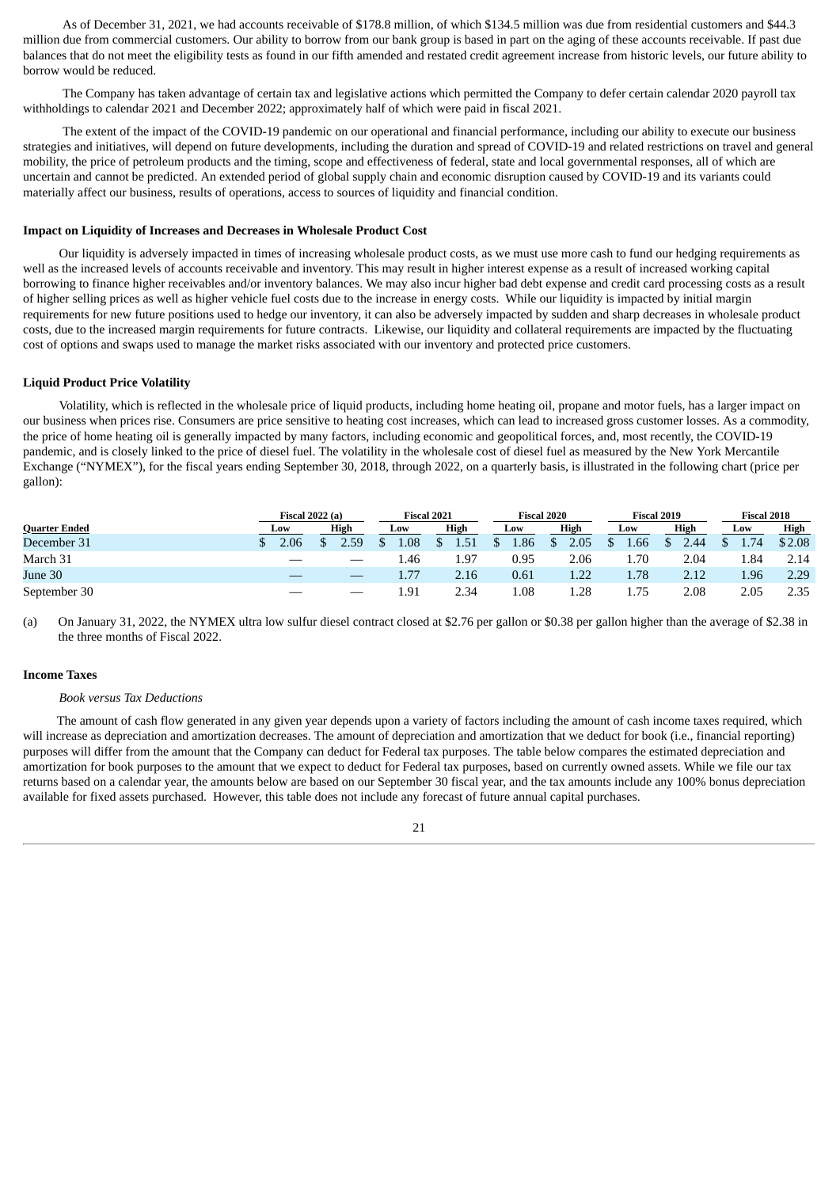As of December 31, 2021, we had accounts receivable of $178.8 million, of which $134.5 million was due from residential customers and $44.3 million due from commercial customers. Our ability to borrow from our bank group is based in part on the aging of these accounts receivable. If past due balances that do not meet the eligibility tests as found in our fifth amended and restated credit agreement increase from historic levels, our future ability to borrow would be reduced.

The Company has taken advantage of certain tax and legislative actions which permitted the Company to defer certain calendar 2020 payroll tax withholdings to calendar 2021 and December 2022; approximately half of which were paid in fiscal 2021.

The extent of the impact of the COVID-19 pandemic on our operational and financial performance, including our ability to execute our business strategies and initiatives, will depend on future developments, including the duration and spread of COVID-19 and related restrictions on travel and general mobility, the price of petroleum products and the timing, scope and effectiveness of federal, state and local governmental responses, all of which are uncertain and cannot be predicted. An extended period of global supply chain and economic disruption caused by COVID-19 and its variants could materially affect our business, results of operations, access to sources of liquidity and financial condition.

**Impact on Liquidity of Increases and Decreases in Wholesale Product Cost**

Our liquidity is adversely impacted in times of increasing wholesale product costs, as we must use more cash to fund our hedging requirements as well as the increased levels of accounts receivable and inventory. This may result in higher interest expense as a result of increased working capital borrowing to finance higher receivables and/or inventory balances. We may also incur higher bad debt expense and credit card processing costs as a result of higher selling prices as well as higher vehicle fuel costs due to the increase in energy costs. While our liquidity is impacted by initial margin requirements for new future positions used to hedge our inventory, it can also be adversely impacted by sudden and sharp decreases in wholesale product costs, due to the increased margin requirements for future contracts. Likewise, our liquidity and collateral requirements are impacted by the fluctuating cost of options and swaps used to manage the market risks associated with our inventory and protected price customers.

**Liquid Product Price Volatility**

Volatility, which is reflected in the wholesale price of liquid products, including home heating oil, propane and motor fuels, has a larger impact on our business when prices rise. Consumers are price sensitive to heating cost increases, which can lead to increased gross customer losses. As a commodity, the price of home heating oil is generally impacted by many factors, including economic and geopolitical forces, and, most recently, the COVID-19 pandemic, and is closely linked to the price of diesel fuel. The volatility in the wholesale cost of diesel fuel as measured by the New York Mercantile Exchange ("NYMEX"), for the fiscal years ending September 30, 2018, through 2022, on a quarterly basis, is illustrated in the following chart (price per gallon):

| | Fiscal 2022 (a) | | Fiscal 2021 | | Fiscal 2020 | | Fiscal 2019 | | Fiscal 2018 | |
|---|---|---|---|---|---|---|---|---|---|---|
| **Quarter Ended** | **Low** | **High** | **Low** | **High** | **Low** | **High** | **Low** | **High** | **Low** | **High** |
| December 31 | $ 2.06 | $ 2.59 | $ 1.08 | $ 1.51 | $ 1.86 | $ 2.05 | $ 1.66 | $ 2.44 | $ 1.74 | $ 2.08 |
| March 31 | — | — | 1.46 | 1.97 | 0.95 | 2.06 | 1.70 | 2.04 | 1.84 | 2.14 |
| June 30 | — | — | 1.77 | 2.16 | 0.61 | 1.22 | 1.78 | 2.12 | 1.96 | 2.29 |
| September 30 | — | — | 1.91 | 2.34 | 1.08 | 1.28 | 1.75 | 2.08 | 2.05 | 2.35 |

(a) On January 31, 2022, the NYMEX ultra low sulfur diesel contract closed at $2.76 per gallon or $0.38 per gallon higher than the average of $2.38 in the three months of Fiscal 2022.

**Income Taxes**

*Book versus Tax Deductions*

The amount of cash flow generated in any given year depends upon a variety of factors including the amount of cash income taxes required, which will increase as depreciation and amortization decreases. The amount of depreciation and amortization that we deduct for book (i.e., financial reporting) purposes will differ from the amount that the Company can deduct for Federal tax purposes. The table below compares the estimated depreciation and amortization for book purposes to the amount that we expect to deduct for Federal tax purposes, based on currently owned assets. While we file our tax returns based on a calendar year, the amounts below are based on our September 30 fiscal year, and the tax amounts include any 100% bonus depreciation available for fixed assets purchased. However, this table does not include any forecast of future annual capital purchases.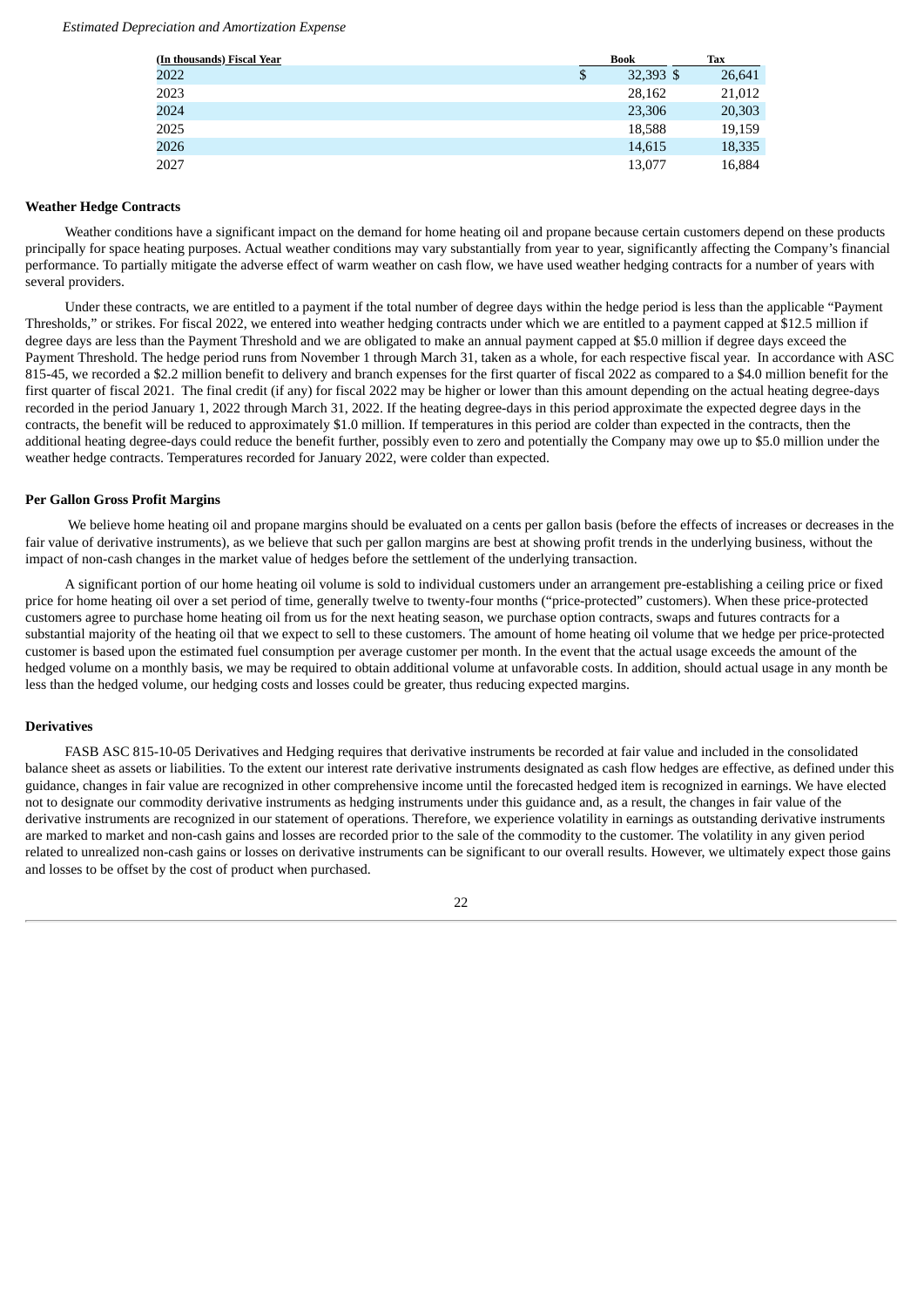*Estimated Depreciation and Amortization Expense*

| (In thousands) Fiscal Year | Book | Tax |
|---|---|---|
| 2022 | $ 32,393 | $ 26,641 |
| 2023 | 28,162 | 21,012 |
| 2024 | 23,306 | 20,303 |
| 2025 | 18,588 | 19,159 |
| 2026 | 14,615 | 18,335 |
| 2027 | 13,077 | 16,884 |

**Weather Hedge Contracts**

Weather conditions have a significant impact on the demand for home heating oil and propane because certain customers depend on these products principally for space heating purposes. Actual weather conditions may vary substantially from year to year, significantly affecting the Company's financial performance. To partially mitigate the adverse effect of warm weather on cash flow, we have used weather hedging contracts for a number of years with several providers.

Under these contracts, we are entitled to a payment if the total number of degree days within the hedge period is less than the applicable "Payment Thresholds," or strikes. For fiscal 2022, we entered into weather hedging contracts under which we are entitled to a payment capped at $12.5 million if degree days are less than the Payment Threshold and we are obligated to make an annual payment capped at $5.0 million if degree days exceed the Payment Threshold. The hedge period runs from November 1 through March 31, taken as a whole, for each respective fiscal year. In accordance with ASC 815-45, we recorded a $2.2 million benefit to delivery and branch expenses for the first quarter of fiscal 2022 as compared to a $4.0 million benefit for the first quarter of fiscal 2021. The final credit (if any) for fiscal 2022 may be higher or lower than this amount depending on the actual heating degree-days recorded in the period January 1, 2022 through March 31, 2022. If the heating degree-days in this period approximate the expected degree days in the contracts, the benefit will be reduced to approximately $1.0 million. If temperatures in this period are colder than expected in the contracts, then the additional heating degree-days could reduce the benefit further, possibly even to zero and potentially the Company may owe up to $5.0 million under the weather hedge contracts. Temperatures recorded for January 2022, were colder than expected.

**Per Gallon Gross Profit Margins**

We believe home heating oil and propane margins should be evaluated on a cents per gallon basis (before the effects of increases or decreases in the fair value of derivative instruments), as we believe that such per gallon margins are best at showing profit trends in the underlying business, without the impact of non-cash changes in the market value of hedges before the settlement of the underlying transaction.

A significant portion of our home heating oil volume is sold to individual customers under an arrangement pre-establishing a ceiling price or fixed price for home heating oil over a set period of time, generally twelve to twenty-four months ("price-protected" customers). When these price-protected customers agree to purchase home heating oil from us for the next heating season, we purchase option contracts, swaps and futures contracts for a substantial majority of the heating oil that we expect to sell to these customers. The amount of home heating oil volume that we hedge per price-protected customer is based upon the estimated fuel consumption per average customer per month. In the event that the actual usage exceeds the amount of the hedged volume on a monthly basis, we may be required to obtain additional volume at unfavorable costs. In addition, should actual usage in any month be less than the hedged volume, our hedging costs and losses could be greater, thus reducing expected margins.

**Derivatives**

FASB ASC 815-10-05 Derivatives and Hedging requires that derivative instruments be recorded at fair value and included in the consolidated balance sheet as assets or liabilities. To the extent our interest rate derivative instruments designated as cash flow hedges are effective, as defined under this guidance, changes in fair value are recognized in other comprehensive income until the forecasted hedged item is recognized in earnings. We have elected not to designate our commodity derivative instruments as hedging instruments under this guidance and, as a result, the changes in fair value of the derivative instruments are recognized in our statement of operations. Therefore, we experience volatility in earnings as outstanding derivative instruments are marked to market and non-cash gains and losses are recorded prior to the sale of the commodity to the customer. The volatility in any given period related to unrealized non-cash gains or losses on derivative instruments can be significant to our overall results. However, we ultimately expect those gains and losses to be offset by the cost of product when purchased.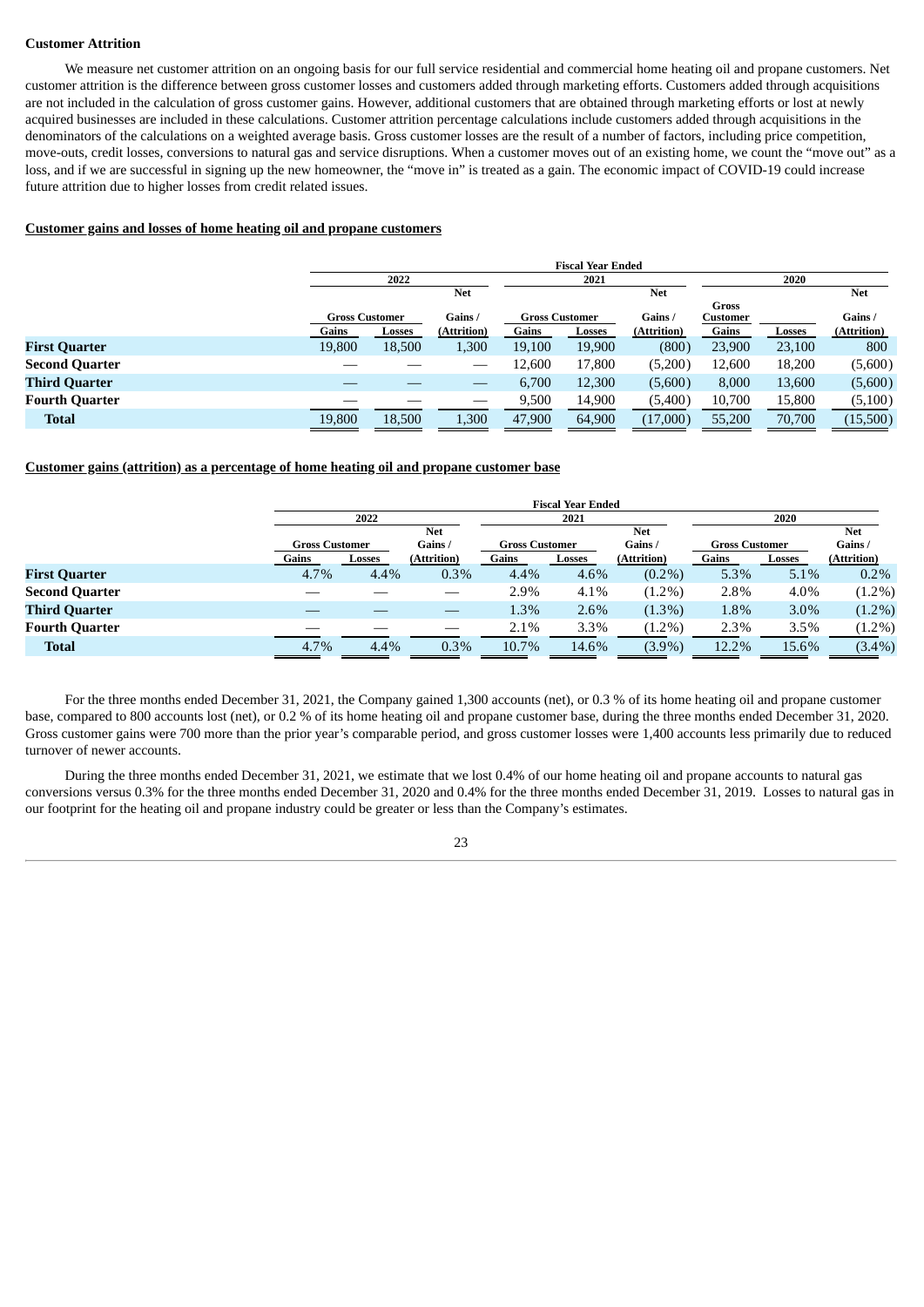**Customer Attrition**

We measure net customer attrition on an ongoing basis for our full service residential and commercial home heating oil and propane customers. Net customer attrition is the difference between gross customer losses and customers added through marketing efforts. Customers added through acquisitions are not included in the calculation of gross customer gains. However, additional customers that are obtained through marketing efforts or lost at newly acquired businesses are included in these calculations. Customer attrition percentage calculations include customers added through acquisitions in the denominators of the calculations on a weighted average basis. Gross customer losses are the result of a number of factors, including price competition, move-outs, credit losses, conversions to natural gas and service disruptions. When a customer moves out of an existing home, we count the "move out" as a loss, and if we are successful in signing up the new homeowner, the "move in" is treated as a gain. The economic impact of COVID-19 could increase future attrition due to higher losses from credit related issues.

**Customer gains and losses of home heating oil and propane customers**

| | Fiscal Year Ended | | | | | | | | |
|---|---|---|---|---|---|---|---|---|---|
| | 2022 | | | 2021 | | | 2020 | | |
| | Gross Customer | | Net Gains / | Gross Customer | | Net Gains / | Gross Customer | | Net Gains / |
| | Gains | Losses | (Attrition) | Gains | Losses | (Attrition) | Gains | Losses | (Attrition) |
| **First Quarter** | 19,800 | 18,500 | 1,300 | 19,100 | 19,900 | (800) | 23,900 | 23,100 | 800 |
| **Second Quarter** | — | — | — | 12,600 | 17,800 | (5,200) | 12,600 | 18,200 | (5,600) |
| **Third Quarter** | — | — | — | 6,700 | 12,300 | (5,600) | 8,000 | 13,600 | (5,600) |
| **Fourth Quarter** | — | — | — | 9,500 | 14,900 | (5,400) | 10,700 | 15,800 | (5,100) |
| **Total** | 19,800 | 18,500 | 1,300 | 47,900 | 64,900 | (17,000) | 55,200 | 70,700 | (15,500) |

**Customer gains (attrition) as a percentage of home heating oil and propane customer base**

| | Fiscal Year Ended | | | | | | | | |
|---|---|---|---|---|---|---|---|---|---|
| | 2022 | | | 2021 | | | 2020 | | |
| | Gross Customer | | Net Gains / | Gross Customer | | Net Gains / | Gross Customer | | Net Gains / |
| | Gains | Losses | (Attrition) | Gains | Losses | (Attrition) | Gains | Losses | (Attrition) |
| **First Quarter** | 4.7% | 4.4% | 0.3% | 4.4% | 4.6% | (0.2%) | 5.3% | 5.1% | 0.2% |
| **Second Quarter** | — | — | — | 2.9% | 4.1% | (1.2%) | 2.8% | 4.0% | (1.2%) |
| **Third Quarter** | — | — | — | 1.3% | 2.6% | (1.3%) | 1.8% | 3.0% | (1.2%) |
| **Fourth Quarter** | — | — | — | 2.1% | 3.3% | (1.2%) | 2.3% | 3.5% | (1.2%) |
| **Total** | 4.7% | 4.4% | 0.3% | 10.7% | 14.6% | (3.9%) | 12.2% | 15.6% | (3.4%) |

For the three months ended December 31, 2021, the Company gained 1,300 accounts (net), or 0.3 % of its home heating oil and propane customer base, compared to 800 accounts lost (net), or 0.2 % of its home heating oil and propane customer base, during the three months ended December 31, 2020. Gross customer gains were 700 more than the prior year's comparable period, and gross customer losses were 1,400 accounts less primarily due to reduced turnover of newer accounts.

During the three months ended December 31, 2021, we estimate that we lost 0.4% of our home heating oil and propane accounts to natural gas conversions versus 0.3% for the three months ended December 31, 2020 and 0.4% for the three months ended December 31, 2019. Losses to natural gas in our footprint for the heating oil and propane industry could be greater or less than the Company's estimates.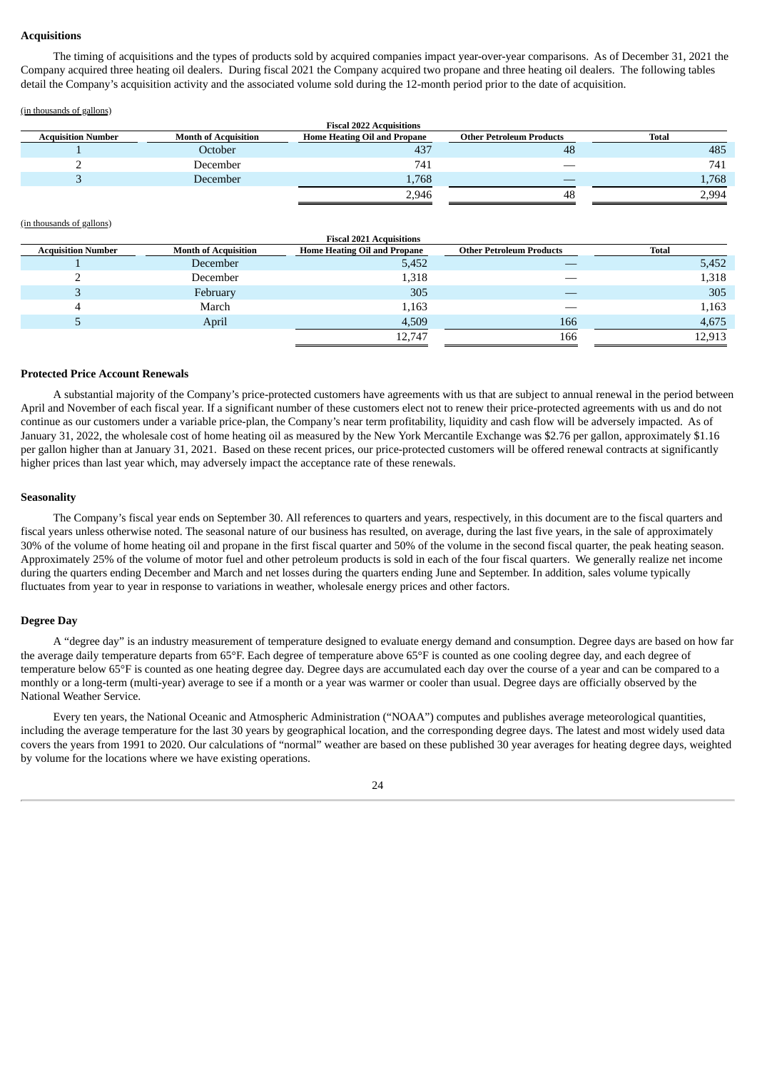## Acquisitions

The timing of acquisitions and the types of products sold by acquired companies impact year-over-year comparisons. As of December 31, 2021 the Company acquired three heating oil dealers. During fiscal 2021 the Company acquired two propane and three heating oil dealers. The following tables detail the Company's acquisition activity and the associated volume sold during the 12-month period prior to the date of acquisition.

(in thousands of gallons)

| Fiscal 2022 Acquisitions | | | | |
|---|---|---|---|---|
| Acquisition Number | Month of Acquisition | Home Heating Oil and Propane | Other Petroleum Products | Total |
| 1 | October | 437 | 48 | 485 |
| 2 | December | 741 | — | 741 |
| 3 | December | 1,768 | — | 1,768 |
| | | 2,946 | 48 | 2,994 |

(in thousands of gallons)

| Fiscal 2021 Acquisitions | | | | |
|---|---|---|---|---|
| Acquisition Number | Month of Acquisition | Home Heating Oil and Propane | Other Petroleum Products | Total |
| 1 | December | 5,452 | — | 5,452 |
| 2 | December | 1,318 | — | 1,318 |
| 3 | February | 305 | — | 305 |
| 4 | March | 1,163 | — | 1,163 |
| 5 | April | 4,509 | 166 | 4,675 |
| | | 12,747 | 166 | 12,913 |

## Protected Price Account Renewals

A substantial majority of the Company's price-protected customers have agreements with us that are subject to annual renewal in the period between April and November of each fiscal year. If a significant number of these customers elect not to renew their price-protected agreements with us and do not continue as our customers under a variable price-plan, the Company's near term profitability, liquidity and cash flow will be adversely impacted. As of January 31, 2022, the wholesale cost of home heating oil as measured by the New York Mercantile Exchange was $2.76 per gallon, approximately $1.16 per gallon higher than at January 31, 2021. Based on these recent prices, our price-protected customers will be offered renewal contracts at significantly higher prices than last year which, may adversely impact the acceptance rate of these renewals.

## Seasonality

The Company's fiscal year ends on September 30. All references to quarters and years, respectively, in this document are to the fiscal quarters and fiscal years unless otherwise noted. The seasonal nature of our business has resulted, on average, during the last five years, in the sale of approximately 30% of the volume of home heating oil and propane in the first fiscal quarter and 50% of the volume in the second fiscal quarter, the peak heating season. Approximately 25% of the volume of motor fuel and other petroleum products is sold in each of the four fiscal quarters. We generally realize net income during the quarters ending December and March and net losses during the quarters ending June and September. In addition, sales volume typically fluctuates from year to year in response to variations in weather, wholesale energy prices and other factors.

## Degree Day

A "degree day" is an industry measurement of temperature designed to evaluate energy demand and consumption. Degree days are based on how far the average daily temperature departs from 65°F. Each degree of temperature above 65°F is counted as one cooling degree day, and each degree of temperature below 65°F is counted as one heating degree day. Degree days are accumulated each day over the course of a year and can be compared to a monthly or a long-term (multi-year) average to see if a month or a year was warmer or cooler than usual. Degree days are officially observed by the National Weather Service.

Every ten years, the National Oceanic and Atmospheric Administration ("NOAA") computes and publishes average meteorological quantities, including the average temperature for the last 30 years by geographical location, and the corresponding degree days. The latest and most widely used data covers the years from 1991 to 2020. Our calculations of "normal" weather are based on these published 30 year averages for heating degree days, weighted by volume for the locations where we have existing operations.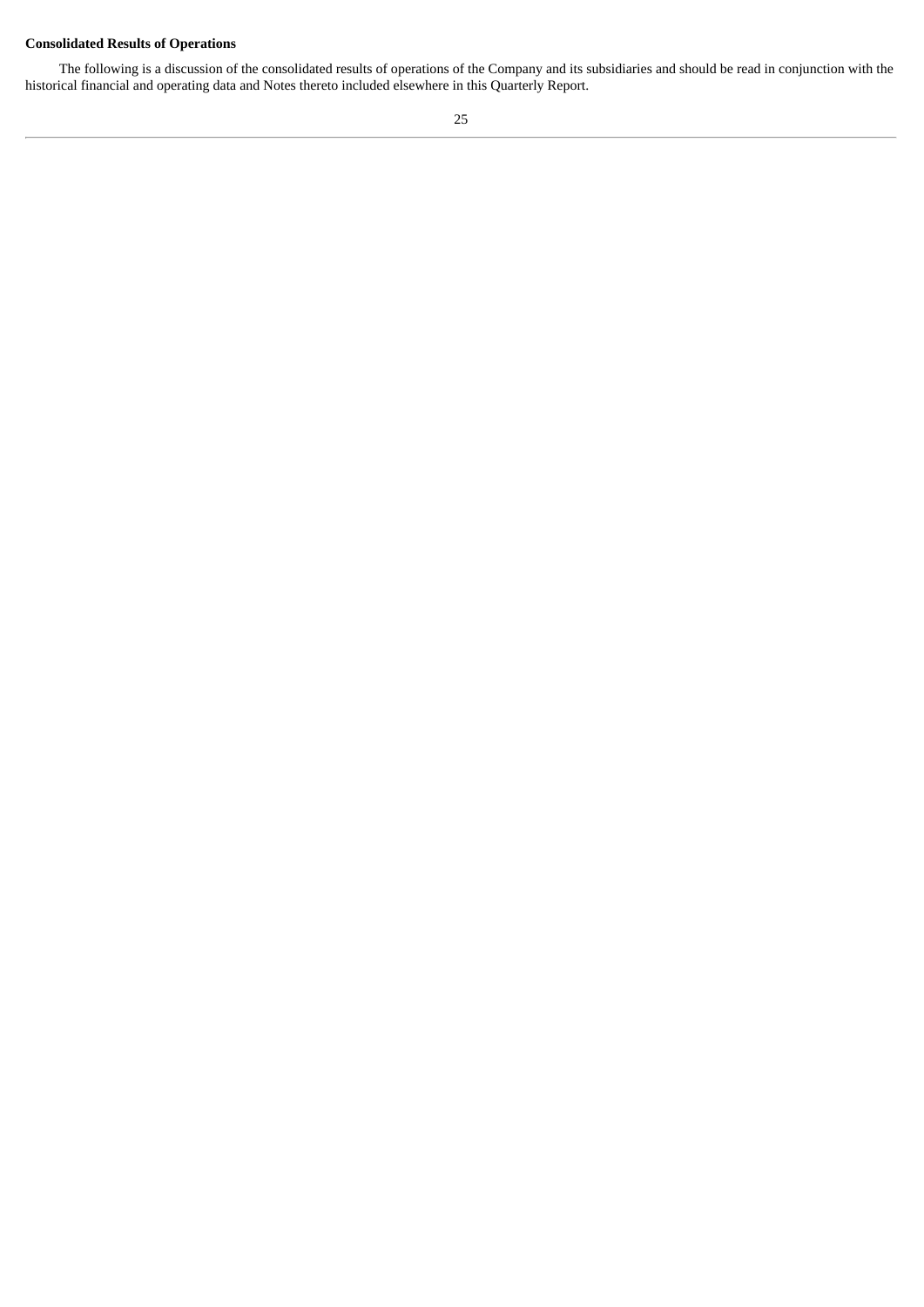**Consolidated Results of Operations**

The following is a discussion of the consolidated results of operations of the Company and its subsidiaries and should be read in conjunction with the historical financial and operating data and Notes thereto included elsewhere in this Quarterly Report.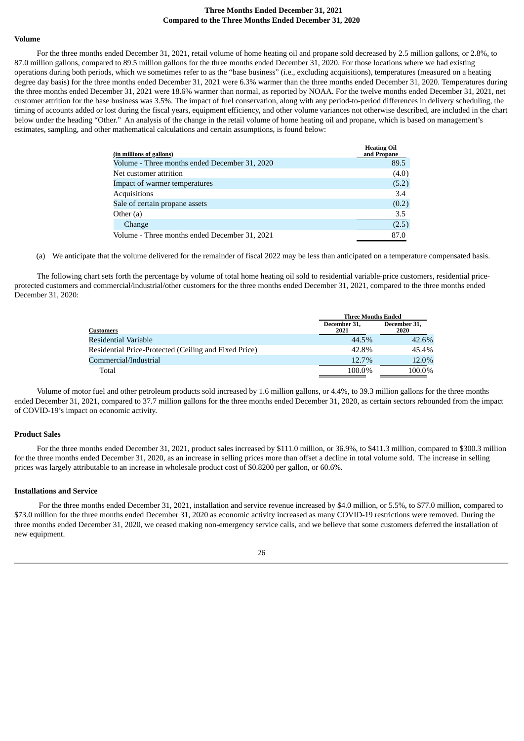**Three Months Ended December 31, 2021**
**Compared to the Three Months Ended December 31, 2020**

### Volume

For the three months ended December 31, 2021, retail volume of home heating oil and propane sold decreased by 2.5 million gallons, or 2.8%, to 87.0 million gallons, compared to 89.5 million gallons for the three months ended December 31, 2020. For those locations where we had existing operations during both periods, which we sometimes refer to as the "base business" (i.e., excluding acquisitions), temperatures (measured on a heating degree day basis) for the three months ended December 31, 2021 were 6.3% warmer than the three months ended December 31, 2020. Temperatures during the three months ended December 31, 2021 were 18.6% warmer than normal, as reported by NOAA. For the twelve months ended December 31, 2021, net customer attrition for the base business was 3.5%. The impact of fuel conservation, along with any period-to-period differences in delivery scheduling, the timing of accounts added or lost during the fiscal years, equipment efficiency, and other volume variances not otherwise described, are included in the chart below under the heading "Other." An analysis of the change in the retail volume of home heating oil and propane, which is based on management's estimates, sampling, and other mathematical calculations and certain assumptions, is found below:

| (in millions of gallons) | Heating Oil and Propane |
|---|---|
| Volume - Three months ended December 31, 2020 | 89.5 |
| Net customer attrition | (4.0) |
| Impact of warmer temperatures | (5.2) |
| Acquisitions | 3.4 |
| Sale of certain propane assets | (0.2) |
| Other (a) | 3.5 |
| Change | (2.5) |
| Volume - Three months ended December 31, 2021 | 87.0 |

(a) We anticipate that the volume delivered for the remainder of fiscal 2022 may be less than anticipated on a temperature compensated basis.

The following chart sets forth the percentage by volume of total home heating oil sold to residential variable-price customers, residential price-protected customers and commercial/industrial/other customers for the three months ended December 31, 2021, compared to the three months ended December 31, 2020:

| | Three Months Ended | |
|---|---|---|
| Customers | December 31, 2021 | December 31, 2020 |
| Residential Variable | 44.5% | 42.6% |
| Residential Price-Protected (Ceiling and Fixed Price) | 42.8% | 45.4% |
| Commercial/Industrial | 12.7% | 12.0% |
| Total | 100.0% | 100.0% |

Volume of motor fuel and other petroleum products sold increased by 1.6 million gallons, or 4.4%, to 39.3 million gallons for the three months ended December 31, 2021, compared to 37.7 million gallons for the three months ended December 31, 2020, as certain sectors rebounded from the impact of COVID-19's impact on economic activity.

### Product Sales

For the three months ended December 31, 2021, product sales increased by $111.0 million, or 36.9%, to $411.3 million, compared to $300.3 million for the three months ended December 31, 2020, as an increase in selling prices more than offset a decline in total volume sold. The increase in selling prices was largely attributable to an increase in wholesale product cost of $0.8200 per gallon, or 60.6%.

### Installations and Service

For the three months ended December 31, 2021, installation and service revenue increased by $4.0 million, or 5.5%, to $77.0 million, compared to $73.0 million for the three months ended December 31, 2020 as economic activity increased as many COVID-19 restrictions were removed. During the three months ended December 31, 2020, we ceased making non-emergency service calls, and we believe that some customers deferred the installation of new equipment.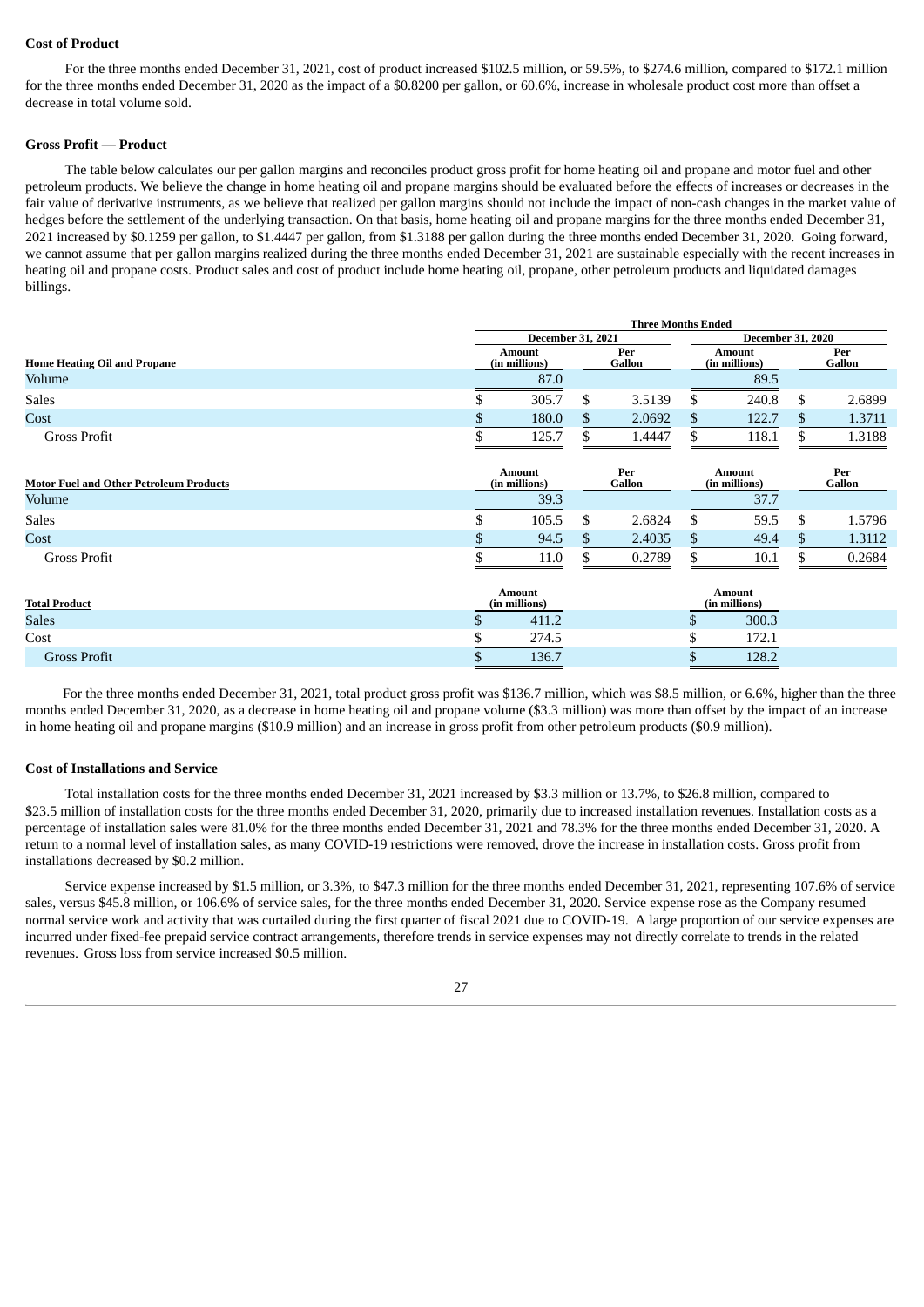**Cost of Product**

For the three months ended December 31, 2021, cost of product increased $102.5 million, or 59.5%, to $274.6 million, compared to $172.1 million for the three months ended December 31, 2020 as the impact of a $0.8200 per gallon, or 60.6%, increase in wholesale product cost more than offset a decrease in total volume sold.

**Gross Profit — Product**

The table below calculates our per gallon margins and reconciles product gross profit for home heating oil and propane and motor fuel and other petroleum products. We believe the change in home heating oil and propane margins should be evaluated before the effects of increases or decreases in the fair value of derivative instruments, as we believe that realized per gallon margins should not include the impact of non-cash changes in the market value of hedges before the settlement of the underlying transaction. On that basis, home heating oil and propane margins for the three months ended December 31, 2021 increased by $0.1259 per gallon, to $1.4447 per gallon, from $1.3188 per gallon during the three months ended December 31, 2020. Going forward, we cannot assume that per gallon margins realized during the three months ended December 31, 2021 are sustainable especially with the recent increases in heating oil and propane costs. Product sales and cost of product include home heating oil, propane, other petroleum products and liquidated damages billings.

| | Three Months Ended | | | |
|---|---|---|---|---|
| | December 31, 2021 | | December 31, 2020 | |
| **Home Heating Oil and Propane** | Amount (in millions) | Per Gallon | Amount (in millions) | Per Gallon |
| Volume | 87.0 | | 89.5 | |
| Sales | $ 305.7 | $ 3.5139 | $ 240.8 | $ 2.6899 |
| Cost | $ 180.0 | $ 2.0692 | $ 122.7 | $ 1.3711 |
| Gross Profit | $ 125.7 | $ 1.4447 | $ 118.1 | $ 1.3188 |
| **Motor Fuel and Other Petroleum Products** | Amount (in millions) | Per Gallon | Amount (in millions) | Per Gallon |
| Volume | 39.3 | | 37.7 | |
| Sales | $ 105.5 | $ 2.6824 | $ 59.5 | $ 1.5796 |
| Cost | $ 94.5 | $ 2.4035 | $ 49.4 | $ 1.3112 |
| Gross Profit | $ 11.0 | $ 0.2789 | $ 10.1 | $ 0.2684 |
| **Total Product** | Amount (in millions) | | Amount (in millions) | |
| Sales | $ 411.2 | | $ 300.3 | |
| Cost | $ 274.5 | | $ 172.1 | |
| Gross Profit | $ 136.7 | | $ 128.2 | |

For the three months ended December 31, 2021, total product gross profit was $136.7 million, which was $8.5 million, or 6.6%, higher than the three months ended December 31, 2020, as a decrease in home heating oil and propane volume ($3.3 million) was more than offset by the impact of an increase in home heating oil and propane margins ($10.9 million) and an increase in gross profit from other petroleum products ($0.9 million).

**Cost of Installations and Service**

Total installation costs for the three months ended December 31, 2021 increased by $3.3 million or 13.7%, to $26.8 million, compared to $23.5 million of installation costs for the three months ended December 31, 2020, primarily due to increased installation revenues. Installation costs as a percentage of installation sales were 81.0% for the three months ended December 31, 2021 and 78.3% for the three months ended December 31, 2020. A return to a normal level of installation sales, as many COVID-19 restrictions were removed, drove the increase in installation costs. Gross profit from installations decreased by $0.2 million.

Service expense increased by $1.5 million, or 3.3%, to $47.3 million for the three months ended December 31, 2021, representing 107.6% of service sales, versus $45.8 million, or 106.6% of service sales, for the three months ended December 31, 2020. Service expense rose as the Company resumed normal service work and activity that was curtailed during the first quarter of fiscal 2021 due to COVID-19. A large proportion of our service expenses are incurred under fixed-fee prepaid service contract arrangements, therefore trends in service expenses may not directly correlate to trends in the related revenues. Gross loss from service increased $0.5 million.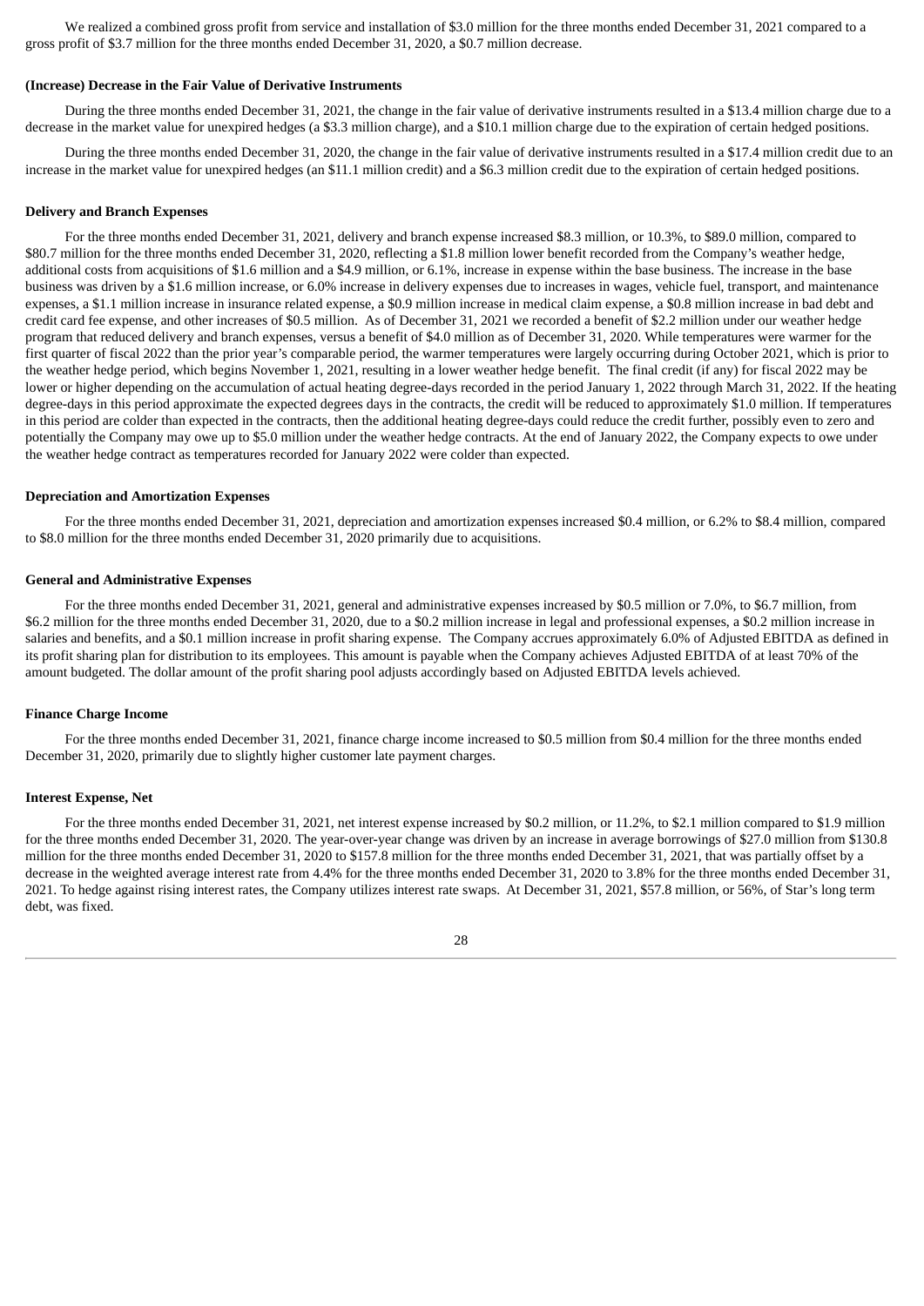We realized a combined gross profit from service and installation of $3.0 million for the three months ended December 31, 2021 compared to a gross profit of $3.7 million for the three months ended December 31, 2020, a $0.7 million decrease.

**(Increase) Decrease in the Fair Value of Derivative Instruments**

During the three months ended December 31, 2021, the change in the fair value of derivative instruments resulted in a $13.4 million charge due to a decrease in the market value for unexpired hedges (a $3.3 million charge), and a $10.1 million charge due to the expiration of certain hedged positions.

During the three months ended December 31, 2020, the change in the fair value of derivative instruments resulted in a $17.4 million credit due to an increase in the market value for unexpired hedges (an $11.1 million credit) and a $6.3 million credit due to the expiration of certain hedged positions.

**Delivery and Branch Expenses**

For the three months ended December 31, 2021, delivery and branch expense increased $8.3 million, or 10.3%, to $89.0 million, compared to $80.7 million for the three months ended December 31, 2020, reflecting a $1.8 million lower benefit recorded from the Company's weather hedge, additional costs from acquisitions of $1.6 million and a $4.9 million, or 6.1%, increase in expense within the base business. The increase in the base business was driven by a $1.6 million increase, or 6.0% increase in delivery expenses due to increases in wages, vehicle fuel, transport, and maintenance expenses, a $1.1 million increase in insurance related expense, a $0.9 million increase in medical claim expense, a $0.8 million increase in bad debt and credit card fee expense, and other increases of $0.5 million. As of December 31, 2021 we recorded a benefit of $2.2 million under our weather hedge program that reduced delivery and branch expenses, versus a benefit of $4.0 million as of December 31, 2020. While temperatures were warmer for the first quarter of fiscal 2022 than the prior year's comparable period, the warmer temperatures were largely occurring during October 2021, which is prior to the weather hedge period, which begins November 1, 2021, resulting in a lower weather hedge benefit. The final credit (if any) for fiscal 2022 may be lower or higher depending on the accumulation of actual heating degree-days recorded in the period January 1, 2022 through March 31, 2022. If the heating degree-days in this period approximate the expected degrees days in the contracts, the credit will be reduced to approximately $1.0 million. If temperatures in this period are colder than expected in the contracts, then the additional heating degree-days could reduce the credit further, possibly even to zero and potentially the Company may owe up to $5.0 million under the weather hedge contracts. At the end of January 2022, the Company expects to owe under the weather hedge contract as temperatures recorded for January 2022 were colder than expected.

**Depreciation and Amortization Expenses**

For the three months ended December 31, 2021, depreciation and amortization expenses increased $0.4 million, or 6.2% to $8.4 million, compared to $8.0 million for the three months ended December 31, 2020 primarily due to acquisitions.

**General and Administrative Expenses**

For the three months ended December 31, 2021, general and administrative expenses increased by $0.5 million or 7.0%, to $6.7 million, from $6.2 million for the three months ended December 31, 2020, due to a $0.2 million increase in legal and professional expenses, a $0.2 million increase in salaries and benefits, and a $0.1 million increase in profit sharing expense. The Company accrues approximately 6.0% of Adjusted EBITDA as defined in its profit sharing plan for distribution to its employees. This amount is payable when the Company achieves Adjusted EBITDA of at least 70% of the amount budgeted. The dollar amount of the profit sharing pool adjusts accordingly based on Adjusted EBITDA levels achieved.

**Finance Charge Income**

For the three months ended December 31, 2021, finance charge income increased to $0.5 million from $0.4 million for the three months ended December 31, 2020, primarily due to slightly higher customer late payment charges.

**Interest Expense, Net**

For the three months ended December 31, 2021, net interest expense increased by $0.2 million, or 11.2%, to $2.1 million compared to $1.9 million for the three months ended December 31, 2020. The year-over-year change was driven by an increase in average borrowings of $27.0 million from $130.8 million for the three months ended December 31, 2020 to $157.8 million for the three months ended December 31, 2021, that was partially offset by a decrease in the weighted average interest rate from 4.4% for the three months ended December 31, 2020 to 3.8% for the three months ended December 31, 2021. To hedge against rising interest rates, the Company utilizes interest rate swaps. At December 31, 2021, $57.8 million, or 56%, of Star's long term debt, was fixed.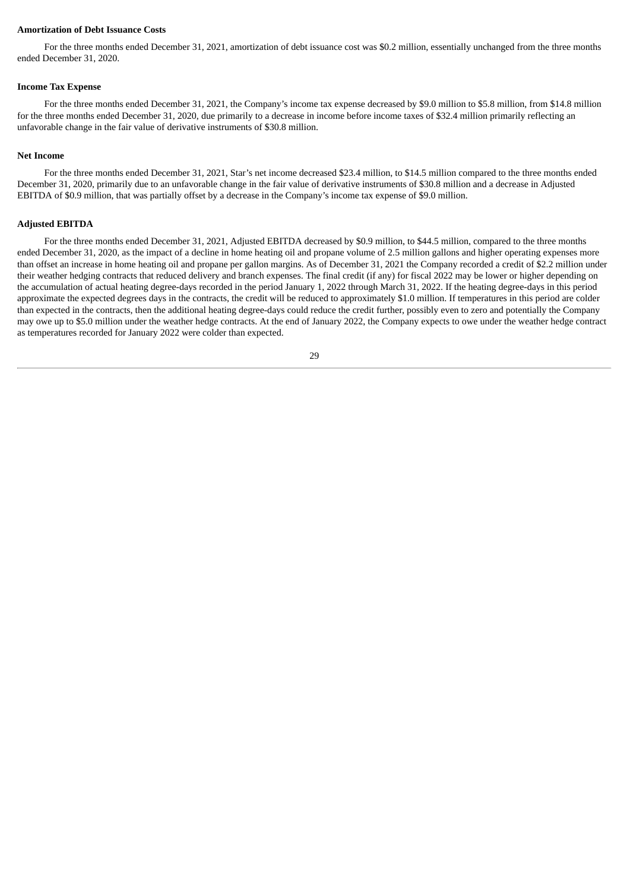**Amortization of Debt Issuance Costs**

For the three months ended December 31, 2021, amortization of debt issuance cost was $0.2 million, essentially unchanged from the three months ended December 31, 2020.

**Income Tax Expense**

For the three months ended December 31, 2021, the Company's income tax expense decreased by $9.0 million to $5.8 million, from $14.8 million for the three months ended December 31, 2020, due primarily to a decrease in income before income taxes of $32.4 million primarily reflecting an unfavorable change in the fair value of derivative instruments of $30.8 million.

**Net Income**

For the three months ended December 31, 2021, Star's net income decreased $23.4 million, to $14.5 million compared to the three months ended December 31, 2020, primarily due to an unfavorable change in the fair value of derivative instruments of $30.8 million and a decrease in Adjusted EBITDA of $0.9 million, that was partially offset by a decrease in the Company's income tax expense of $9.0 million.

**Adjusted EBITDA**

For the three months ended December 31, 2021, Adjusted EBITDA decreased by $0.9 million, to $44.5 million, compared to the three months ended December 31, 2020, as the impact of a decline in home heating oil and propane volume of 2.5 million gallons and higher operating expenses more than offset an increase in home heating oil and propane per gallon margins. As of December 31, 2021 the Company recorded a credit of $2.2 million under their weather hedging contracts that reduced delivery and branch expenses. The final credit (if any) for fiscal 2022 may be lower or higher depending on the accumulation of actual heating degree-days recorded in the period January 1, 2022 through March 31, 2022. If the heating degree-days in this period approximate the expected degrees days in the contracts, the credit will be reduced to approximately $1.0 million. If temperatures in this period are colder than expected in the contracts, then the additional heating degree-days could reduce the credit further, possibly even to zero and potentially the Company may owe up to $5.0 million under the weather hedge contracts. At the end of January 2022, the Company expects to owe under the weather hedge contract as temperatures recorded for January 2022 were colder than expected.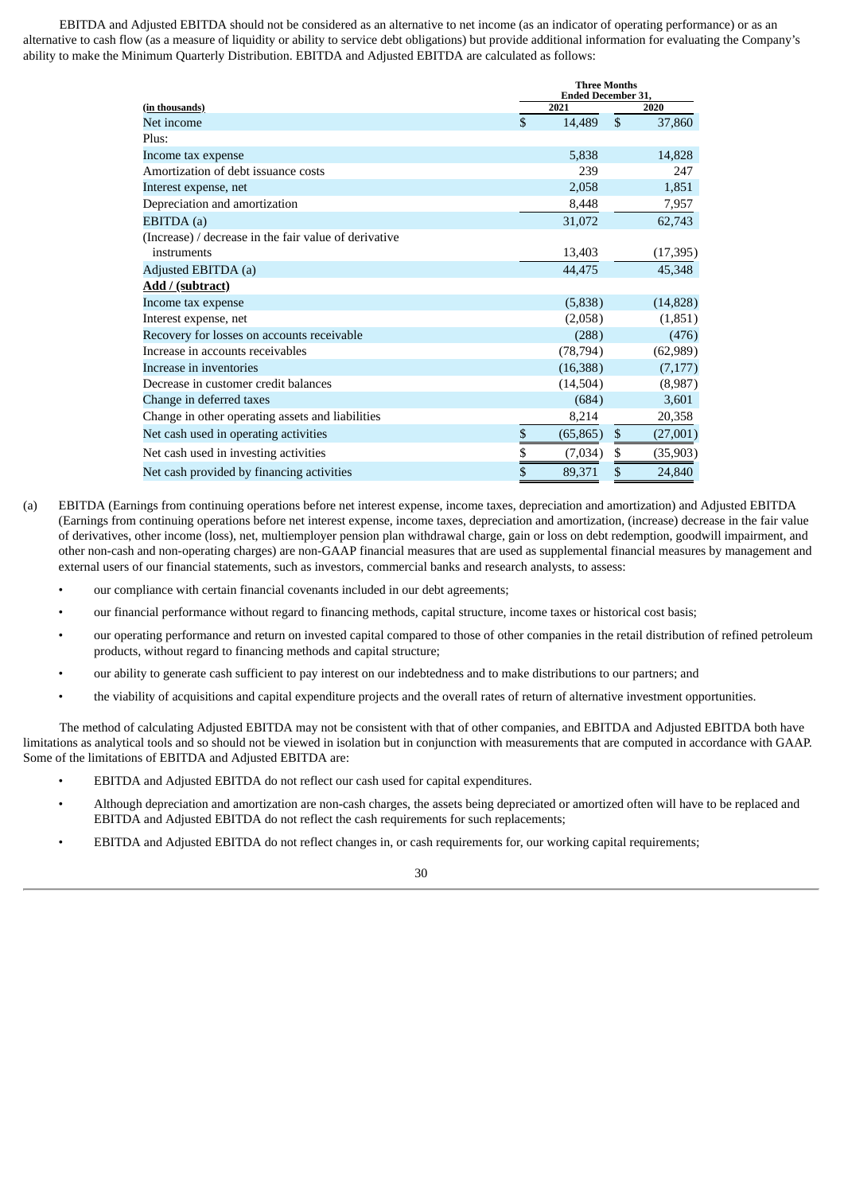EBITDA and Adjusted EBITDA should not be considered as an alternative to net income (as an indicator of operating performance) or as an alternative to cash flow (as a measure of liquidity or ability to service debt obligations) but provide additional information for evaluating the Company's ability to make the Minimum Quarterly Distribution. EBITDA and Adjusted EBITDA are calculated as follows:

| (in thousands) | Three Months Ended December 31, 2021 | 2020 |
|---|---|---|
| Net income | $ 14,489 | $ 37,860 |
| Plus: | | |
| Income tax expense | 5,838 | 14,828 |
| Amortization of debt issuance costs | 239 | 247 |
| Interest expense, net | 2,058 | 1,851 |
| Depreciation and amortization | 8,448 | 7,957 |
| EBITDA (a) | 31,072 | 62,743 |
| (Increase) / decrease in the fair value of derivative instruments | 13,403 | (17,395) |
| Adjusted EBITDA (a) | 44,475 | 45,348 |
| **Add / (subtract)** | | |
| Income tax expense | (5,838) | (14,828) |
| Interest expense, net | (2,058) | (1,851) |
| Recovery for losses on accounts receivable | (288) | (476) |
| Increase in accounts receivables | (78,794) | (62,989) |
| Increase in inventories | (16,388) | (7,177) |
| Decrease in customer credit balances | (14,504) | (8,987) |
| Change in deferred taxes | (684) | 3,601 |
| Change in other operating assets and liabilities | 8,214 | 20,358 |
| Net cash used in operating activities | $ (65,865) | $ (27,001) |
| Net cash used in investing activities | $ (7,034) | $ (35,903) |
| Net cash provided by financing activities | $ 89,371 | $ 24,840 |

(a) EBITDA (Earnings from continuing operations before net interest expense, income taxes, depreciation and amortization) and Adjusted EBITDA (Earnings from continuing operations before net interest expense, income taxes, depreciation and amortization, (increase) decrease in the fair value of derivatives, other income (loss), net, multiemployer pension plan withdrawal charge, gain or loss on debt redemption, goodwill impairment, and other non-cash and non-operating charges) are non-GAAP financial measures that are used as supplemental financial measures by management and external users of our financial statements, such as investors, commercial banks and research analysts, to assess:

- our compliance with certain financial covenants included in our debt agreements;
- our financial performance without regard to financing methods, capital structure, income taxes or historical cost basis;
- our operating performance and return on invested capital compared to those of other companies in the retail distribution of refined petroleum products, without regard to financing methods and capital structure;
- our ability to generate cash sufficient to pay interest on our indebtedness and to make distributions to our partners; and
- the viability of acquisitions and capital expenditure projects and the overall rates of return of alternative investment opportunities.

The method of calculating Adjusted EBITDA may not be consistent with that of other companies, and EBITDA and Adjusted EBITDA both have limitations as analytical tools and so should not be viewed in isolation but in conjunction with measurements that are computed in accordance with GAAP. Some of the limitations of EBITDA and Adjusted EBITDA are:

- EBITDA and Adjusted EBITDA do not reflect our cash used for capital expenditures.
- Although depreciation and amortization are non-cash charges, the assets being depreciated or amortized often will have to be replaced and EBITDA and Adjusted EBITDA do not reflect the cash requirements for such replacements;
- EBITDA and Adjusted EBITDA do not reflect changes in, or cash requirements for, our working capital requirements;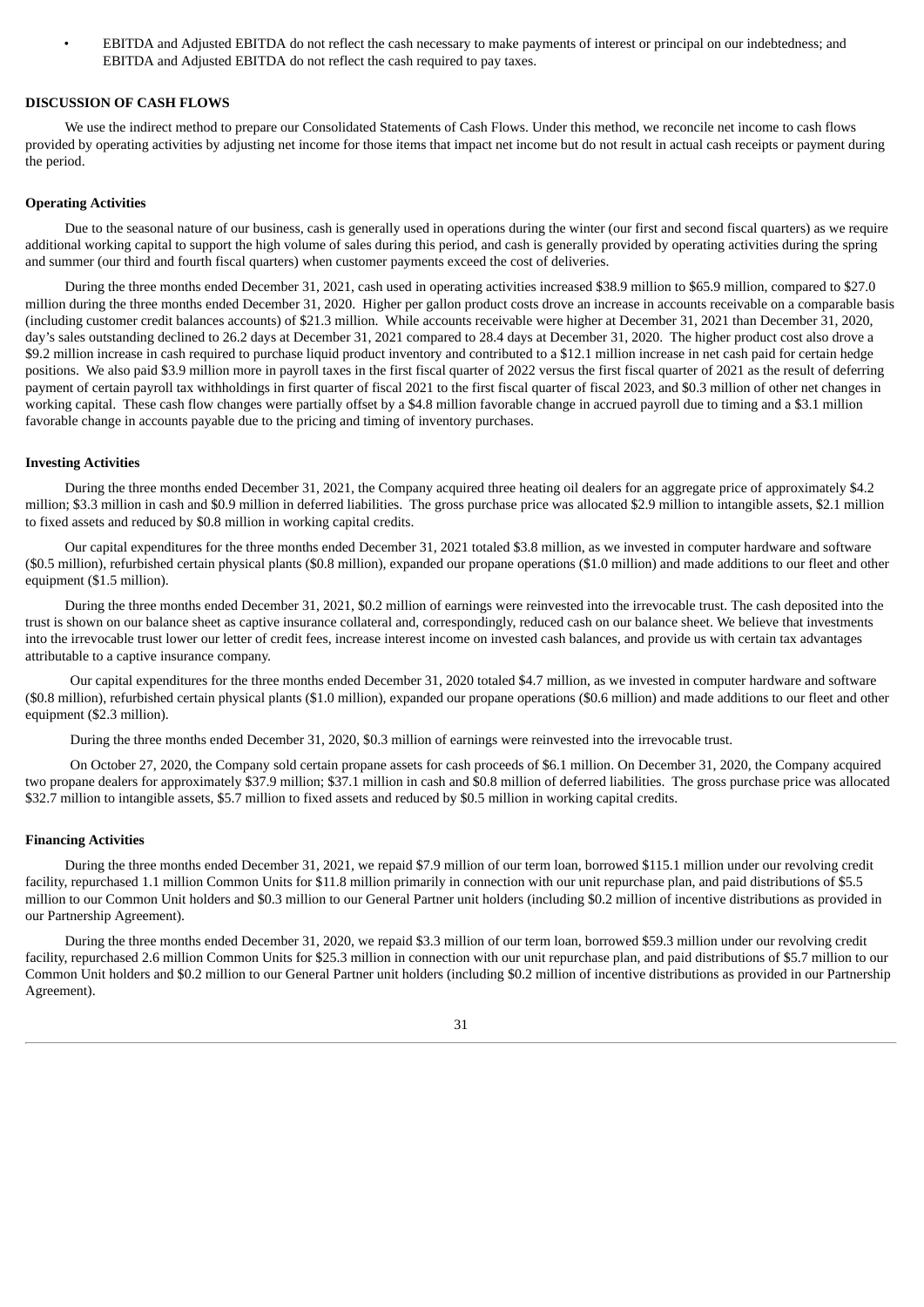- EBITDA and Adjusted EBITDA do not reflect the cash necessary to make payments of interest or principal on our indebtedness; and EBITDA and Adjusted EBITDA do not reflect the cash required to pay taxes.

**DISCUSSION OF CASH FLOWS**

We use the indirect method to prepare our Consolidated Statements of Cash Flows. Under this method, we reconcile net income to cash flows provided by operating activities by adjusting net income for those items that impact net income but do not result in actual cash receipts or payment during the period.

**Operating Activities**

Due to the seasonal nature of our business, cash is generally used in operations during the winter (our first and second fiscal quarters) as we require additional working capital to support the high volume of sales during this period, and cash is generally provided by operating activities during the spring and summer (our third and fourth fiscal quarters) when customer payments exceed the cost of deliveries.

During the three months ended December 31, 2021, cash used in operating activities increased $38.9 million to $65.9 million, compared to $27.0 million during the three months ended December 31, 2020. Higher per gallon product costs drove an increase in accounts receivable on a comparable basis (including customer credit balances accounts) of $21.3 million. While accounts receivable were higher at December 31, 2021 than December 31, 2020, day's sales outstanding declined to 26.2 days at December 31, 2021 compared to 28.4 days at December 31, 2020. The higher product cost also drove a $9.2 million increase in cash required to purchase liquid product inventory and contributed to a $12.1 million increase in net cash paid for certain hedge positions. We also paid $3.9 million more in payroll taxes in the first fiscal quarter of 2022 versus the first fiscal quarter of 2021 as the result of deferring payment of certain payroll tax withholdings in first quarter of fiscal 2021 to the first fiscal quarter of fiscal 2023, and $0.3 million of other net changes in working capital. These cash flow changes were partially offset by a $4.8 million favorable change in accrued payroll due to timing and a $3.1 million favorable change in accounts payable due to the pricing and timing of inventory purchases.

**Investing Activities**

During the three months ended December 31, 2021, the Company acquired three heating oil dealers for an aggregate price of approximately $4.2 million; $3.3 million in cash and $0.9 million in deferred liabilities. The gross purchase price was allocated $2.9 million to intangible assets, $2.1 million to fixed assets and reduced by $0.8 million in working capital credits.

Our capital expenditures for the three months ended December 31, 2021 totaled $3.8 million, as we invested in computer hardware and software ($0.5 million), refurbished certain physical plants ($0.8 million), expanded our propane operations ($1.0 million) and made additions to our fleet and other equipment ($1.5 million).

During the three months ended December 31, 2021, $0.2 million of earnings were reinvested into the irrevocable trust. The cash deposited into the trust is shown on our balance sheet as captive insurance collateral and, correspondingly, reduced cash on our balance sheet. We believe that investments into the irrevocable trust lower our letter of credit fees, increase interest income on invested cash balances, and provide us with certain tax advantages attributable to a captive insurance company.

Our capital expenditures for the three months ended December 31, 2020 totaled $4.7 million, as we invested in computer hardware and software ($0.8 million), refurbished certain physical plants ($1.0 million), expanded our propane operations ($0.6 million) and made additions to our fleet and other equipment ($2.3 million).

During the three months ended December 31, 2020, $0.3 million of earnings were reinvested into the irrevocable trust.

On October 27, 2020, the Company sold certain propane assets for cash proceeds of $6.1 million. On December 31, 2020, the Company acquired two propane dealers for approximately $37.9 million; $37.1 million in cash and $0.8 million of deferred liabilities. The gross purchase price was allocated $32.7 million to intangible assets, $5.7 million to fixed assets and reduced by $0.5 million in working capital credits.

**Financing Activities**

During the three months ended December 31, 2021, we repaid $7.9 million of our term loan, borrowed $115.1 million under our revolving credit facility, repurchased 1.1 million Common Units for $11.8 million primarily in connection with our unit repurchase plan, and paid distributions of $5.5 million to our Common Unit holders and $0.3 million to our General Partner unit holders (including $0.2 million of incentive distributions as provided in our Partnership Agreement).

During the three months ended December 31, 2020, we repaid $3.3 million of our term loan, borrowed $59.3 million under our revolving credit facility, repurchased 2.6 million Common Units for $25.3 million in connection with our unit repurchase plan, and paid distributions of $5.7 million to our Common Unit holders and $0.2 million to our General Partner unit holders (including $0.2 million of incentive distributions as provided in our Partnership Agreement).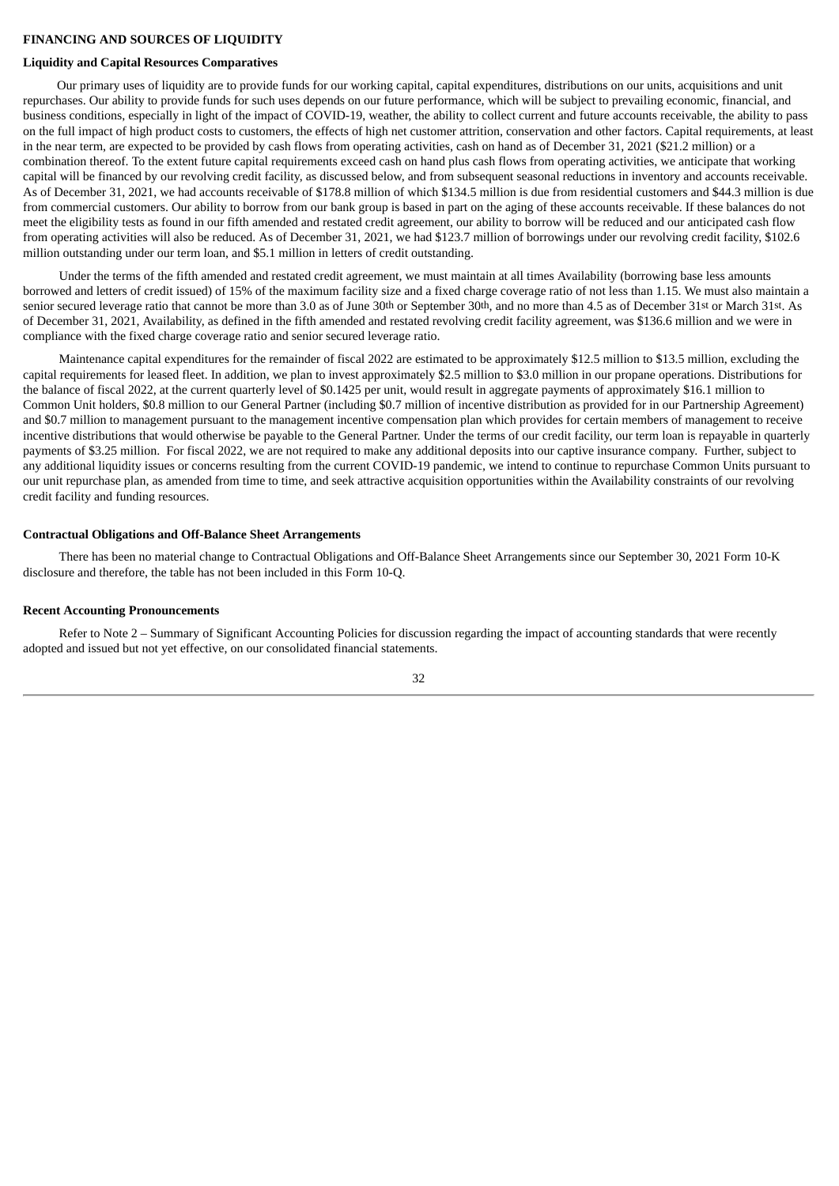**FINANCING AND SOURCES OF LIQUIDITY**

**Liquidity and Capital Resources Comparatives**

Our primary uses of liquidity are to provide funds for our working capital, capital expenditures, distributions on our units, acquisitions and unit repurchases. Our ability to provide funds for such uses depends on our future performance, which will be subject to prevailing economic, financial, and business conditions, especially in light of the impact of COVID-19, weather, the ability to collect current and future accounts receivable, the ability to pass on the full impact of high product costs to customers, the effects of high net customer attrition, conservation and other factors. Capital requirements, at least in the near term, are expected to be provided by cash flows from operating activities, cash on hand as of December 31, 2021 ($21.2 million) or a combination thereof. To the extent future capital requirements exceed cash on hand plus cash flows from operating activities, we anticipate that working capital will be financed by our revolving credit facility, as discussed below, and from subsequent seasonal reductions in inventory and accounts receivable. As of December 31, 2021, we had accounts receivable of $178.8 million of which $134.5 million is due from residential customers and $44.3 million is due from commercial customers. Our ability to borrow from our bank group is based in part on the aging of these accounts receivable. If these balances do not meet the eligibility tests as found in our fifth amended and restated credit agreement, our ability to borrow will be reduced and our anticipated cash flow from operating activities will also be reduced. As of December 31, 2021, we had $123.7 million of borrowings under our revolving credit facility, $102.6 million outstanding under our term loan, and $5.1 million in letters of credit outstanding.

Under the terms of the fifth amended and restated credit agreement, we must maintain at all times Availability (borrowing base less amounts borrowed and letters of credit issued) of 15% of the maximum facility size and a fixed charge coverage ratio of not less than 1.15. We must also maintain a senior secured leverage ratio that cannot be more than 3.0 as of June 30th or September 30th, and no more than 4.5 as of December 31st or March 31st. As of December 31, 2021, Availability, as defined in the fifth amended and restated revolving credit facility agreement, was $136.6 million and we were in compliance with the fixed charge coverage ratio and senior secured leverage ratio.

Maintenance capital expenditures for the remainder of fiscal 2022 are estimated to be approximately $12.5 million to $13.5 million, excluding the capital requirements for leased fleet. In addition, we plan to invest approximately $2.5 million to $3.0 million in our propane operations. Distributions for the balance of fiscal 2022, at the current quarterly level of $0.1425 per unit, would result in aggregate payments of approximately $16.1 million to Common Unit holders, $0.8 million to our General Partner (including $0.7 million of incentive distribution as provided for in our Partnership Agreement) and $0.7 million to management pursuant to the management incentive compensation plan which provides for certain members of management to receive incentive distributions that would otherwise be payable to the General Partner. Under the terms of our credit facility, our term loan is repayable in quarterly payments of $3.25 million. For fiscal 2022, we are not required to make any additional deposits into our captive insurance company. Further, subject to any additional liquidity issues or concerns resulting from the current COVID-19 pandemic, we intend to continue to repurchase Common Units pursuant to our unit repurchase plan, as amended from time to time, and seek attractive acquisition opportunities within the Availability constraints of our revolving credit facility and funding resources.

**Contractual Obligations and Off-Balance Sheet Arrangements**

There has been no material change to Contractual Obligations and Off-Balance Sheet Arrangements since our September 30, 2021 Form 10-K disclosure and therefore, the table has not been included in this Form 10-Q.

**Recent Accounting Pronouncements**

Refer to Note 2 – Summary of Significant Accounting Policies for discussion regarding the impact of accounting standards that were recently adopted and issued but not yet effective, on our consolidated financial statements.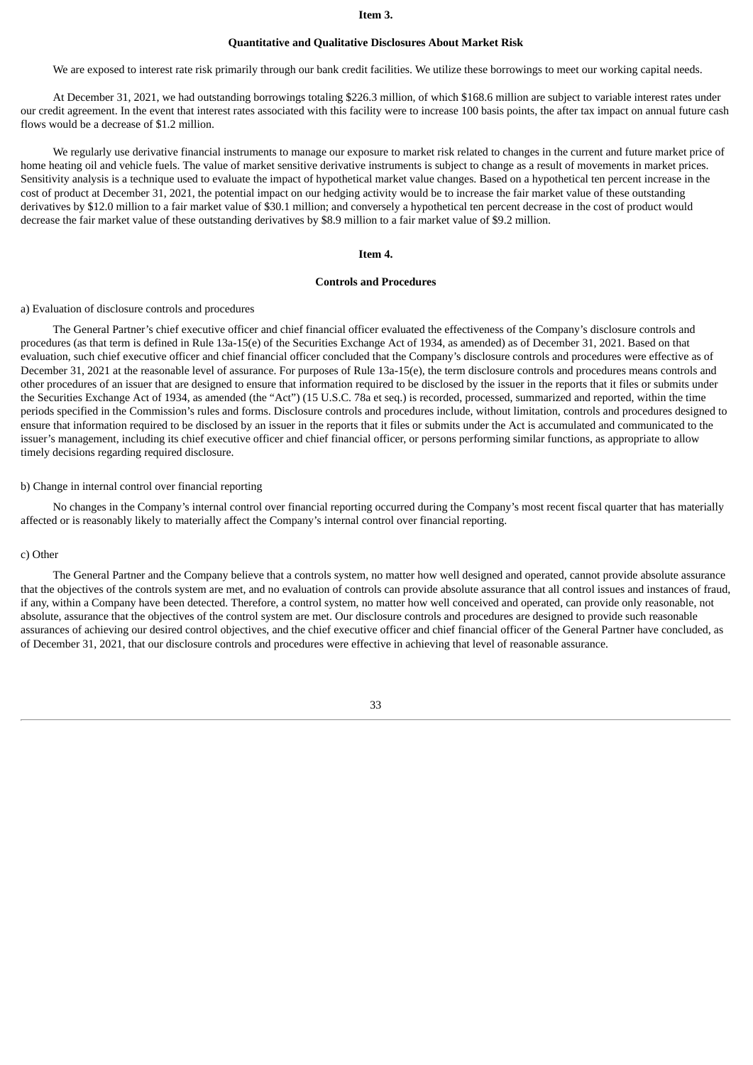## Item 3.

## Quantitative and Qualitative Disclosures About Market Risk

We are exposed to interest rate risk primarily through our bank credit facilities. We utilize these borrowings to meet our working capital needs.

At December 31, 2021, we had outstanding borrowings totaling $226.3 million, of which $168.6 million are subject to variable interest rates under our credit agreement. In the event that interest rates associated with this facility were to increase 100 basis points, the after tax impact on annual future cash flows would be a decrease of $1.2 million.

We regularly use derivative financial instruments to manage our exposure to market risk related to changes in the current and future market price of home heating oil and vehicle fuels. The value of market sensitive derivative instruments is subject to change as a result of movements in market prices. Sensitivity analysis is a technique used to evaluate the impact of hypothetical market value changes. Based on a hypothetical ten percent increase in the cost of product at December 31, 2021, the potential impact on our hedging activity would be to increase the fair market value of these outstanding derivatives by $12.0 million to a fair market value of $30.1 million; and conversely a hypothetical ten percent decrease in the cost of product would decrease the fair market value of these outstanding derivatives by $8.9 million to a fair market value of $9.2 million.

## Item 4.

## Controls and Procedures

a) Evaluation of disclosure controls and procedures

The General Partner's chief executive officer and chief financial officer evaluated the effectiveness of the Company's disclosure controls and procedures (as that term is defined in Rule 13a-15(e) of the Securities Exchange Act of 1934, as amended) as of December 31, 2021. Based on that evaluation, such chief executive officer and chief financial officer concluded that the Company's disclosure controls and procedures were effective as of December 31, 2021 at the reasonable level of assurance. For purposes of Rule 13a-15(e), the term disclosure controls and procedures means controls and other procedures of an issuer that are designed to ensure that information required to be disclosed by the issuer in the reports that it files or submits under the Securities Exchange Act of 1934, as amended (the "Act") (15 U.S.C. 78a et seq.) is recorded, processed, summarized and reported, within the time periods specified in the Commission's rules and forms. Disclosure controls and procedures include, without limitation, controls and procedures designed to ensure that information required to be disclosed by an issuer in the reports that it files or submits under the Act is accumulated and communicated to the issuer's management, including its chief executive officer and chief financial officer, or persons performing similar functions, as appropriate to allow timely decisions regarding required disclosure.

b) Change in internal control over financial reporting

No changes in the Company's internal control over financial reporting occurred during the Company's most recent fiscal quarter that has materially affected or is reasonably likely to materially affect the Company's internal control over financial reporting.

c) Other

The General Partner and the Company believe that a controls system, no matter how well designed and operated, cannot provide absolute assurance that the objectives of the controls system are met, and no evaluation of controls can provide absolute assurance that all control issues and instances of fraud, if any, within a Company have been detected. Therefore, a control system, no matter how well conceived and operated, can provide only reasonable, not absolute, assurance that the objectives of the control system are met. Our disclosure controls and procedures are designed to provide such reasonable assurances of achieving our desired control objectives, and the chief executive officer and chief financial officer of the General Partner have concluded, as of December 31, 2021, that our disclosure controls and procedures were effective in achieving that level of reasonable assurance.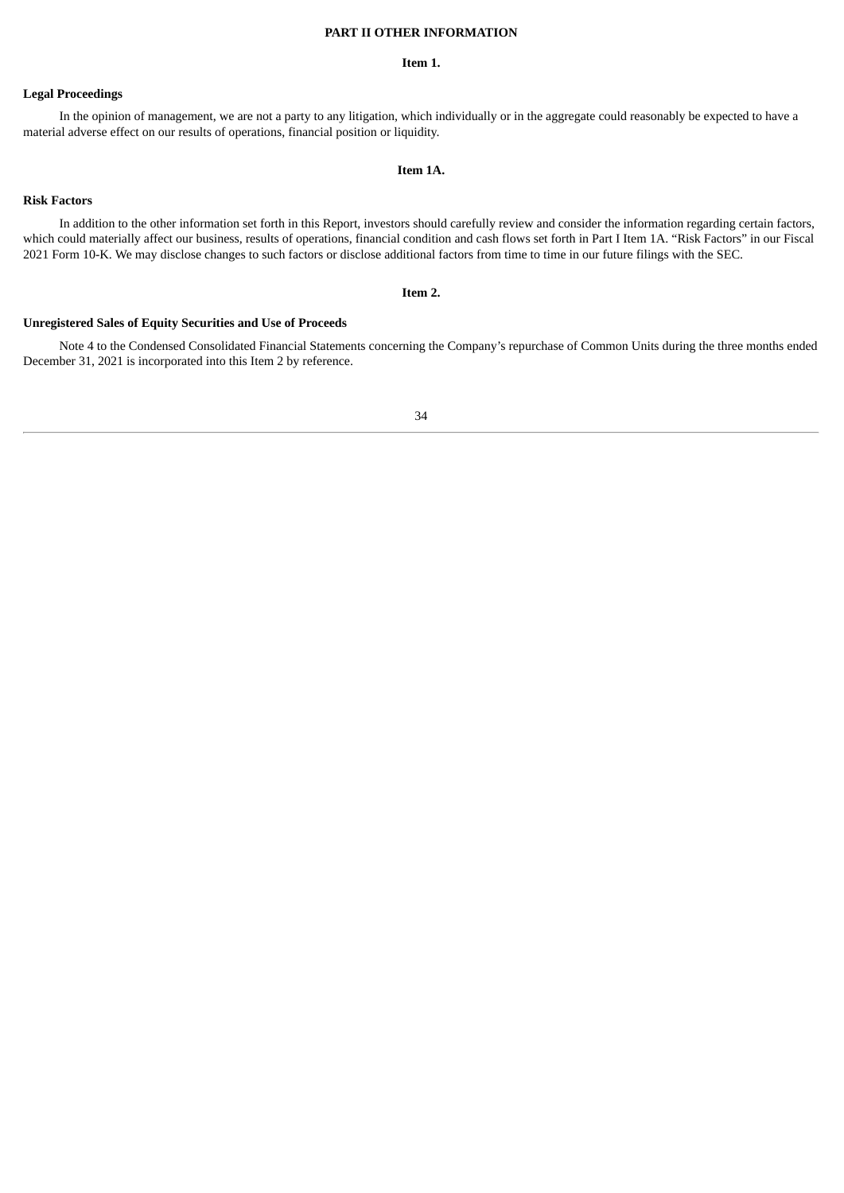# PART II OTHER INFORMATION

## Item 1.

### Legal Proceedings

In the opinion of management, we are not a party to any litigation, which individually or in the aggregate could reasonably be expected to have a material adverse effect on our results of operations, financial position or liquidity.

## Item 1A.

### Risk Factors

In addition to the other information set forth in this Report, investors should carefully review and consider the information regarding certain factors, which could materially affect our business, results of operations, financial condition and cash flows set forth in Part I Item 1A. "Risk Factors" in our Fiscal 2021 Form 10-K. We may disclose changes to such factors or disclose additional factors from time to time in our future filings with the SEC.

## Item 2.

### Unregistered Sales of Equity Securities and Use of Proceeds

Note 4 to the Condensed Consolidated Financial Statements concerning the Company's repurchase of Common Units during the three months ended December 31, 2021 is incorporated into this Item 2 by reference.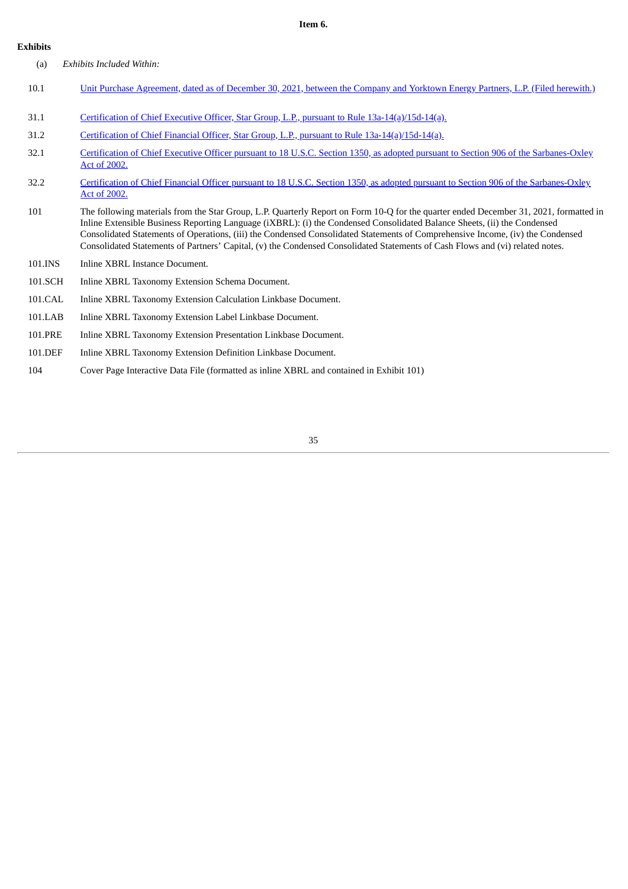**Item 6.**

**Exhibits**

(a) *Exhibits Included Within:*

| | |
|---|---|
| 10.1 | Unit Purchase Agreement, dated as of December 30, 2021, between the Company and Yorktown Energy Partners, L.P. (Filed herewith.) |
| 31.1 | Certification of Chief Executive Officer, Star Group, L.P., pursuant to Rule 13a-14(a)/15d-14(a). |
| 31.2 | Certification of Chief Financial Officer, Star Group, L.P., pursuant to Rule 13a-14(a)/15d-14(a). |
| 32.1 | Certification of Chief Executive Officer pursuant to 18 U.S.C. Section 1350, as adopted pursuant to Section 906 of the Sarbanes-Oxley Act of 2002. |
| 32.2 | Certification of Chief Financial Officer pursuant to 18 U.S.C. Section 1350, as adopted pursuant to Section 906 of the Sarbanes-Oxley Act of 2002. |
| 101 | The following materials from the Star Group, L.P. Quarterly Report on Form 10-Q for the quarter ended December 31, 2021, formatted in Inline Extensible Business Reporting Language (iXBRL): (i) the Condensed Consolidated Balance Sheets, (ii) the Condensed Consolidated Statements of Operations, (iii) the Condensed Consolidated Statements of Comprehensive Income, (iv) the Condensed Consolidated Statements of Partners' Capital, (v) the Condensed Consolidated Statements of Cash Flows and (vi) related notes. |
| 101.INS | Inline XBRL Instance Document. |
| 101.SCH | Inline XBRL Taxonomy Extension Schema Document. |
| 101.CAL | Inline XBRL Taxonomy Extension Calculation Linkbase Document. |
| 101.LAB | Inline XBRL Taxonomy Extension Label Linkbase Document. |
| 101.PRE | Inline XBRL Taxonomy Extension Presentation Linkbase Document. |
| 101.DEF | Inline XBRL Taxonomy Extension Definition Linkbase Document. |
| 104 | Cover Page Interactive Data File (formatted as inline XBRL and contained in Exhibit 101) |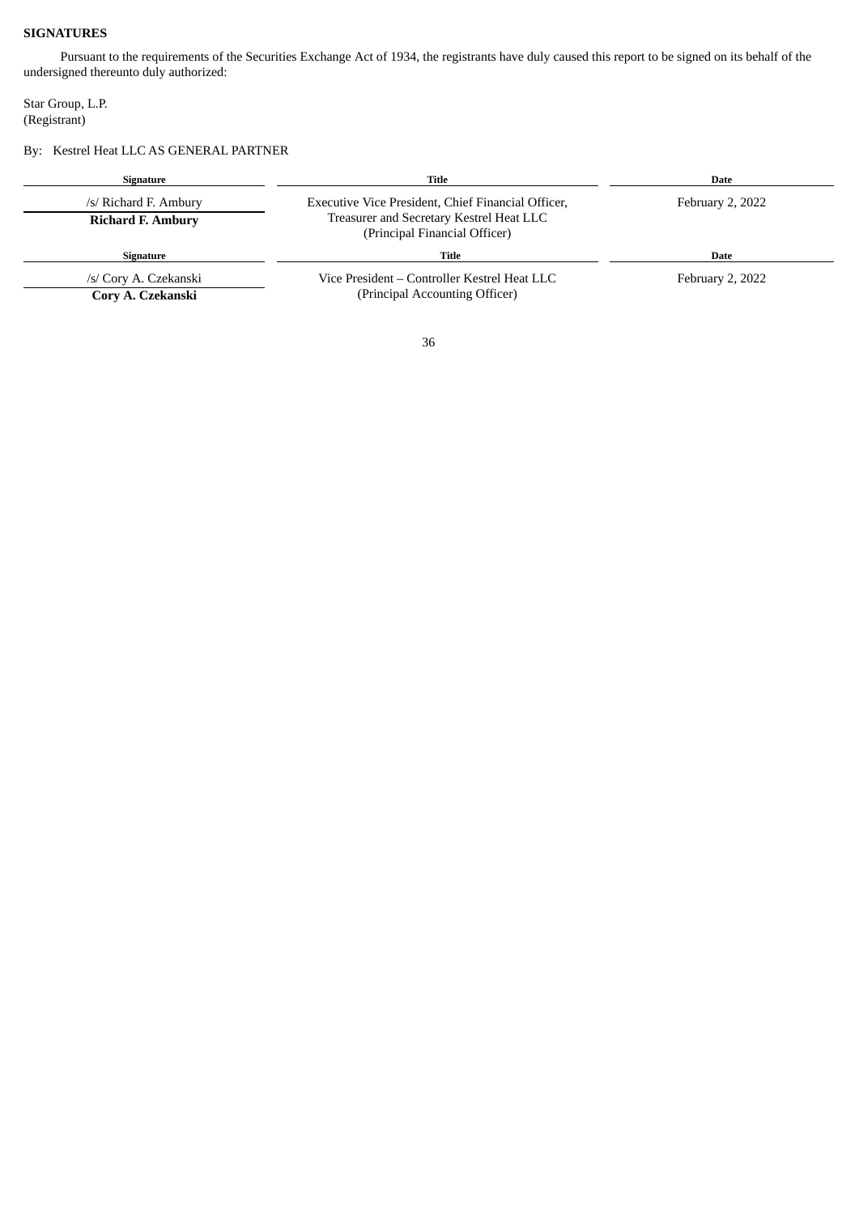**SIGNATURES**

Pursuant to the requirements of the Securities Exchange Act of 1934, the registrants have duly caused this report to be signed on its behalf of the undersigned thereunto duly authorized:

Star Group, L.P.
(Registrant)

By: Kestrel Heat LLC AS GENERAL PARTNER

| Signature | Title | Date |
|---|---|---|
| /s/ Richard F. Ambury<br>**Richard F. Ambury** | Executive Vice President, Chief Financial Officer, Treasurer and Secretary Kestrel Heat LLC (Principal Financial Officer) | February 2, 2022 |

| Signature | Title | Date |
|---|---|---|
| /s/ Cory A. Czekanski<br>**Cory A. Czekanski** | Vice President – Controller Kestrel Heat LLC (Principal Accounting Officer) | February 2, 2022 |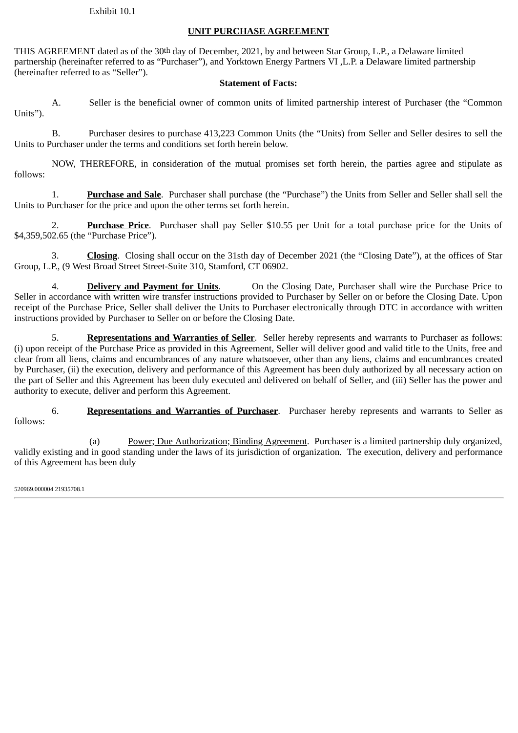Exhibit 10.1

**UNIT PURCHASE AGREEMENT**

THIS AGREEMENT dated as of the 30th day of December, 2021, by and between Star Group, L.P., a Delaware limited partnership (hereinafter referred to as "Purchaser"), and Yorktown Energy Partners VI ,L.P. a Delaware limited partnership (hereinafter referred to as "Seller").

**Statement of Facts:**

A. Seller is the beneficial owner of common units of limited partnership interest of Purchaser (the "Common Units").

B. Purchaser desires to purchase 413,223 Common Units (the "Units) from Seller and Seller desires to sell the Units to Purchaser under the terms and conditions set forth herein below.

NOW, THEREFORE, in consideration of the mutual promises set forth herein, the parties agree and stipulate as follows:

1. **Purchase and Sale**. Purchaser shall purchase (the "Purchase") the Units from Seller and Seller shall sell the Units to Purchaser for the price and upon the other terms set forth herein.

2. **Purchase Price**. Purchaser shall pay Seller $10.55 per Unit for a total purchase price for the Units of $4,359,502.65 (the "Purchase Price").

3. **Closing**. Closing shall occur on the 31sth day of December 2021 (the "Closing Date"), at the offices of Star Group, L.P., (9 West Broad Street Street-Suite 310, Stamford, CT 06902.

4. **Delivery and Payment for Units**. On the Closing Date, Purchaser shall wire the Purchase Price to Seller in accordance with written wire transfer instructions provided to Purchaser by Seller on or before the Closing Date. Upon receipt of the Purchase Price, Seller shall deliver the Units to Purchaser electronically through DTC in accordance with written instructions provided by Purchaser to Seller on or before the Closing Date.

5. **Representations and Warranties of Seller**. Seller hereby represents and warrants to Purchaser as follows: (i) upon receipt of the Purchase Price as provided in this Agreement, Seller will deliver good and valid title to the Units, free and clear from all liens, claims and encumbrances of any nature whatsoever, other than any liens, claims and encumbrances created by Purchaser, (ii) the execution, delivery and performance of this Agreement has been duly authorized by all necessary action on the part of Seller and this Agreement has been duly executed and delivered on behalf of Seller, and (iii) Seller has the power and authority to execute, deliver and perform this Agreement.

6. **Representations and Warranties of Purchaser**. Purchaser hereby represents and warrants to Seller as follows:

(a) Power; Due Authorization; Binding Agreement. Purchaser is a limited partnership duly organized, validly existing and in good standing under the laws of its jurisdiction of organization. The execution, delivery and performance of this Agreement has been duly

520969.000004 21935708.1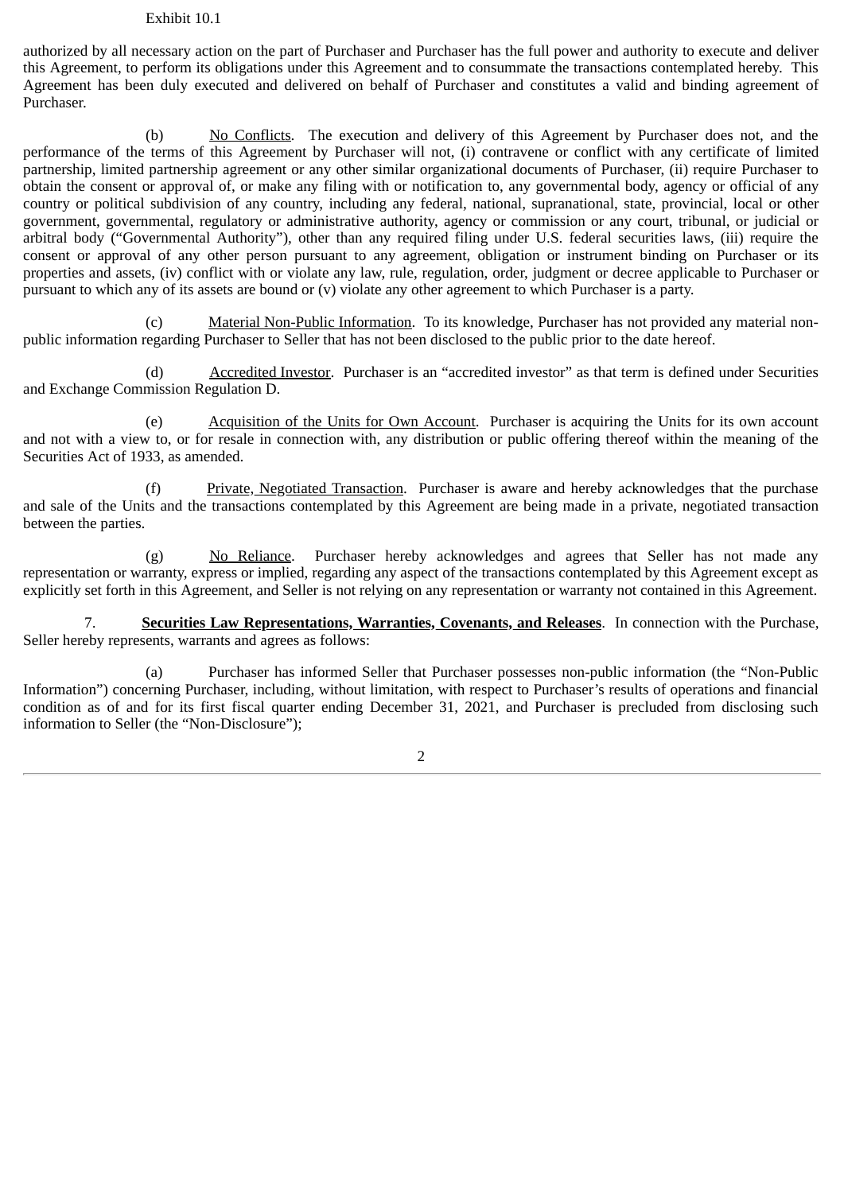authorized by all necessary action on the part of Purchaser and Purchaser has the full power and authority to execute and deliver this Agreement, to perform its obligations under this Agreement and to consummate the transactions contemplated hereby. This Agreement has been duly executed and delivered on behalf of Purchaser and constitutes a valid and binding agreement of Purchaser.

(b) No Conflicts. The execution and delivery of this Agreement by Purchaser does not, and the performance of the terms of this Agreement by Purchaser will not, (i) contravene or conflict with any certificate of limited partnership, limited partnership agreement or any other similar organizational documents of Purchaser, (ii) require Purchaser to obtain the consent or approval of, or make any filing with or notification to, any governmental body, agency or official of any country or political subdivision of any country, including any federal, national, supranational, state, provincial, local or other government, governmental, regulatory or administrative authority, agency or commission or any court, tribunal, or judicial or arbitral body ("Governmental Authority"), other than any required filing under U.S. federal securities laws, (iii) require the consent or approval of any other person pursuant to any agreement, obligation or instrument binding on Purchaser or its properties and assets, (iv) conflict with or violate any law, rule, regulation, order, judgment or decree applicable to Purchaser or pursuant to which any of its assets are bound or (v) violate any other agreement to which Purchaser is a party.

(c) Material Non-Public Information. To its knowledge, Purchaser has not provided any material non-public information regarding Purchaser to Seller that has not been disclosed to the public prior to the date hereof.

(d) Accredited Investor. Purchaser is an "accredited investor" as that term is defined under Securities and Exchange Commission Regulation D.

(e) Acquisition of the Units for Own Account. Purchaser is acquiring the Units for its own account and not with a view to, or for resale in connection with, any distribution or public offering thereof within the meaning of the Securities Act of 1933, as amended.

(f) Private, Negotiated Transaction. Purchaser is aware and hereby acknowledges that the purchase and sale of the Units and the transactions contemplated by this Agreement are being made in a private, negotiated transaction between the parties.

(g) No Reliance. Purchaser hereby acknowledges and agrees that Seller has not made any representation or warranty, express or implied, regarding any aspect of the transactions contemplated by this Agreement except as explicitly set forth in this Agreement, and Seller is not relying on any representation or warranty not contained in this Agreement.

7. **Securities Law Representations, Warranties, Covenants, and Releases**. In connection with the Purchase, Seller hereby represents, warrants and agrees as follows:

(a) Purchaser has informed Seller that Purchaser possesses non-public information (the "Non-Public Information") concerning Purchaser, including, without limitation, with respect to Purchaser's results of operations and financial condition as of and for its first fiscal quarter ending December 31, 2021, and Purchaser is precluded from disclosing such information to Seller (the "Non-Disclosure");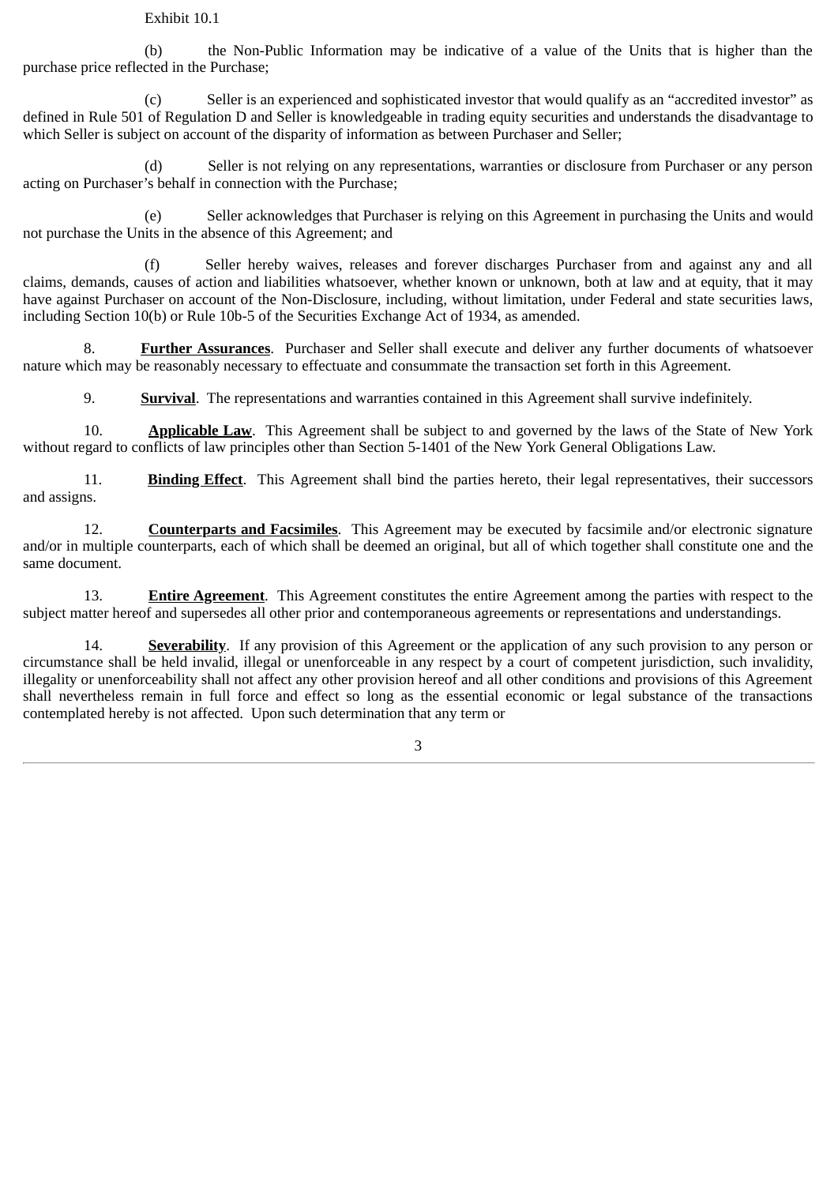Exhibit 10.1

(b) the Non-Public Information may be indicative of a value of the Units that is higher than the purchase price reflected in the Purchase;

(c) Seller is an experienced and sophisticated investor that would qualify as an "accredited investor" as defined in Rule 501 of Regulation D and Seller is knowledgeable in trading equity securities and understands the disadvantage to which Seller is subject on account of the disparity of information as between Purchaser and Seller;

(d) Seller is not relying on any representations, warranties or disclosure from Purchaser or any person acting on Purchaser's behalf in connection with the Purchase;

(e) Seller acknowledges that Purchaser is relying on this Agreement in purchasing the Units and would not purchase the Units in the absence of this Agreement; and

(f) Seller hereby waives, releases and forever discharges Purchaser from and against any and all claims, demands, causes of action and liabilities whatsoever, whether known or unknown, both at law and at equity, that it may have against Purchaser on account of the Non-Disclosure, including, without limitation, under Federal and state securities laws, including Section 10(b) or Rule 10b-5 of the Securities Exchange Act of 1934, as amended.

8. **Further Assurances**. Purchaser and Seller shall execute and deliver any further documents of whatsoever nature which may be reasonably necessary to effectuate and consummate the transaction set forth in this Agreement.

9. **Survival**. The representations and warranties contained in this Agreement shall survive indefinitely.

10. **Applicable Law**. This Agreement shall be subject to and governed by the laws of the State of New York without regard to conflicts of law principles other than Section 5-1401 of the New York General Obligations Law.

11. **Binding Effect**. This Agreement shall bind the parties hereto, their legal representatives, their successors and assigns.

12. **Counterparts and Facsimiles**. This Agreement may be executed by facsimile and/or electronic signature and/or in multiple counterparts, each of which shall be deemed an original, but all of which together shall constitute one and the same document.

13. **Entire Agreement**. This Agreement constitutes the entire Agreement among the parties with respect to the subject matter hereof and supersedes all other prior and contemporaneous agreements or representations and understandings.

14. **Severability**. If any provision of this Agreement or the application of any such provision to any person or circumstance shall be held invalid, illegal or unenforceable in any respect by a court of competent jurisdiction, such invalidity, illegality or unenforceability shall not affect any other provision hereof and all other conditions and provisions of this Agreement shall nevertheless remain in full force and effect so long as the essential economic or legal substance of the transactions contemplated hereby is not affected. Upon such determination that any term or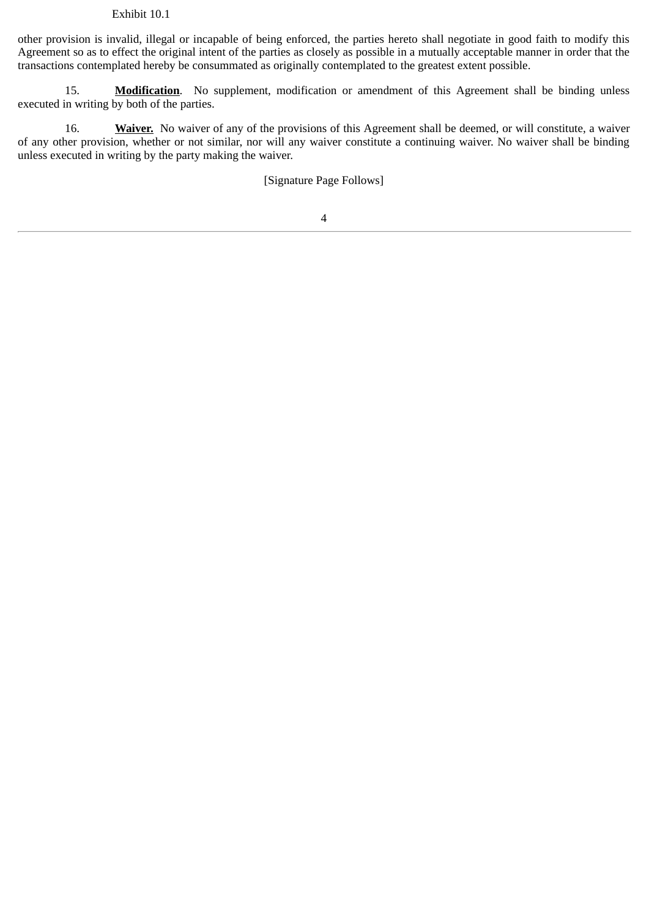other provision is invalid, illegal or incapable of being enforced, the parties hereto shall negotiate in good faith to modify this Agreement so as to effect the original intent of the parties as closely as possible in a mutually acceptable manner in order that the transactions contemplated hereby be consummated as originally contemplated to the greatest extent possible.

15. **Modification**. No supplement, modification or amendment of this Agreement shall be binding unless executed in writing by both of the parties.

16. **Waiver.** No waiver of any of the provisions of this Agreement shall be deemed, or will constitute, a waiver of any other provision, whether or not similar, nor will any waiver constitute a continuing waiver. No waiver shall be binding unless executed in writing by the party making the waiver.

[Signature Page Follows]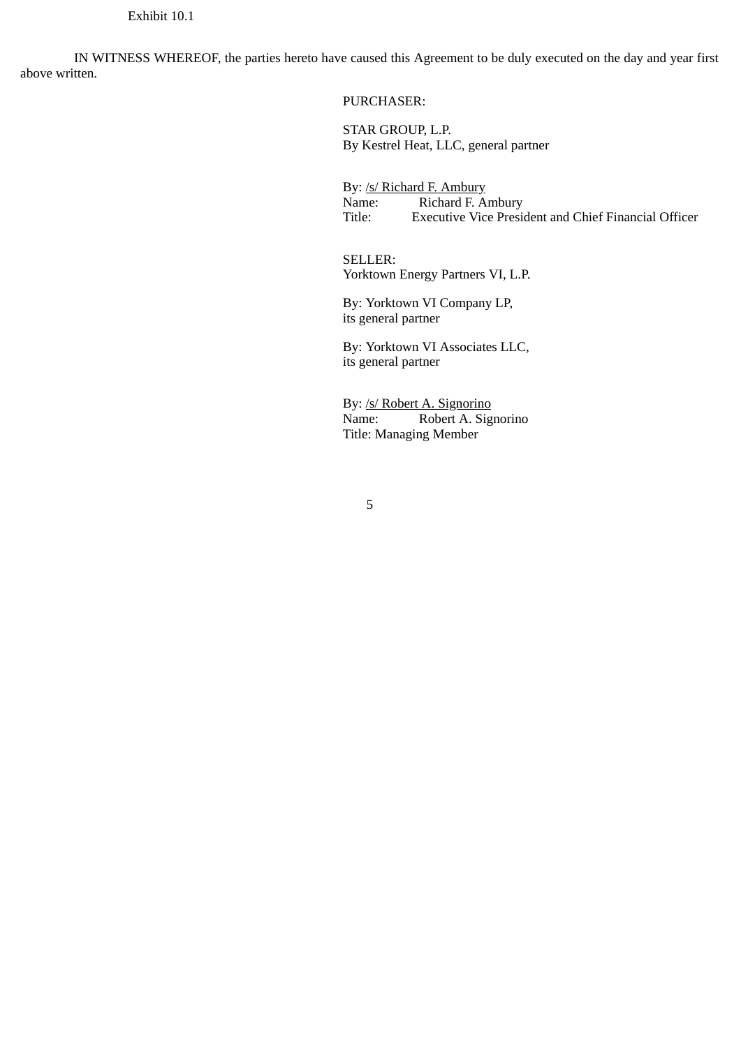Exhibit 10.1

IN WITNESS WHEREOF, the parties hereto have caused this Agreement to be duly executed on the day and year first above written.

PURCHASER:

STAR GROUP, L.P.
By Kestrel Heat, LLC, general partner

By: /s/ Richard F. Ambury
Name: Richard F. Ambury
Title: Executive Vice President and Chief Financial Officer

SELLER:
Yorktown Energy Partners VI, L.P.

By: Yorktown VI Company LP,
its general partner

By: Yorktown VI Associates LLC,
its general partner

By: /s/ Robert A. Signorino
Name: Robert A. Signorino
Title: Managing Member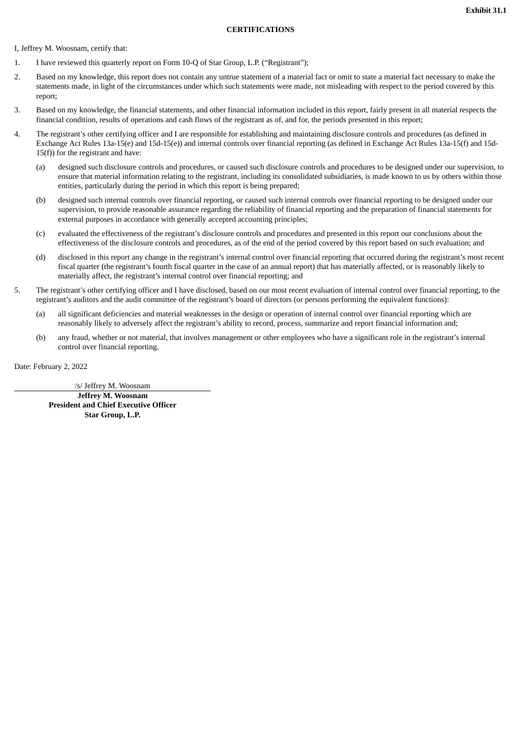**Exhibit 31.1**

**CERTIFICATIONS**

I, Jeffrey M. Woosnam, certify that:

1. I have reviewed this quarterly report on Form 10-Q of Star Group, L.P. ("Registrant");
2. Based on my knowledge, this report does not contain any untrue statement of a material fact or omit to state a material fact necessary to make the statements made, in light of the circumstances under which such statements were made, not misleading with respect to the period covered by this report;
3. Based on my knowledge, the financial statements, and other financial information included in this report, fairly present in all material respects the financial condition, results of operations and cash flows of the registrant as of, and for, the periods presented in this report;
4. The registrant's other certifying officer and I are responsible for establishing and maintaining disclosure controls and procedures (as defined in Exchange Act Rules 13a-15(e) and 15d-15(e)) and internal controls over financial reporting (as defined in Exchange Act Rules 13a-15(f) and 15d-15(f)) for the registrant and have:
   (a) designed such disclosure controls and procedures, or caused such disclosure controls and procedures to be designed under our supervision, to ensure that material information relating to the registrant, including its consolidated subsidiaries, is made known to us by others within those entities, particularly during the period in which this report is being prepared;
   (b) designed such internal controls over financial reporting, or caused such internal controls over financial reporting to be designed under our supervision, to provide reasonable assurance regarding the reliability of financial reporting and the preparation of financial statements for external purposes in accordance with generally accepted accounting principles;
   (c) evaluated the effectiveness of the registrant's disclosure controls and procedures and presented in this report our conclusions about the effectiveness of the disclosure controls and procedures, as of the end of the period covered by this report based on such evaluation; and
   (d) disclosed in this report any change in the registrant's internal control over financial reporting that occurred during the registrant's most recent fiscal quarter (the registrant's fourth fiscal quarter in the case of an annual report) that has materially affected, or is reasonably likely to materially affect, the registrant's internal control over financial reporting; and
5. The registrant's other certifying officer and I have disclosed, based on our most recent evaluation of internal control over financial reporting, to the registrant's auditors and the audit committee of the registrant's board of directors (or persons performing the equivalent functions):
   (a) all significant deficiencies and material weaknesses in the design or operation of internal control over financial reporting which are reasonably likely to adversely affect the registrant's ability to record, process, summarize and report financial information and;
   (b) any fraud, whether or not material, that involves management or other employees who have a significant role in the registrant's internal control over financial reporting.

Date: February 2, 2022

/s/ Jeffrey M. Woosnam

**Jeffrey M. Woosnam**
**President and Chief Executive Officer**
**Star Group, L.P.**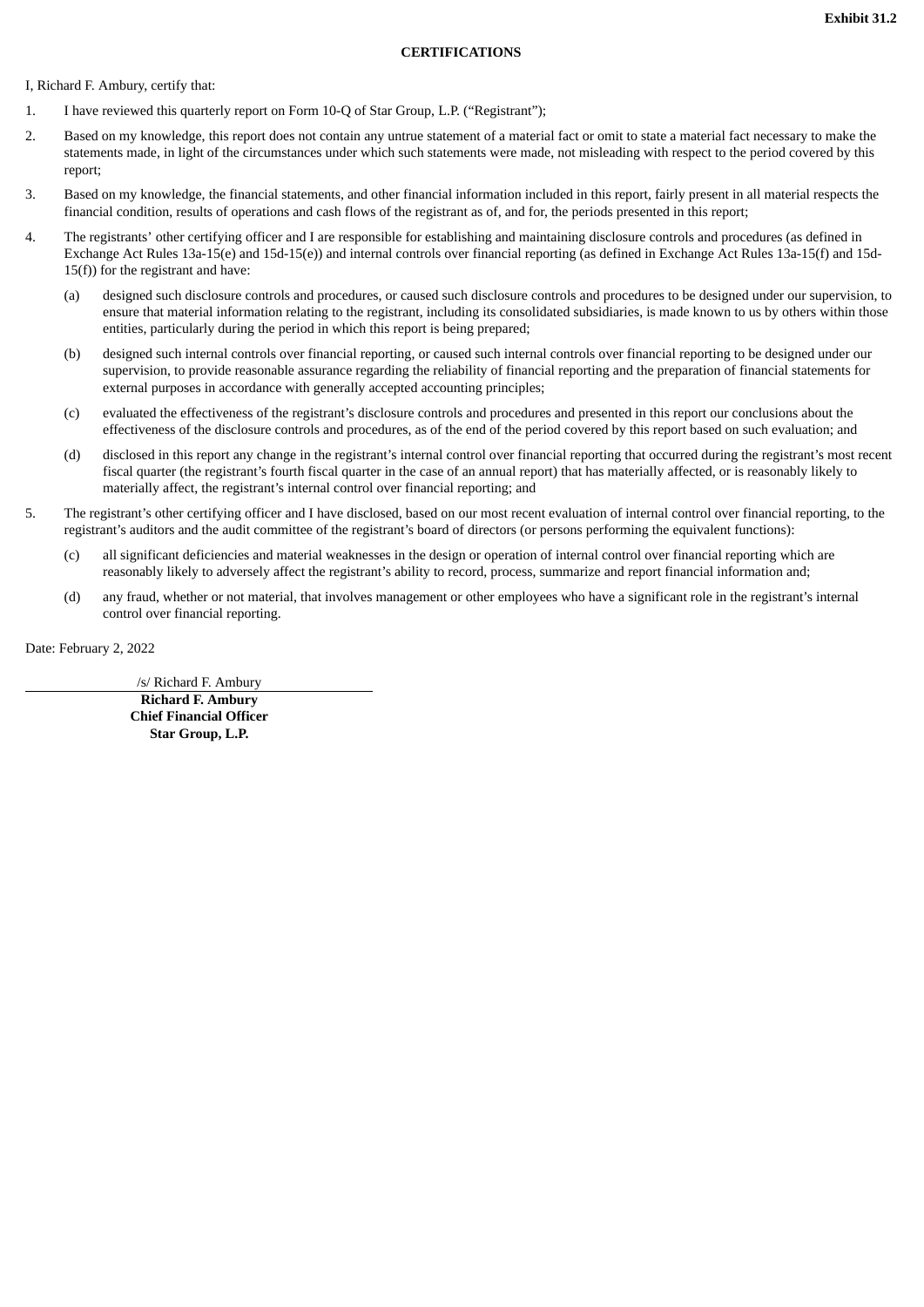**Exhibit 31.2**

**CERTIFICATIONS**

I, Richard F. Ambury, certify that:

1. I have reviewed this quarterly report on Form 10-Q of Star Group, L.P. (“Registrant”);

2. Based on my knowledge, this report does not contain any untrue statement of a material fact or omit to state a material fact necessary to make the statements made, in light of the circumstances under which such statements were made, not misleading with respect to the period covered by this report;

3. Based on my knowledge, the financial statements, and other financial information included in this report, fairly present in all material respects the financial condition, results of operations and cash flows of the registrant as of, and for, the periods presented in this report;

4. The registrants’ other certifying officer and I are responsible for establishing and maintaining disclosure controls and procedures (as defined in Exchange Act Rules 13a-15(e) and 15d-15(e)) and internal controls over financial reporting (as defined in Exchange Act Rules 13a-15(f) and 15d-15(f)) for the registrant and have:

   (a) designed such disclosure controls and procedures, or caused such disclosure controls and procedures to be designed under our supervision, to ensure that material information relating to the registrant, including its consolidated subsidiaries, is made known to us by others within those entities, particularly during the period in which this report is being prepared;

   (b) designed such internal controls over financial reporting, or caused such internal controls over financial reporting to be designed under our supervision, to provide reasonable assurance regarding the reliability of financial reporting and the preparation of financial statements for external purposes in accordance with generally accepted accounting principles;

   (c) evaluated the effectiveness of the registrant’s disclosure controls and procedures and presented in this report our conclusions about the effectiveness of the disclosure controls and procedures, as of the end of the period covered by this report based on such evaluation; and

   (d) disclosed in this report any change in the registrant’s internal control over financial reporting that occurred during the registrant’s most recent fiscal quarter (the registrant’s fourth fiscal quarter in the case of an annual report) that has materially affected, or is reasonably likely to materially affect, the registrant’s internal control over financial reporting; and

5. The registrant’s other certifying officer and I have disclosed, based on our most recent evaluation of internal control over financial reporting, to the registrant’s auditors and the audit committee of the registrant’s board of directors (or persons performing the equivalent functions):

   (c) all significant deficiencies and material weaknesses in the design or operation of internal control over financial reporting which are reasonably likely to adversely affect the registrant’s ability to record, process, summarize and report financial information and;

   (d) any fraud, whether or not material, that involves management or other employees who have a significant role in the registrant’s internal control over financial reporting.

Date: February 2, 2022

/s/ Richard F. Ambury

**Richard F. Ambury**
**Chief Financial Officer**
**Star Group, L.P.**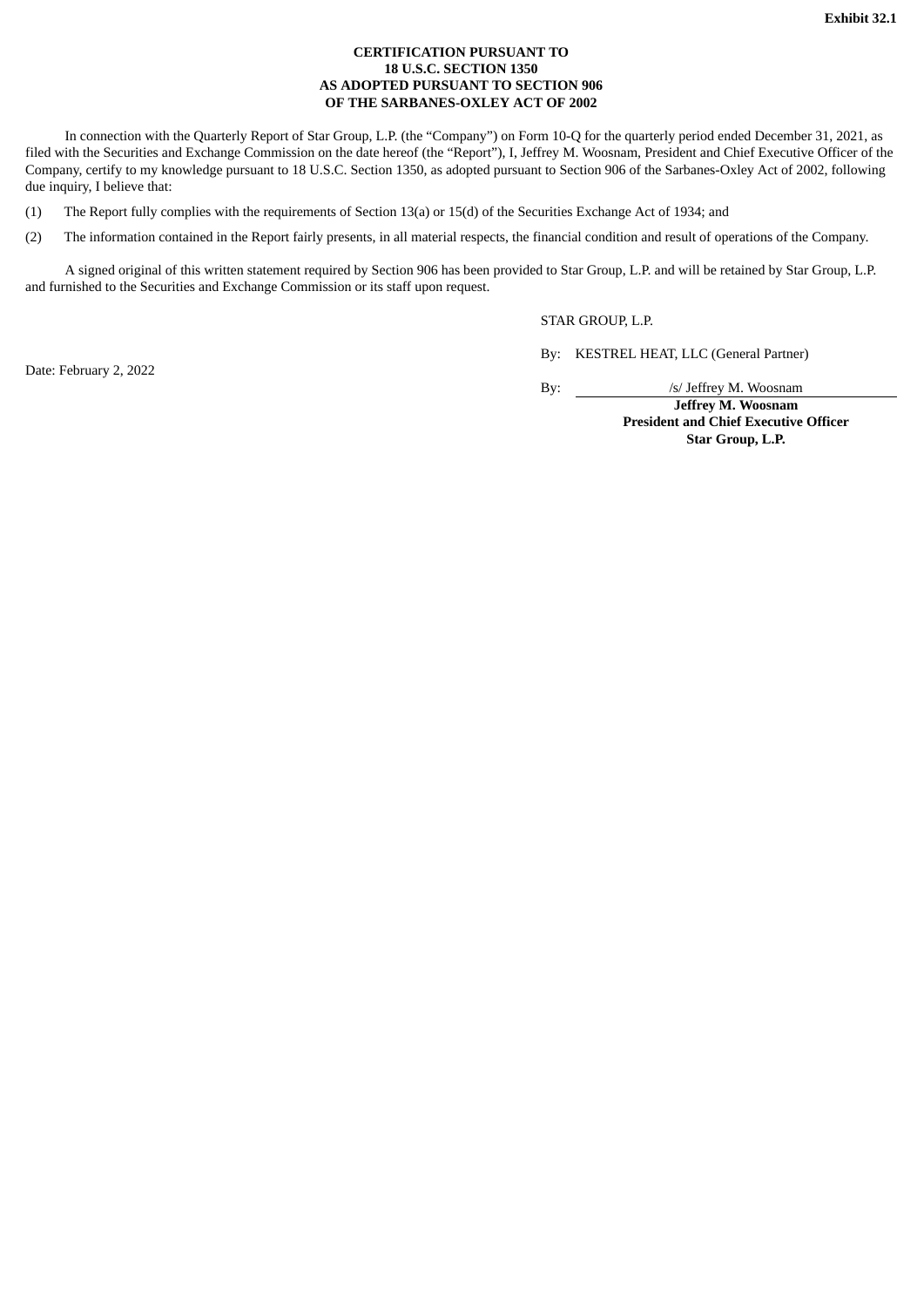**Exhibit 32.1**

**CERTIFICATION PURSUANT TO
18 U.S.C. SECTION 1350
AS ADOPTED PURSUANT TO SECTION 906
OF THE SARBANES-OXLEY ACT OF 2002**

In connection with the Quarterly Report of Star Group, L.P. (the "Company") on Form 10-Q for the quarterly period ended December 31, 2021, as filed with the Securities and Exchange Commission on the date hereof (the "Report"), I, Jeffrey M. Woosnam, President and Chief Executive Officer of the Company, certify to my knowledge pursuant to 18 U.S.C. Section 1350, as adopted pursuant to Section 906 of the Sarbanes-Oxley Act of 2002, following due inquiry, I believe that:

(1) The Report fully complies with the requirements of Section 13(a) or 15(d) of the Securities Exchange Act of 1934; and

(2) The information contained in the Report fairly presents, in all material respects, the financial condition and result of operations of the Company.

A signed original of this written statement required by Section 906 has been provided to Star Group, L.P. and will be retained by Star Group, L.P. and furnished to the Securities and Exchange Commission or its staff upon request.

STAR GROUP, L.P.

By: KESTREL HEAT, LLC (General Partner)

Date: February 2, 2022

By: /s/ Jeffrey M. Woosnam

**Jeffrey M. Woosnam**
**President and Chief Executive Officer**
**Star Group, L.P.**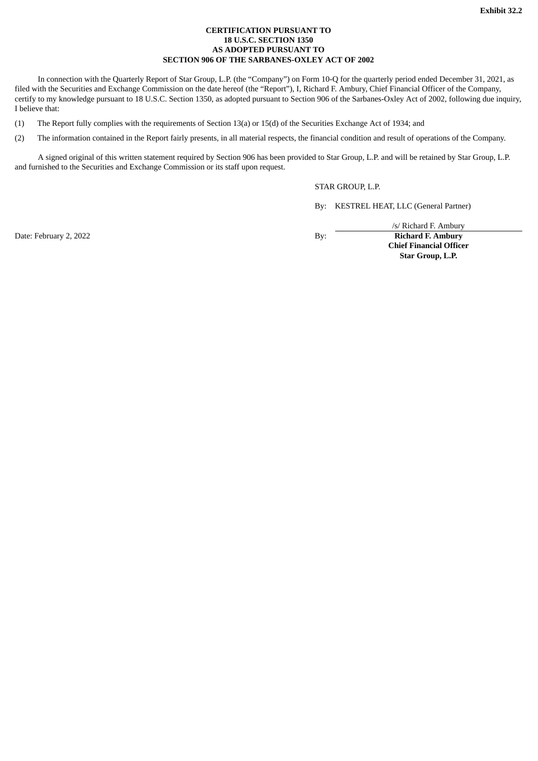**Exhibit 32.2**

**CERTIFICATION PURSUANT TO**
**18 U.S.C. SECTION 1350**
**AS ADOPTED PURSUANT TO**
**SECTION 906 OF THE SARBANES-OXLEY ACT OF 2002**

In connection with the Quarterly Report of Star Group, L.P. (the "Company") on Form 10-Q for the quarterly period ended December 31, 2021, as filed with the Securities and Exchange Commission on the date hereof (the "Report"), I, Richard F. Ambury, Chief Financial Officer of the Company, certify to my knowledge pursuant to 18 U.S.C. Section 1350, as adopted pursuant to Section 906 of the Sarbanes-Oxley Act of 2002, following due inquiry, I believe that:

(1) The Report fully complies with the requirements of Section 13(a) or 15(d) of the Securities Exchange Act of 1934; and

(2) The information contained in the Report fairly presents, in all material respects, the financial condition and result of operations of the Company.

A signed original of this written statement required by Section 906 has been provided to Star Group, L.P. and will be retained by Star Group, L.P. and furnished to the Securities and Exchange Commission or its staff upon request.

STAR GROUP, L.P.

By: KESTREL HEAT, LLC (General Partner)

Date: February 2, 2022

By: /s/ Richard F. Ambury
**Richard F. Ambury**
**Chief Financial Officer**
**Star Group, L.P.**